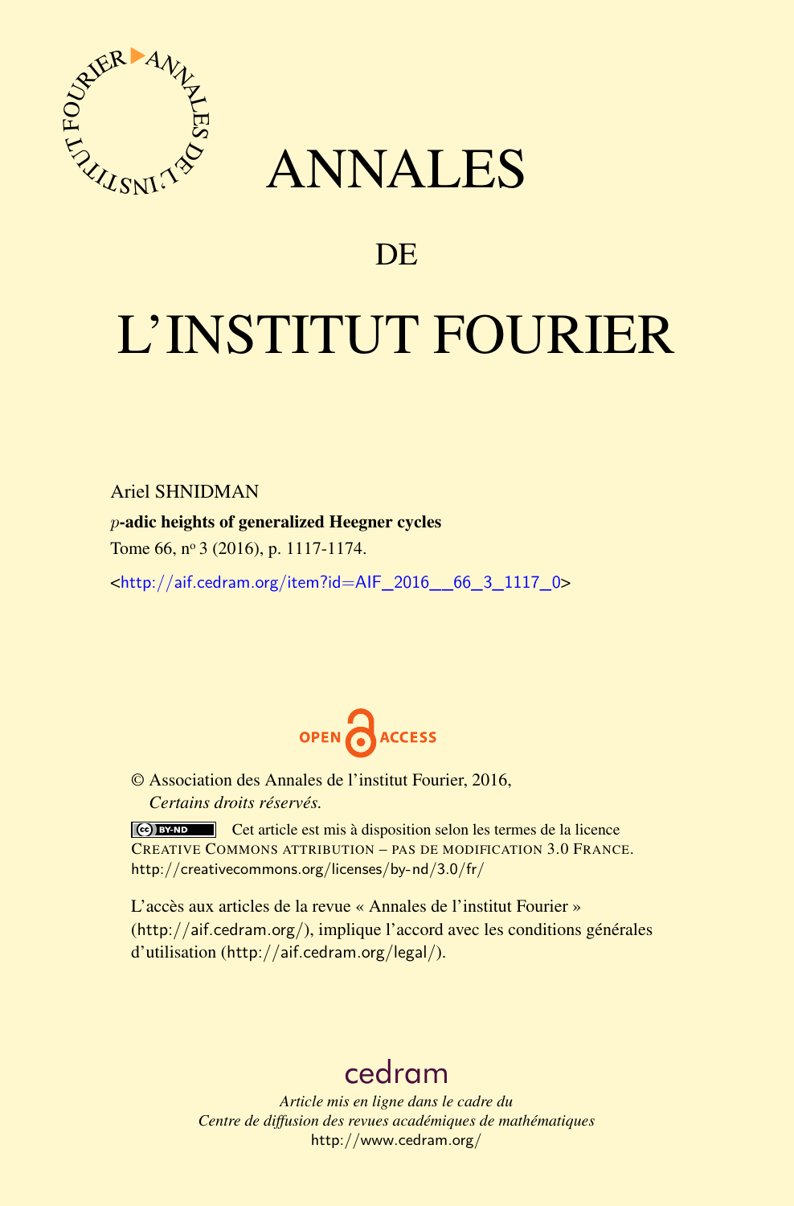# ANNALES

## DE

# L'INSTITUT FOURIER

Ariel SHNIDMAN

**$p$-adic heights of generalized Heegner cycles**

Tome 66, nº 3 (2016), p. 1117-1174.

<http://aif.cedram.org/item?id=AIF_2016__66_3_1117_0>

OPEN ACCESS

© Association des Annales de l'institut Fourier, 2016,
*Certains droits réservés.*

Cet article est mis à disposition selon les termes de la licence CREATIVE COMMONS ATTRIBUTION – PAS DE MODIFICATION 3.0 FRANCE.
http://creativecommons.org/licenses/by-nd/3.0/fr/

L'accès aux articles de la revue « Annales de l'institut Fourier » (http://aif.cedram.org/), implique l'accord avec les conditions générales d'utilisation (http://aif.cedram.org/legal/).

cedram

*Article mis en ligne dans le cadre du*
*Centre de diffusion des revues académiques de mathématiques*
http://www.cedram.org/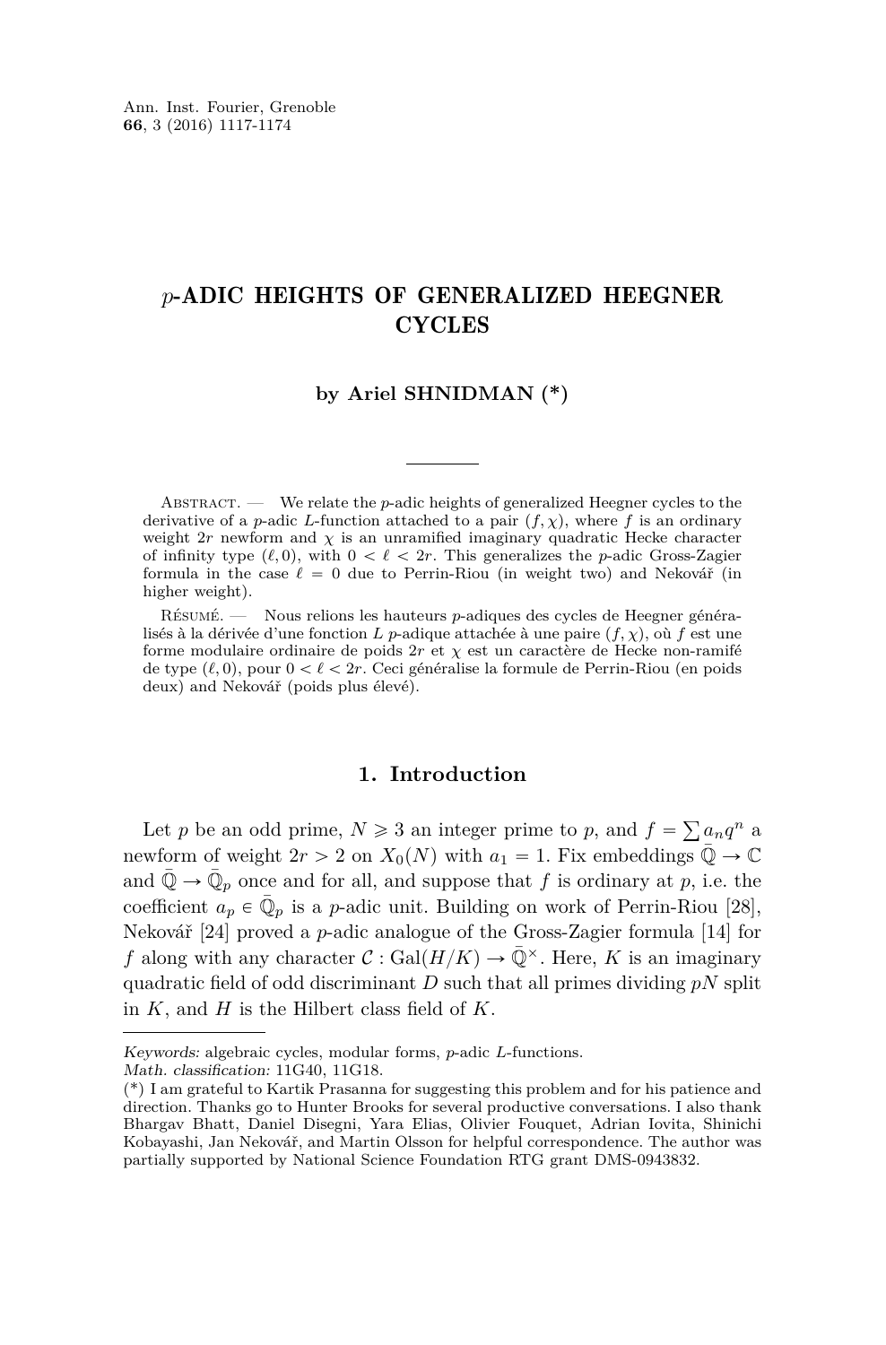# $p$-ADIC HEIGHTS OF GENERALIZED HEEGNER CYCLES

**by Ariel SHNIDMAN (*)**

Abstract. — We relate the $p$-adic heights of generalized Heegner cycles to the derivative of a $p$-adic $L$-function attached to a pair $(f, \chi)$, where $f$ is an ordinary weight $2r$ newform and $\chi$ is an unramified imaginary quadratic Hecke character of infinity type $(\ell, 0)$, with $0 < \ell < 2r$. This generalizes the $p$-adic Gross-Zagier formula in the case $\ell = 0$ due to Perrin-Riou (in weight two) and Nekovář (in higher weight).

Résumé. — Nous relions les hauteurs $p$-adiques des cycles de Heegner généralisés à la dérivée d'une fonction $L$ $p$-adique attachée à une paire $(f, \chi)$, où $f$ est une forme modulaire ordinaire de poids $2r$ et $\chi$ est un caractère de Hecke non-ramifé de type $(\ell, 0)$, pour $0 < \ell < 2r$. Ceci généralise la formule de Perrin-Riou (en poids deux) and Nekovář (poids plus élevé).

## 1. Introduction

Let $p$ be an odd prime, $N \geqslant 3$ an integer prime to $p$, and $f = \sum a_n q^n$ a newform of weight $2r > 2$ on $X_0(N)$ with $a_1 = 1$. Fix embeddings $\bar{\mathbb{Q}} \to \mathbb{C}$ and $\bar{\mathbb{Q}} \to \bar{\mathbb{Q}}_p$ once and for all, and suppose that $f$ is ordinary at $p$, i.e. the coefficient $a_p \in \bar{\mathbb{Q}}_p$ is a $p$-adic unit. Building on work of Perrin-Riou [28], Nekovář [24] proved a $p$-adic analogue of the Gross-Zagier formula [14] for $f$ along with any character $\mathcal{C} : \mathrm{Gal}(H/K) \to \bar{\mathbb{Q}}^{\times}$. Here, $K$ is an imaginary quadratic field of odd discriminant $D$ such that all primes dividing $pN$ split in $K$, and $H$ is the Hilbert class field of $K$.

Keywords: algebraic cycles, modular forms, $p$-adic $L$-functions.
Math. classification: 11G40, 11G18.
(*) I am grateful to Kartik Prasanna for suggesting this problem and for his patience and direction. Thanks go to Hunter Brooks for several productive conversations. I also thank Bhargav Bhatt, Daniel Disegni, Yara Elias, Olivier Fouquet, Adrian Iovita, Shinichi Kobayashi, Jan Nekovář, and Martin Olsson for helpful correspondence. The author was partially supported by National Science Foundation RTG grant DMS-0943832.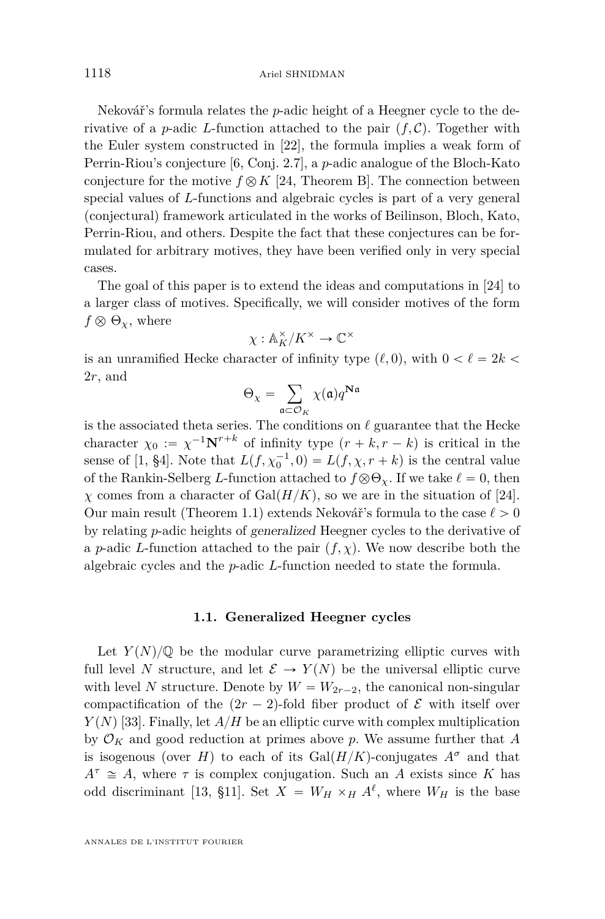Nekovář's formula relates the $p$-adic height of a Heegner cycle to the derivative of a $p$-adic $L$-function attached to the pair $(f, \mathcal{C})$. Together with the Euler system constructed in [22], the formula implies a weak form of Perrin-Riou's conjecture [6, Conj. 2.7], a $p$-adic analogue of the Bloch-Kato conjecture for the motive $f \otimes K$ [24, Theorem B]. The connection between special values of $L$-functions and algebraic cycles is part of a very general (conjectural) framework articulated in the works of Beilinson, Bloch, Kato, Perrin-Riou, and others. Despite the fact that these conjectures can be formulated for arbitrary motives, they have been verified only in very special cases.

The goal of this paper is to extend the ideas and computations in [24] to a larger class of motives. Specifically, we will consider motives of the form $f \otimes \Theta_\chi$, where

$$\chi : \mathbb{A}_K^\times / K^\times \to \mathbb{C}^\times$$

is an unramified Hecke character of infinity type $(\ell, 0)$, with $0 < \ell = 2k < 2r$, and

$$\Theta_\chi = \sum_{\mathfrak{a} \subset \mathcal{O}_K} \chi(\mathfrak{a}) q^{\mathbf{N}\mathfrak{a}}$$

is the associated theta series. The conditions on $\ell$ guarantee that the Hecke character $\chi_0 := \chi^{-1}\mathbf{N}^{r+k}$ of infinity type $(r+k, r-k)$ is critical in the sense of [1, §4]. Note that $L(f, \chi_0^{-1}, 0) = L(f, \chi, r+k)$ is the central value of the Rankin-Selberg $L$-function attached to $f \otimes \Theta_\chi$. If we take $\ell = 0$, then $\chi$ comes from a character of $\mathrm{Gal}(H/K)$, so we are in the situation of [24]. Our main result (Theorem 1.1) extends Nekovář's formula to the case $\ell > 0$ by relating $p$-adic heights of *generalized* Heegner cycles to the derivative of a $p$-adic $L$-function attached to the pair $(f, \chi)$. We now describe both the algebraic cycles and the $p$-adic $L$-function needed to state the formula.

### 1.1. Generalized Heegner cycles

Let $Y(N)/\mathbb{Q}$ be the modular curve parametrizing elliptic curves with full level $N$ structure, and let $\mathcal{E} \to Y(N)$ be the universal elliptic curve with level $N$ structure. Denote by $W = W_{2r-2}$, the canonical non-singular compactification of the $(2r-2)$-fold fiber product of $\mathcal{E}$ with itself over $Y(N)$ [33]. Finally, let $A/H$ be an elliptic curve with complex multiplication by $\mathcal{O}_K$ and good reduction at primes above $p$. We assume further that $A$ is isogenous (over $H$) to each of its $\mathrm{Gal}(H/K)$-conjugates $A^\sigma$ and that $A^\tau \cong A$, where $\tau$ is complex conjugation. Such an $A$ exists since $K$ has odd discriminant [13, §11]. Set $X = W_H \times_H A^\ell$, where $W_H$ is the base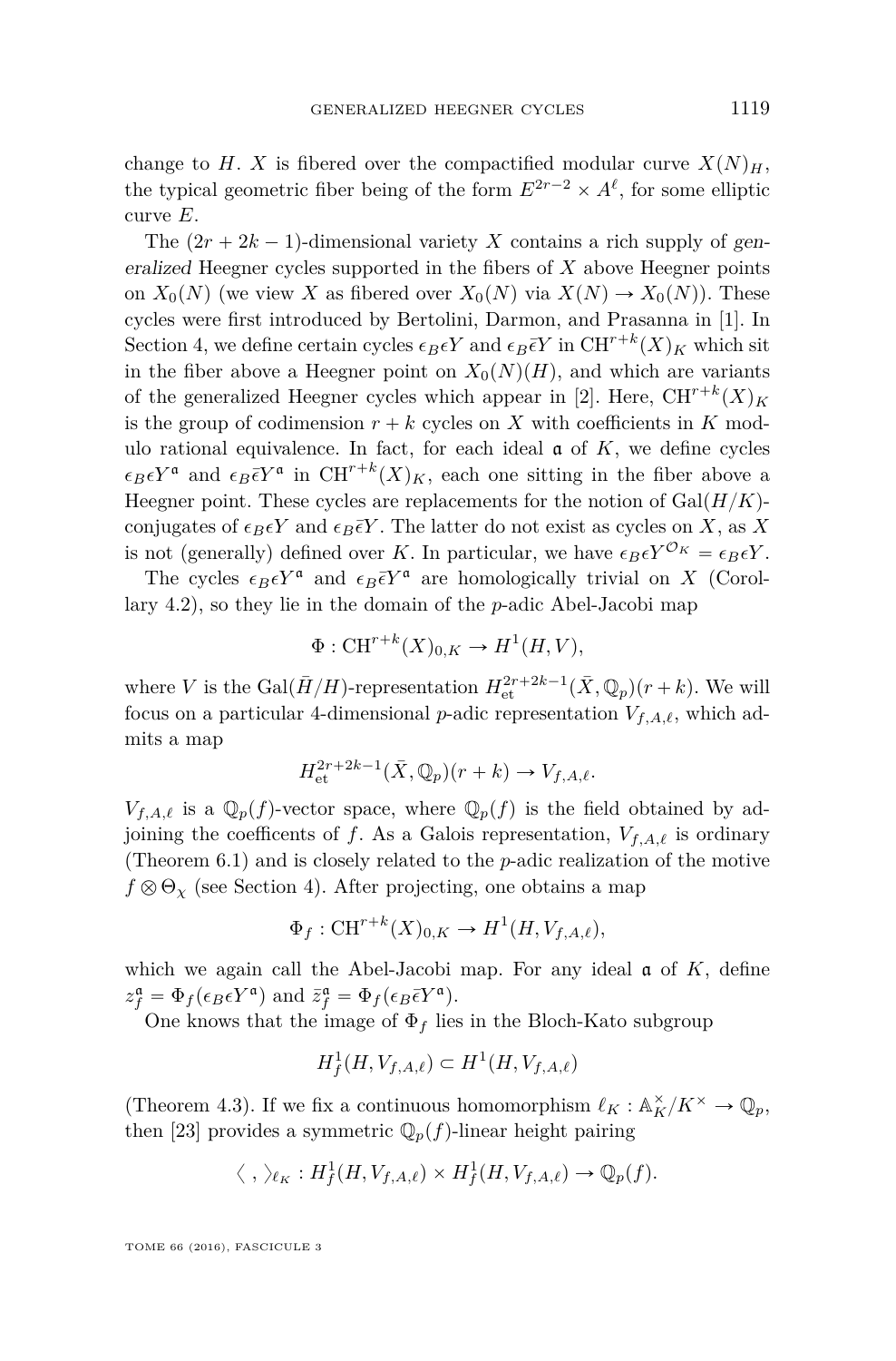change to $H$. $X$ is fibered over the compactified modular curve $X(N)_H$, the typical geometric fiber being of the form $E^{2r-2} \times A^{\ell}$, for some elliptic curve $E$.

The $(2r+2k-1)$-dimensional variety $X$ contains a rich supply of *generalized* Heegner cycles supported in the fibers of $X$ above Heegner points on $X_0(N)$ (we view $X$ as fibered over $X_0(N)$ via $X(N) \to X_0(N)$). These cycles were first introduced by Bertolini, Darmon, and Prasanna in [1]. In Section 4, we define certain cycles $\epsilon_B \epsilon Y$ and $\epsilon_B \bar{\epsilon} Y$ in $\mathrm{CH}^{r+k}(X)_K$ which sit in the fiber above a Heegner point on $X_0(N)(H)$, and which are variants of the generalized Heegner cycles which appear in [2]. Here, $\mathrm{CH}^{r+k}(X)_K$ is the group of codimension $r+k$ cycles on $X$ with coefficients in $K$ modulo rational equivalence. In fact, for each ideal $\mathfrak{a}$ of $K$, we define cycles $\epsilon_B \epsilon Y^{\mathfrak{a}}$ and $\epsilon_B \bar{\epsilon} Y^{\mathfrak{a}}$ in $\mathrm{CH}^{r+k}(X)_K$, each one sitting in the fiber above a Heegner point. These cycles are replacements for the notion of $\mathrm{Gal}(H/K)$-conjugates of $\epsilon_B \epsilon Y$ and $\epsilon_B \bar{\epsilon} Y$. The latter do not exist as cycles on $X$, as $X$ is not (generally) defined over $K$. In particular, we have $\epsilon_B \epsilon Y^{\mathcal{O}_K} = \epsilon_B \epsilon Y$.

The cycles $\epsilon_B \epsilon Y^{\mathfrak{a}}$ and $\epsilon_B \bar{\epsilon} Y^{\mathfrak{a}}$ are homologically trivial on $X$ (Corollary 4.2), so they lie in the domain of the $p$-adic Abel-Jacobi map

$$\Phi : \mathrm{CH}^{r+k}(X)_{0,K} \to H^1(H, V),$$

where $V$ is the $\mathrm{Gal}(\bar{H}/H)$-representation $H^{2r+2k-1}_{\mathrm{et}}(\bar{X}, \mathbb{Q}_p)(r+k)$. We will focus on a particular 4-dimensional $p$-adic representation $V_{f,A,\ell}$, which admits a map

$$H^{2r+2k-1}_{\mathrm{et}}(\bar{X}, \mathbb{Q}_p)(r+k) \to V_{f,A,\ell}.$$

$V_{f,A,\ell}$ is a $\mathbb{Q}_p(f)$-vector space, where $\mathbb{Q}_p(f)$ is the field obtained by adjoining the coefficents of $f$. As a Galois representation, $V_{f,A,\ell}$ is ordinary (Theorem 6.1) and is closely related to the $p$-adic realization of the motive $f \otimes \Theta_\chi$ (see Section 4). After projecting, one obtains a map

$$\Phi_f : \mathrm{CH}^{r+k}(X)_{0,K} \to H^1(H, V_{f,A,\ell}),$$

which we again call the Abel-Jacobi map. For any ideal $\mathfrak{a}$ of $K$, define $z_f^{\mathfrak{a}} = \Phi_f(\epsilon_B \epsilon Y^{\mathfrak{a}})$ and $\bar{z}_f^{\mathfrak{a}} = \Phi_f(\epsilon_B \bar{\epsilon} Y^{\mathfrak{a}})$.

One knows that the image of $\Phi_f$ lies in the Bloch-Kato subgroup

$$H^1_f(H, V_{f,A,\ell}) \subset H^1(H, V_{f,A,\ell})$$

(Theorem 4.3). If we fix a continuous homomorphism $\ell_K : \mathbb{A}_K^\times / K^\times \to \mathbb{Q}_p$, then [23] provides a symmetric $\mathbb{Q}_p(f)$-linear height pairing

$$\langle\ ,\ \rangle_{\ell_K} : H^1_f(H, V_{f,A,\ell}) \times H^1_f(H, V_{f,A,\ell}) \to \mathbb{Q}_p(f).$$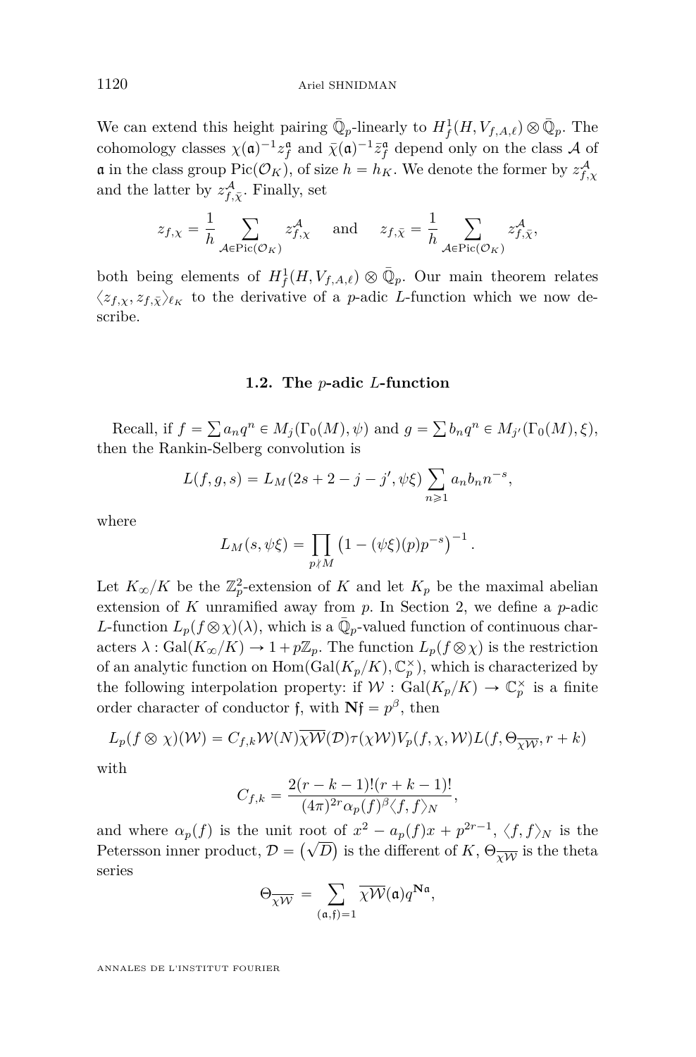We can extend this height pairing $\bar{\mathbb{Q}}_p$-linearly to $H^1_f(H, V_{f,A,\ell}) \otimes \bar{\mathbb{Q}}_p$. The cohomology classes $\chi(\mathfrak{a})^{-1} z_f^{\mathfrak{a}}$ and $\bar{\chi}(\mathfrak{a})^{-1} \bar{z}_f^{\mathfrak{a}}$ depend only on the class $\mathcal{A}$ of $\mathfrak{a}$ in the class group $\mathrm{Pic}(\mathcal{O}_K)$, of size $h = h_K$. We denote the former by $z_{f,\chi}^{\mathcal{A}}$ and the latter by $z_{f,\bar{\chi}}^{\mathcal{A}}$. Finally, set

$$z_{f,\chi} = \frac{1}{h} \sum_{\mathcal{A} \in \mathrm{Pic}(\mathcal{O}_K)} z_{f,\chi}^{\mathcal{A}} \quad \text{and} \quad z_{f,\bar{\chi}} = \frac{1}{h} \sum_{\mathcal{A} \in \mathrm{Pic}(\mathcal{O}_K)} z_{f,\bar{\chi}}^{\mathcal{A}},$$

both being elements of $H^1_f(H, V_{f,A,\ell}) \otimes \bar{\mathbb{Q}}_p$. Our main theorem relates $\langle z_{f,\chi}, z_{f,\bar{\chi}} \rangle_{\ell_K}$ to the derivative of a $p$-adic $L$-function which we now describe.

### 1.2. The $p$-adic $L$-function

Recall, if $f = \sum a_n q^n \in M_j(\Gamma_0(M), \psi)$ and $g = \sum b_n q^n \in M_{j'}(\Gamma_0(M), \xi)$, then the Rankin-Selberg convolution is

$$L(f, g, s) = L_M(2s + 2 - j - j', \psi\xi) \sum_{n \geqslant 1} a_n b_n n^{-s},$$

where

$$L_M(s, \psi\xi) = \prod_{p \nmid M} \left(1 - (\psi\xi)(p) p^{-s}\right)^{-1}.$$

Let $K_\infty/K$ be the $\mathbb{Z}_p^2$-extension of $K$ and let $K_p$ be the maximal abelian extension of $K$ unramified away from $p$. In Section 2, we define a $p$-adic $L$-function $L_p(f \otimes \chi)(\lambda)$, which is a $\bar{\mathbb{Q}}_p$-valued function of continuous characters $\lambda : \mathrm{Gal}(K_\infty/K) \to 1 + p\mathbb{Z}_p$. The function $L_p(f \otimes \chi)$ is the restriction of an analytic function on $\mathrm{Hom}(\mathrm{Gal}(K_p/K), \mathbb{C}_p^\times)$, which is characterized by the following interpolation property: if $\mathcal{W} : \mathrm{Gal}(K_p/K) \to \mathbb{C}_p^\times$ is a finite order character of conductor $\mathfrak{f}$, with $\mathbf{N}\mathfrak{f} = p^\beta$, then

$$L_p(f \otimes \chi)(\mathcal{W}) = C_{f,k} \mathcal{W}(N) \overline{\chi\mathcal{W}}(\mathcal{D}) \tau(\chi\mathcal{W}) V_p(f, \chi, \mathcal{W}) L(f, \Theta_{\overline{\chi\mathcal{W}}}, r + k)$$

with

$$C_{f,k} = \frac{2(r-k-1)!(r+k-1)!}{(4\pi)^{2r} \alpha_p(f)^\beta \langle f, f \rangle_N},$$

and where $\alpha_p(f)$ is the unit root of $x^2 - a_p(f)x + p^{2r-1}$, $\langle f, f \rangle_N$ is the Petersson inner product, $\mathcal{D} = \left(\sqrt{D}\right)$ is the different of $K$, $\Theta_{\overline{\chi\mathcal{W}}}$ is the theta series

$$\Theta_{\overline{\chi\mathcal{W}}} = \sum_{(\mathfrak{a}, \mathfrak{f}) = 1} \overline{\chi\mathcal{W}}(\mathfrak{a}) q^{\mathbf{N}\mathfrak{a}},$$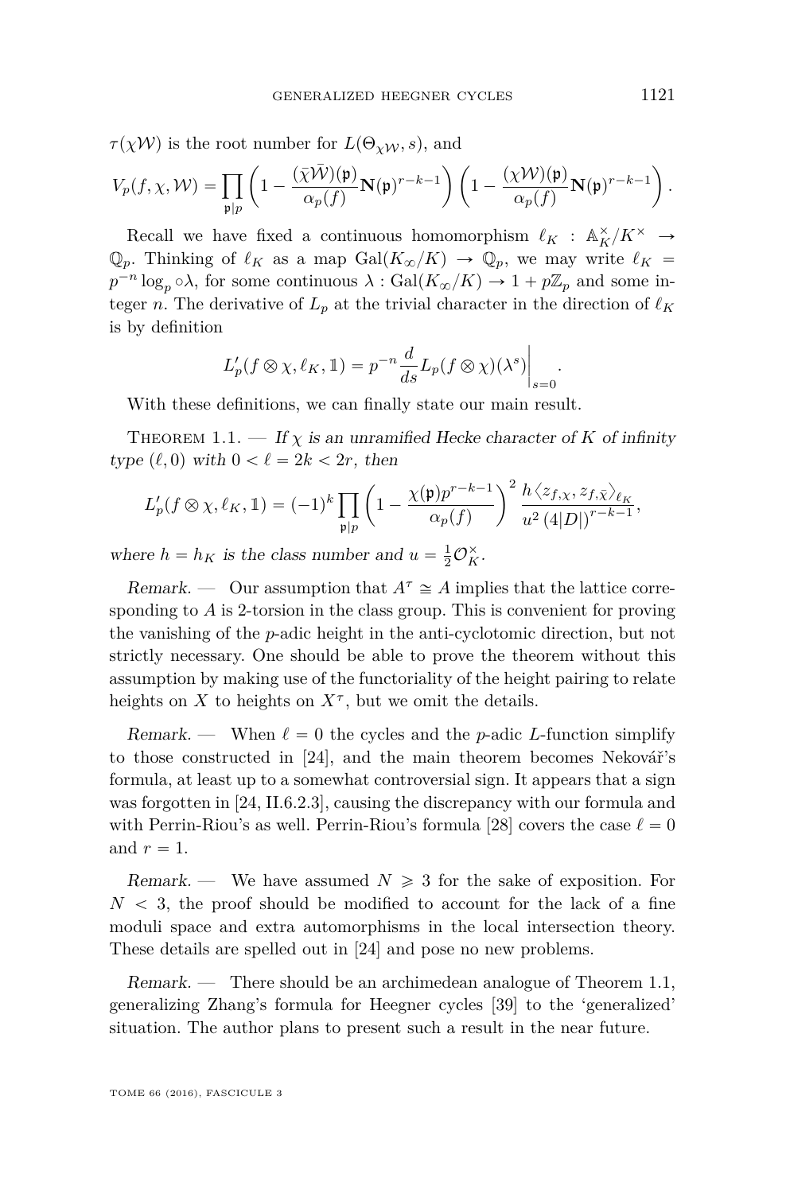$\tau(\chi\mathcal{W})$ is the root number for $L(\Theta_{\chi\mathcal{W}}, s)$, and

$$V_p(f,\chi,\mathcal{W}) = \prod_{\mathfrak{p}|p} \left(1 - \frac{(\bar{\chi}\bar{\mathcal{W}})(\mathfrak{p})}{\alpha_p(f)} \mathbf{N}(\mathfrak{p})^{r-k-1}\right)\left(1 - \frac{(\chi\mathcal{W})(\mathfrak{p})}{\alpha_p(f)} \mathbf{N}(\mathfrak{p})^{r-k-1}\right).$$

Recall we have fixed a continuous homomorphism $\ell_K : \mathbb{A}_K^\times/K^\times \to \mathbb{Q}_p$. Thinking of $\ell_K$ as a map $\mathrm{Gal}(K_\infty/K) \to \mathbb{Q}_p$, we may write $\ell_K = p^{-n}\log_p \circ \lambda$, for some continuous $\lambda : \mathrm{Gal}(K_\infty/K) \to 1 + p\mathbb{Z}_p$ and some integer $n$. The derivative of $L_p$ at the trivial character in the direction of $\ell_K$ is by definition

$$L_p'(f \otimes \chi, \ell_K, \mathbb{1}) = p^{-n} \frac{d}{ds} L_p(f \otimes \chi)(\lambda^s)\bigg|_{s=0}.$$

With these definitions, we can finally state our main result.

Theorem 1.1. — *If $\chi$ is an unramified Hecke character of $K$ of infinity type $(\ell, 0)$ with $0 < \ell = 2k < 2r$, then*

$$L_p'(f \otimes \chi, \ell_K, \mathbb{1}) = (-1)^k \prod_{\mathfrak{p}|p}\left(1 - \frac{\chi(\mathfrak{p})p^{r-k-1}}{\alpha_p(f)}\right)^2 \frac{h\langle z_{f,\chi}, z_{f,\bar{\chi}}\rangle_{\ell_K}}{u^2\left(4|D|\right)^{r-k-1}},$$

*where $h = h_K$ is the class number and $u = \frac{1}{2}\mathcal{O}_K^\times$.*

*Remark.* — Our assumption that $A^\tau \cong A$ implies that the lattice corresponding to $A$ is 2-torsion in the class group. This is convenient for proving the vanishing of the $p$-adic height in the anti-cyclotomic direction, but not strictly necessary. One should be able to prove the theorem without this assumption by making use of the functoriality of the height pairing to relate heights on $X$ to heights on $X^\tau$, but we omit the details.

*Remark.* — When $\ell = 0$ the cycles and the $p$-adic $L$-function simplify to those constructed in [24], and the main theorem becomes Nekovář's formula, at least up to a somewhat controversial sign. It appears that a sign was forgotten in [24, II.6.2.3], causing the discrepancy with our formula and with Perrin-Riou's as well. Perrin-Riou's formula [28] covers the case $\ell = 0$ and $r = 1$.

*Remark.* — We have assumed $N \geqslant 3$ for the sake of exposition. For $N < 3$, the proof should be modified to account for the lack of a fine moduli space and extra automorphisms in the local intersection theory. These details are spelled out in [24] and pose no new problems.

*Remark.* — There should be an archimedean analogue of Theorem 1.1, generalizing Zhang's formula for Heegner cycles [39] to the 'generalized' situation. The author plans to present such a result in the near future.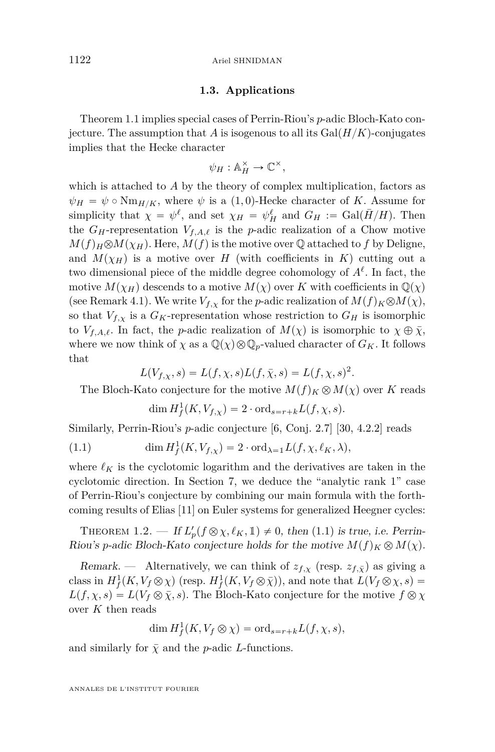### 1.3. Applications

Theorem 1.1 implies special cases of Perrin-Riou's $p$-adic Bloch-Kato conjecture. The assumption that $A$ is isogenous to all its $\mathrm{Gal}(H/K)$-conjugates implies that the Hecke character

$$\psi_H : \mathbb{A}_H^\times \to \mathbb{C}^\times,$$

which is attached to $A$ by the theory of complex multiplication, factors as $\psi_H = \psi \circ \mathrm{Nm}_{H/K}$, where $\psi$ is a $(1,0)$-Hecke character of $K$. Assume for simplicity that $\chi = \psi^\ell$, and set $\chi_H = \psi_H^\ell$ and $G_H := \mathrm{Gal}(\bar{H}/H)$. Then the $G_H$-representation $V_{f,A,\ell}$ is the $p$-adic realization of a Chow motive $M(f)_H \otimes M(\chi_H)$. Here, $M(f)$ is the motive over $\mathbb{Q}$ attached to $f$ by Deligne, and $M(\chi_H)$ is a motive over $H$ (with coefficients in $K$) cutting out a two dimensional piece of the middle degree cohomology of $A^\ell$. In fact, the motive $M(\chi_H)$ descends to a motive $M(\chi)$ over $K$ with coefficients in $\mathbb{Q}(\chi)$ (see Remark 4.1). We write $V_{f,\chi}$ for the $p$-adic realization of $M(f)_K \otimes M(\chi)$, so that $V_{f,\chi}$ is a $G_K$-representation whose restriction to $G_H$ is isomorphic to $V_{f,A,\ell}$. In fact, the $p$-adic realization of $M(\chi)$ is isomorphic to $\chi \oplus \bar{\chi}$, where we now think of $\chi$ as a $\mathbb{Q}(\chi) \otimes \mathbb{Q}_p$-valued character of $G_K$. It follows that

$$L(V_{f,\chi}, s) = L(f, \chi, s) L(f, \bar{\chi}, s) = L(f, \chi, s)^2.$$

The Bloch-Kato conjecture for the motive $M(f)_K \otimes M(\chi)$ over $K$ reads

$$\dim H^1_f(K, V_{f,\chi}) = 2 \cdot \mathrm{ord}_{s=r+k} L(f, \chi, s).$$

Similarly, Perrin-Riou's $p$-adic conjecture [6, Conj. 2.7] [30, 4.2.2] reads

$$\dim H^1_f(K, V_{f,\chi}) = 2 \cdot \mathrm{ord}_{\lambda=1} L(f, \chi, \ell_K, \lambda), \tag{1.1}$$

where $\ell_K$ is the cyclotomic logarithm and the derivatives are taken in the cyclotomic direction. In Section 7, we deduce the "analytic rank 1" case of Perrin-Riou's conjecture by combining our main formula with the forthcoming results of Elias [11] on Euler systems for generalized Heegner cycles:

Theorem 1.2. — *If $L_p'(f \otimes \chi, \ell_K, \mathbb{1}) \neq 0$, then* (1.1) *is true, i.e. Perrin-Riou's $p$-adic Bloch-Kato conjecture holds for the motive $M(f)_K \otimes M(\chi)$.*

*Remark.* — Alternatively, we can think of $z_{f,\chi}$ (resp. $z_{f,\bar{\chi}}$) as giving a class in $H^1_f(K, V_f \otimes \chi)$ (resp. $H^1_f(K, V_f \otimes \bar{\chi})$), and note that $L(V_f \otimes \chi, s) = L(f, \chi, s) = L(V_f \otimes \bar{\chi}, s)$. The Bloch-Kato conjecture for the motive $f \otimes \chi$ over $K$ then reads

$$\dim H^1_f(K, V_f \otimes \chi) = \mathrm{ord}_{s=r+k} L(f, \chi, s),$$

and similarly for $\bar{\chi}$ and the $p$-adic $L$-functions.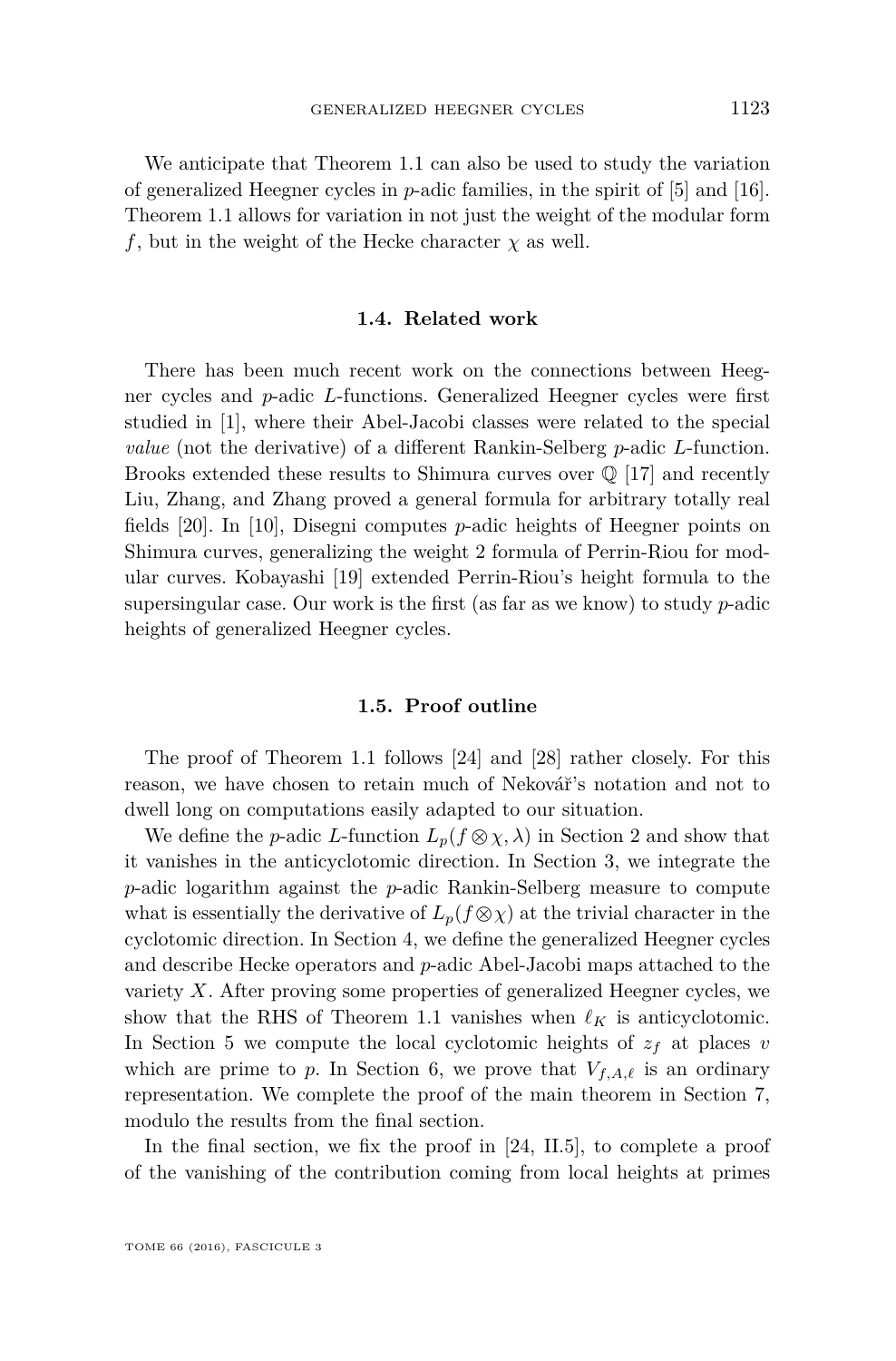We anticipate that Theorem 1.1 can also be used to study the variation of generalized Heegner cycles in $p$-adic families, in the spirit of [5] and [16]. Theorem 1.1 allows for variation in not just the weight of the modular form $f$, but in the weight of the Hecke character $\chi$ as well.

### 1.4. Related work

There has been much recent work on the connections between Heegner cycles and $p$-adic $L$-functions. Generalized Heegner cycles were first studied in [1], where their Abel-Jacobi classes were related to the special *value* (not the derivative) of a different Rankin-Selberg $p$-adic $L$-function. Brooks extended these results to Shimura curves over $\mathbb{Q}$ [17] and recently Liu, Zhang, and Zhang proved a general formula for arbitrary totally real fields [20]. In [10], Disegni computes $p$-adic heights of Heegner points on Shimura curves, generalizing the weight 2 formula of Perrin-Riou for modular curves. Kobayashi [19] extended Perrin-Riou's height formula to the supersingular case. Our work is the first (as far as we know) to study $p$-adic heights of generalized Heegner cycles.

### 1.5. Proof outline

The proof of Theorem 1.1 follows [24] and [28] rather closely. For this reason, we have chosen to retain much of Nekovář's notation and not to dwell long on computations easily adapted to our situation.

We define the $p$-adic $L$-function $L_p(f\otimes\chi,\lambda)$ in Section 2 and show that it vanishes in the anticyclotomic direction. In Section 3, we integrate the $p$-adic logarithm against the $p$-adic Rankin-Selberg measure to compute what is essentially the derivative of $L_p(f\otimes\chi)$ at the trivial character in the cyclotomic direction. In Section 4, we define the generalized Heegner cycles and describe Hecke operators and $p$-adic Abel-Jacobi maps attached to the variety $X$. After proving some properties of generalized Heegner cycles, we show that the RHS of Theorem 1.1 vanishes when $\ell_K$ is anticyclotomic. In Section 5 we compute the local cyclotomic heights of $z_f$ at places $v$ which are prime to $p$. In Section 6, we prove that $V_{f,A,\ell}$ is an ordinary representation. We complete the proof of the main theorem in Section 7, modulo the results from the final section.

In the final section, we fix the proof in [24, II.5], to complete a proof of the vanishing of the contribution coming from local heights at primes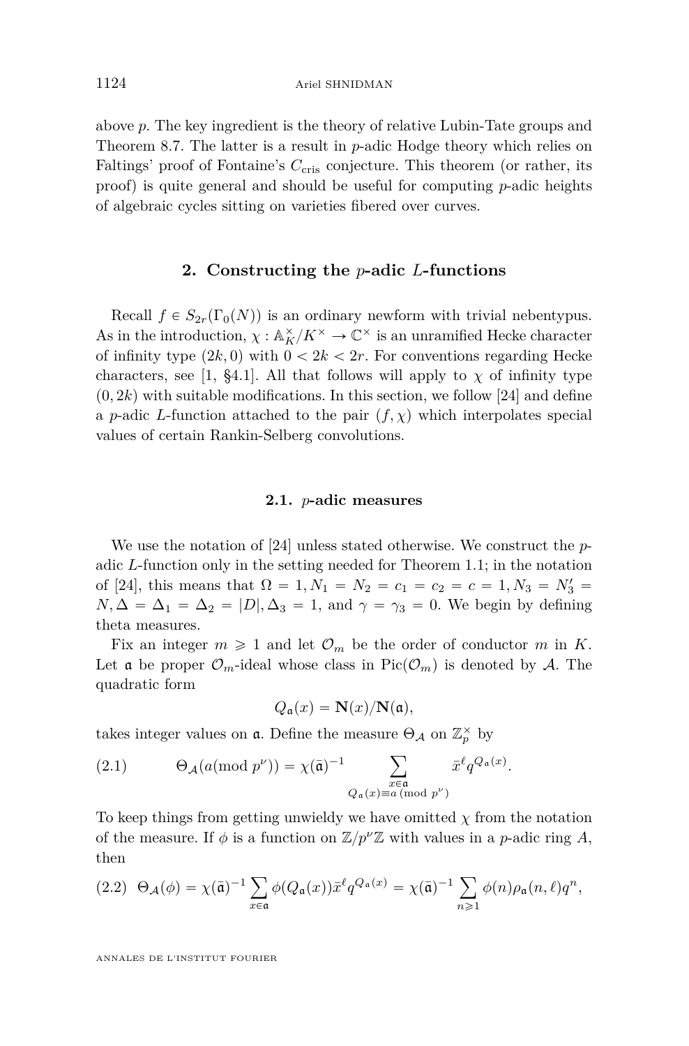above $p$. The key ingredient is the theory of relative Lubin-Tate groups and Theorem 8.7. The latter is a result in $p$-adic Hodge theory which relies on Faltings' proof of Fontaine's $C_{\text{cris}}$ conjecture. This theorem (or rather, its proof) is quite general and should be useful for computing $p$-adic heights of algebraic cycles sitting on varieties fibered over curves.

## 2. Constructing the $p$-adic $L$-functions

Recall $f \in S_{2r}(\Gamma_0(N))$ is an ordinary newform with trivial nebentypus. As in the introduction, $\chi : \mathbb{A}_K^\times/K^\times \to \mathbb{C}^\times$ is an unramified Hecke character of infinity type $(2k, 0)$ with $0 < 2k < 2r$. For conventions regarding Hecke characters, see [1, §4.1]. All that follows will apply to $\chi$ of infinity type $(0, 2k)$ with suitable modifications. In this section, we follow [24] and define a $p$-adic $L$-function attached to the pair $(f, \chi)$ which interpolates special values of certain Rankin-Selberg convolutions.

### 2.1. $p$-adic measures

We use the notation of [24] unless stated otherwise. We construct the $p$-adic $L$-function only in the setting needed for Theorem 1.1; in the notation of [24], this means that $\Omega = 1, N_1 = N_2 = c_1 = c_2 = c = 1, N_3 = N_3' = N, \Delta = \Delta_1 = \Delta_2 = |D|, \Delta_3 = 1$, and $\gamma = \gamma_3 = 0$. We begin by defining theta measures.

Fix an integer $m \geqslant 1$ and let $\mathcal{O}_m$ be the order of conductor $m$ in $K$. Let $\mathfrak{a}$ be proper $\mathcal{O}_m$-ideal whose class in $\text{Pic}(\mathcal{O}_m)$ is denoted by $\mathcal{A}$. The quadratic form

$$Q_{\mathfrak{a}}(x) = \mathbf{N}(x)/\mathbf{N}(\mathfrak{a}),$$

takes integer values on $\mathfrak{a}$. Define the measure $\Theta_{\mathcal{A}}$ on $\mathbb{Z}_p^\times$ by

$$\Theta_{\mathcal{A}}(a (\text{mod } p^\nu)) = \chi(\bar{\mathfrak{a}})^{-1} \sum_{\substack{x \in \mathfrak{a} \\ Q_{\mathfrak{a}}(x) \equiv a \ (\text{mod } p^\nu)}} \bar{x}^\ell q^{Q_{\mathfrak{a}}(x)}. \tag{2.1}$$

To keep things from getting unwieldy we have omitted $\chi$ from the notation of the measure. If $\phi$ is a function on $\mathbb{Z}/p^\nu\mathbb{Z}$ with values in a $p$-adic ring $A$, then

$$\Theta_{\mathcal{A}}(\phi) = \chi(\bar{\mathfrak{a}})^{-1} \sum_{x \in \mathfrak{a}} \phi(Q_{\mathfrak{a}}(x)) \bar{x}^\ell q^{Q_{\mathfrak{a}}(x)} = \chi(\bar{\mathfrak{a}})^{-1} \sum_{n \geqslant 1} \phi(n) \rho_{\mathfrak{a}}(n, \ell) q^n, \tag{2.2}$$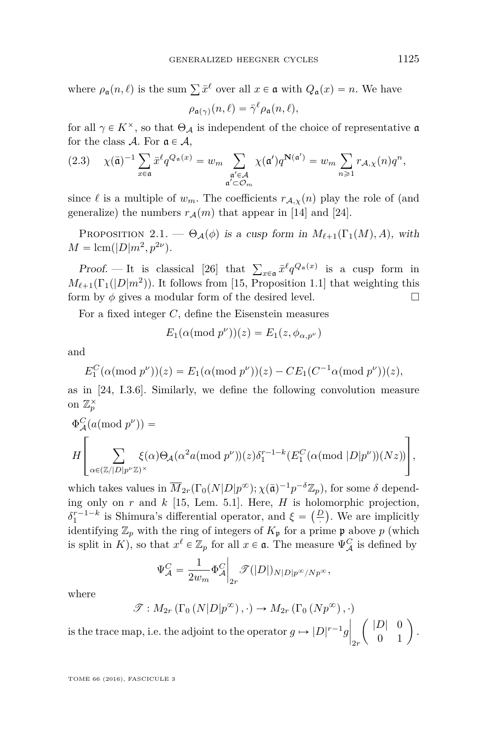where $\rho_{\mathfrak{a}}(n,\ell)$ is the sum $\sum \bar{x}^\ell$ over all $x \in \mathfrak{a}$ with $Q_{\mathfrak{a}}(x) = n$. We have

$$\rho_{\mathfrak{a}(\gamma)}(n,\ell) = \bar{\gamma}^\ell \rho_{\mathfrak{a}}(n,\ell),$$

for all $\gamma \in K^\times$, so that $\Theta_{\mathcal{A}}$ is independent of the choice of representative $\mathfrak{a}$ for the class $\mathcal{A}$. For $\mathfrak{a} \in \mathcal{A}$,

$$\chi(\bar{\mathfrak{a}})^{-1} \sum_{x \in \mathfrak{a}} \bar{x}^\ell q^{Q_{\mathfrak{a}}(x)} = w_m \sum_{\substack{\mathfrak{a}' \in \mathcal{A} \\ \mathfrak{a}' \subset \mathcal{O}_m}} \chi(\mathfrak{a}') q^{\mathbf{N}(\mathfrak{a}')} = w_m \sum_{n \geqslant 1} r_{\mathcal{A},\chi}(n) q^n, \tag{2.3}$$

since $\ell$ is a multiple of $w_m$. The coefficients $r_{\mathcal{A},\chi}(n)$ play the role of (and generalize) the numbers $r_{\mathcal{A}}(m)$ that appear in [14] and [24].

Proposition 2.1. — *$\Theta_{\mathcal{A}}(\phi)$ is a cusp form in $M_{\ell+1}(\Gamma_1(M), A)$, with $M = \operatorname{lcm}(|D|m^2, p^{2\nu})$.*

*Proof.* — It is classical [26] that $\sum_{x\in\mathfrak{a}} \bar{x}^\ell q^{Q_{\mathfrak{a}}(x)}$ is a cusp form in $M_{\ell+1}(\Gamma_1(|D|m^2))$. It follows from [15, Proposition 1.1] that weighting this form by $\phi$ gives a modular form of the desired level. □

For a fixed integer $C$, define the Eisenstein measures

$$E_1(\alpha (\operatorname{mod} p^\nu))(z) = E_1(z, \phi_{\alpha,p^\nu})$$

and

$$E_1^C(\alpha (\operatorname{mod} p^\nu))(z) = E_1(\alpha (\operatorname{mod} p^\nu))(z) - C E_1(C^{-1}\alpha (\operatorname{mod} p^\nu))(z),$$

as in [24, I.3.6]. Similarly, we define the following convolution measure on $\mathbb{Z}_p^\times$

$$\Phi_{\mathcal{A}}^C(a (\operatorname{mod} p^\nu)) =$$
$$H\left[\sum_{\alpha \in (\mathbb{Z}/|D|p^\nu\mathbb{Z})^\times} \xi(\alpha) \Theta_{\mathcal{A}}(\alpha^2 a (\operatorname{mod} p^\nu))(z) \delta_1^{r-1-k}(E_1^C(\alpha (\operatorname{mod} |D|p^\nu))(Nz))\right],$$

which takes values in $\overline{M}_{2r}(\Gamma_0(N|D|p^\infty); \chi(\bar{\mathfrak{a}})^{-1} p^{-\delta}\mathbb{Z}_p)$, for some $\delta$ depending only on $r$ and $k$ [15, Lem. 5.1]. Here, $H$ is holomorphic projection, $\delta_1^{r-1-k}$ is Shimura's differential operator, and $\xi = \left(\frac{D}{\cdot}\right)$. We are implicitly identifying $\mathbb{Z}_p$ with the ring of integers of $K_{\mathfrak{p}}$ for a prime $\mathfrak{p}$ above $p$ (which is split in $K$), so that $x^\ell \in \mathbb{Z}_p$ for all $x \in \mathfrak{a}$. The measure $\Psi_{\mathcal{A}}^C$ is defined by

$$\Psi_{\mathcal{A}}^C = \frac{1}{2w_m} \Phi_{\mathcal{A}}^C \Big|_{2r} \mathscr{T}(|D|)_{N|D|p^\infty/Np^\infty},$$

where

$$\mathscr{T} : M_{2r}\left(\Gamma_0\left(N|D|p^\infty\right), \cdot\right) \to M_{2r}\left(\Gamma_0\left(Np^\infty\right), \cdot\right)$$

is the trace map, i.e. the adjoint to the operator $g \mapsto |D|^{r-1} g \Big|_{2r} \begin{pmatrix} |D| & 0 \\ 0 & 1 \end{pmatrix}$.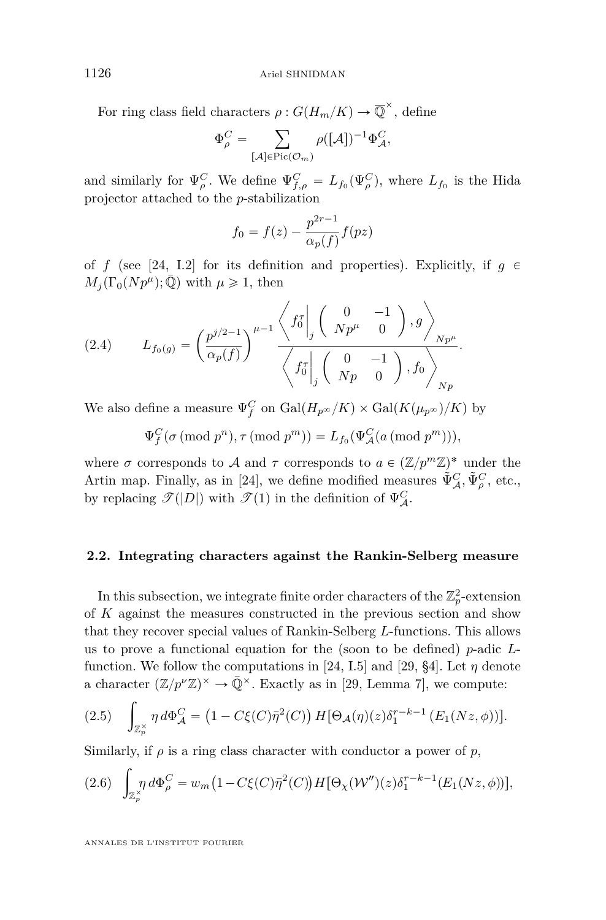For ring class field characters $\rho : G(H_m/K) \to \overline{\mathbb{Q}}^\times$, define

$$\Phi_\rho^C = \sum_{[\mathcal{A}]\in \mathrm{Pic}(\mathcal{O}_m)} \rho([\mathcal{A}])^{-1}\Phi_{\mathcal{A}}^C,$$

and similarly for $\Psi_\rho^C$. We define $\Psi_{f,\rho}^C = L_{f_0}(\Psi_\rho^C)$, where $L_{f_0}$ is the Hida projector attached to the $p$-stabilization

$$f_0 = f(z) - \frac{p^{2r-1}}{\alpha_p(f)} f(pz)$$

of $f$ (see [24, I.2] for its definition and properties). Explicitly, if $g \in M_j(\Gamma_0(Np^\mu); \bar{\mathbb{Q}})$ with $\mu \geqslant 1$, then

$$L_{f_0(g)} = \left(\frac{p^{j/2-1}}{\alpha_p(f)}\right)^{\mu-1} \frac{\left\langle f_0^\tau \Big|_j \begin{pmatrix} 0 & -1 \\ Np^\mu & 0 \end{pmatrix}, g \right\rangle_{Np^\mu}}{\left\langle f_0^\tau \Big|_j \begin{pmatrix} 0 & -1 \\ Np & 0 \end{pmatrix}, f_0 \right\rangle_{Np}}. \tag{2.4}$$

We also define a measure $\Psi_f^C$ on $\mathrm{Gal}(H_{p^\infty}/K) \times \mathrm{Gal}(K(\mu_{p^\infty})/K)$ by

$$\Psi_f^C(\sigma \,(\mathrm{mod}\; p^n), \tau \,(\mathrm{mod}\; p^m)) = L_{f_0}(\Psi_{\mathcal{A}}^C(a \,(\mathrm{mod}\; p^m))),$$

where $\sigma$ corresponds to $\mathcal{A}$ and $\tau$ corresponds to $a \in (\mathbb{Z}/p^m\mathbb{Z})^*$ under the Artin map. Finally, as in [24], we define modified measures $\tilde{\Psi}_{\mathcal{A}}^C, \tilde{\Psi}_\rho^C$, etc., by replacing $\mathscr{T}(|D|)$ with $\mathscr{T}(1)$ in the definition of $\Psi_{\mathcal{A}}^C$.

## 2.2. Integrating characters against the Rankin-Selberg measure

In this subsection, we integrate finite order characters of the $\mathbb{Z}_p^2$-extension of $K$ against the measures constructed in the previous section and show that they recover special values of Rankin-Selberg $L$-functions. This allows us to prove a functional equation for the (soon to be defined) $p$-adic $L$-function. We follow the computations in [24, I.5] and [29, §4]. Let $\eta$ denote a character $(\mathbb{Z}/p^\nu\mathbb{Z})^\times \to \bar{\mathbb{Q}}^\times$. Exactly as in [29, Lemma 7], we compute:

$$\int_{\mathbb{Z}_p^\times} \eta \, d\Phi_{\mathcal{A}}^C = \left(1 - C\xi(C)\bar{\eta}^2(C)\right) H[\Theta_{\mathcal{A}}(\eta)(z)\delta_1^{r-k-1}\left(E_1(Nz,\phi)\right)]. \tag{2.5}$$

Similarly, if $\rho$ is a ring class character with conductor a power of $p$,

$$\int_{\mathbb{Z}_p^\times} \eta \, d\Phi_\rho^C = w_m \left(1 - C\xi(C)\bar{\eta}^2(C)\right) H[\Theta_\chi(\mathcal{W}'')(z)\delta_1^{r-k-1}(E_1(Nz,\phi))], \tag{2.6}$$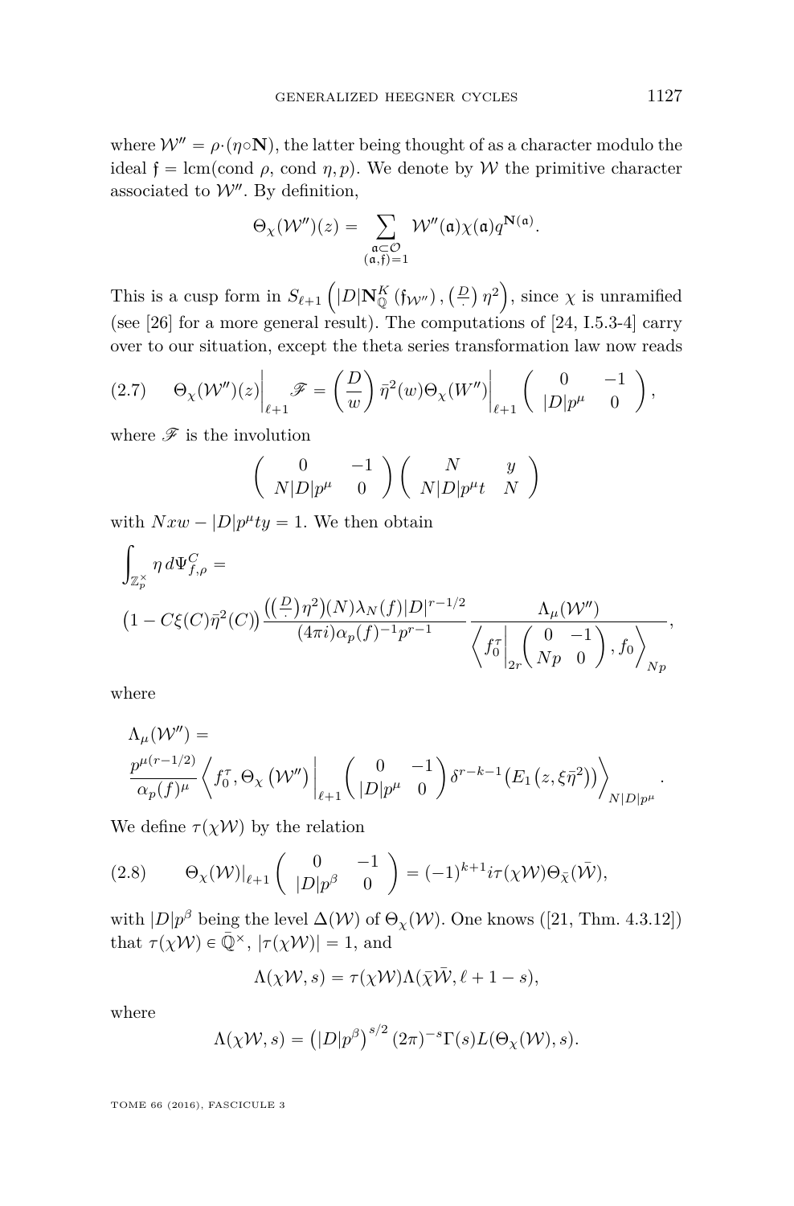where $\mathcal{W}'' = \rho\cdot(\eta\circ\mathbf{N})$, the latter being thought of as a character modulo the ideal $\mathfrak{f} = \mathrm{lcm}(\mathrm{cond}\ \rho, \mathrm{cond}\ \eta, p)$. We denote by $\mathcal{W}$ the primitive character associated to $\mathcal{W}''$. By definition,

$$\Theta_\chi(\mathcal{W}'')(z) = \sum_{\substack{\mathfrak{a}\subset\mathcal{O}\\(\mathfrak{a},\mathfrak{f})=1}} \mathcal{W}''(\mathfrak{a})\chi(\mathfrak{a})q^{\mathbf{N}(\mathfrak{a})}.$$

This is a cusp form in $S_{\ell+1}\left(|D|\mathbf{N}^K_{\mathbb{Q}}\left(\mathfrak{f}_{\mathcal{W}''}\right), \left(\frac{D}{\cdot}\right)\eta^2\right)$, since $\chi$ is unramified (see [26] for a more general result). The computations of [24, I.5.3-4] carry over to our situation, except the theta series transformation law now reads

$$\Theta_\chi(\mathcal{W}'')(z)\Big|_{\ell+1}\mathscr{F} = \left(\frac{D}{w}\right)\bar{\eta}^2(w)\Theta_\chi(W'')\Big|_{\ell+1}\begin{pmatrix} 0 & -1\\ |D|p^\mu & 0\end{pmatrix}, \tag{2.7}$$

where $\mathscr{F}$ is the involution

$$\begin{pmatrix} 0 & -1\\ N|D|p^\mu & 0\end{pmatrix}\begin{pmatrix} N & y\\ N|D|p^\mu t & N\end{pmatrix}$$

with $Nxw - |D|p^\mu ty = 1$. We then obtain

$$\int_{\mathbb{Z}_p^\times}\eta\, d\Psi^C_{f,\rho} =$$
$$\left(1 - C\xi(C)\bar{\eta}^2(C)\right)\frac{\left(\left(\frac{D}{\cdot}\right)\eta^2\right)(N)\lambda_N(f)|D|^{r-1/2}}{(4\pi i)\alpha_p(f)^{-1}p^{r-1}}\frac{\Lambda_\mu(\mathcal{W}'')}{\left\langle f_0^\tau\Big|_{2r}\begin{pmatrix} 0 & -1\\ Np & 0\end{pmatrix}, f_0\right\rangle_{Np}},$$

where

$$\Lambda_\mu(\mathcal{W}'') =$$
$$\frac{p^{\mu(r-1/2)}}{\alpha_p(f)^\mu}\left\langle f_0^\tau, \Theta_\chi\left(\mathcal{W}''\right)\Big|_{\ell+1}\begin{pmatrix} 0 & -1\\ |D|p^\mu & 0\end{pmatrix}\delta^{r-k-1}\left(E_1\left(z, \xi\bar{\eta}^2\right)\right)\right\rangle_{N|D|p^\mu}.$$

We define $\tau(\chi\mathcal{W})$ by the relation

$$\Theta_\chi(\mathcal{W})|_{\ell+1}\begin{pmatrix} 0 & -1\\ |D|p^\beta & 0\end{pmatrix} = (-1)^{k+1}i\tau(\chi\mathcal{W})\Theta_{\bar{\chi}}(\bar{\mathcal{W}}), \tag{2.8}$$

with $|D|p^\beta$ being the level $\Delta(\mathcal{W})$ of $\Theta_\chi(\mathcal{W})$. One knows ([21, Thm. 4.3.12]) that $\tau(\chi\mathcal{W}) \in \bar{\mathbb{Q}}^\times$, $|\tau(\chi\mathcal{W})| = 1$, and

$$\Lambda(\chi\mathcal{W}, s) = \tau(\chi\mathcal{W})\Lambda(\bar{\chi}\bar{\mathcal{W}}, \ell + 1 - s),$$

where

$$\Lambda(\chi\mathcal{W}, s) = \left(|D|p^\beta\right)^{s/2}(2\pi)^{-s}\Gamma(s)L(\Theta_\chi(\mathcal{W}), s).$$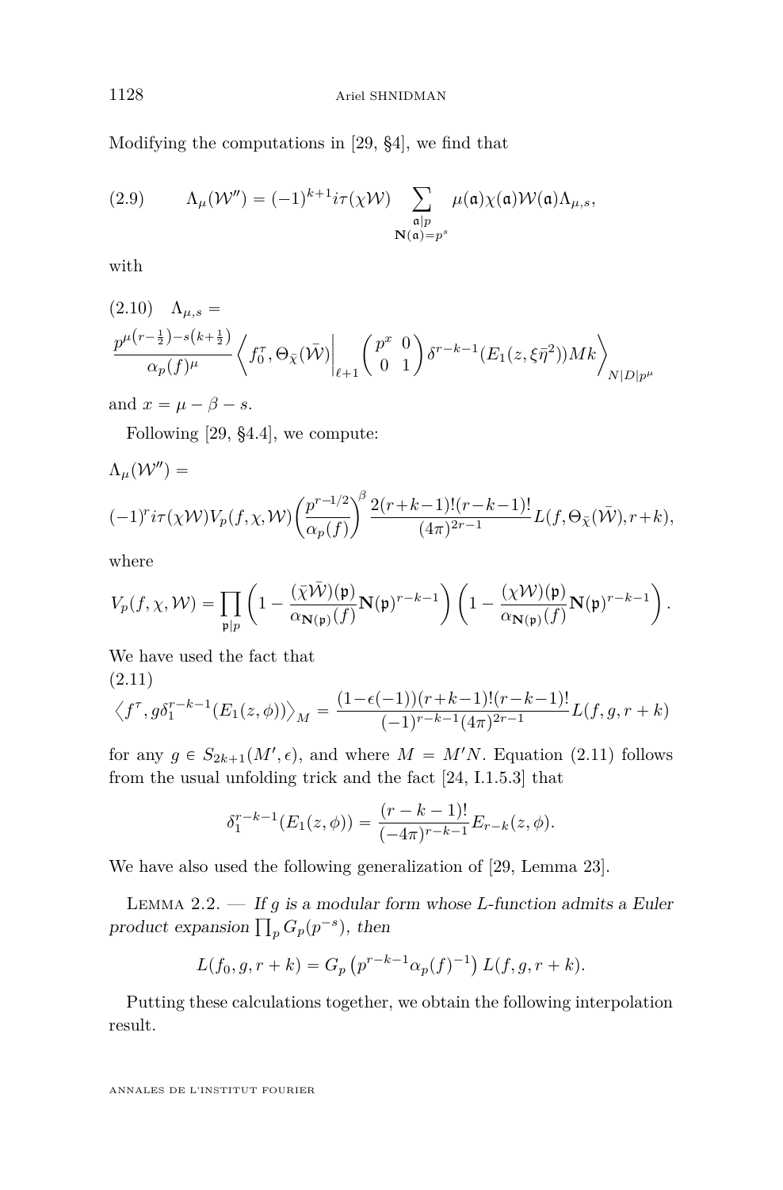Modifying the computations in [29, §4], we find that

$$\Lambda_\mu(\mathcal{W}'') = (-1)^{k+1} i\tau(\chi\mathcal{W}) \sum_{\substack{\mathfrak{a}|p \\ \mathbf{N}(\mathfrak{a})=p^s}} \mu(\mathfrak{a})\chi(\mathfrak{a})\mathcal{W}(\mathfrak{a})\Lambda_{\mu,s}, \tag{2.9}$$

with

$$\Lambda_{\mu,s} = \frac{p^{\mu(r-\frac{1}{2})-s(k+\frac{1}{2})}}{\alpha_p(f)^\mu} \left\langle f_0^\tau, \Theta_{\bar{\chi}}(\bar{\mathcal{W}})\Big|_{\ell+1} \begin{pmatrix} p^x & 0 \\ 0 & 1 \end{pmatrix} \delta^{r-k-1}(E_1(z,\xi\bar{\eta}^2))Mk \right\rangle_{N|D|p^\mu} \tag{2.10}$$

and $x = \mu - \beta - s$.

Following [29, §4.4], we compute:

$$\Lambda_\mu(\mathcal{W}'') = (-1)^r i\tau(\chi\mathcal{W}) V_p(f,\chi,\mathcal{W}) \left(\frac{p^{r-1/2}}{\alpha_p(f)}\right)^\beta \frac{2(r+k-1)!(r-k-1)!}{(4\pi)^{2r-1}} L(f,\Theta_{\bar{\chi}}(\bar{\mathcal{W}}), r+k),$$

where

$$V_p(f,\chi,\mathcal{W}) = \prod_{\mathfrak{p}|p} \left(1 - \frac{(\bar{\chi}\bar{\mathcal{W}})(\mathfrak{p})}{\alpha_{\mathbf{N}(\mathfrak{p})}(f)} \mathbf{N}(\mathfrak{p})^{r-k-1}\right)\left(1 - \frac{(\chi\mathcal{W})(\mathfrak{p})}{\alpha_{\mathbf{N}(\mathfrak{p})}(f)} \mathbf{N}(\mathfrak{p})^{r-k-1}\right).$$

We have used the fact that

$$\left\langle f^\tau, g\delta_1^{r-k-1}(E_1(z,\phi))\right\rangle_M = \frac{(1-\epsilon(-1))(r+k-1)!(r-k-1)!}{(-1)^{r-k-1}(4\pi)^{2r-1}} L(f,g,r+k) \tag{2.11}$$

for any $g \in S_{2k+1}(M',\epsilon)$, and where $M = M'N$. Equation (2.11) follows from the usual unfolding trick and the fact [24, I.1.5.3] that

$$\delta_1^{r-k-1}(E_1(z,\phi)) = \frac{(r-k-1)!}{(-4\pi)^{r-k-1}} E_{r-k}(z,\phi).$$

We have also used the following generalization of [29, Lemma 23].

Lemma 2.2. — *If $g$ is a modular form whose $L$-function admits a Euler product expansion $\prod_p G_p(p^{-s})$, then*

$$L(f_0, g, r+k) = G_p\left(p^{r-k-1}\alpha_p(f)^{-1}\right) L(f,g,r+k).$$

Putting these calculations together, we obtain the following interpolation result.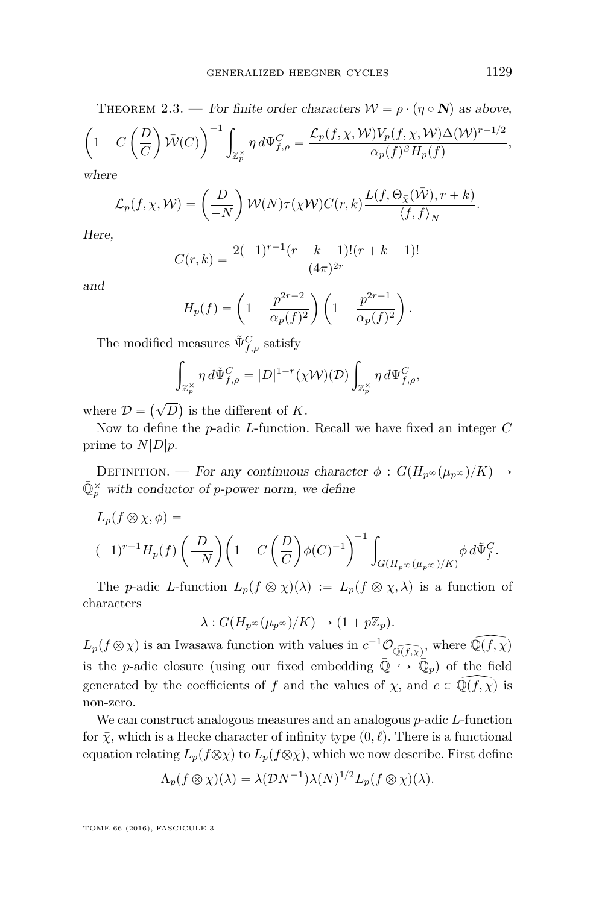Theorem 2.3. — *For finite order characters $\mathcal{W} = \rho \cdot (\eta \circ \boldsymbol{N})$ as above,*

$$\left(1 - C\left(\frac{D}{C}\right)\bar{\mathcal{W}}(C)\right)^{-1} \int_{\mathbb{Z}_p^\times} \eta \, d\Psi_{f,\rho}^C = \frac{\mathcal{L}_p(f,\chi,\mathcal{W}) V_p(f,\chi,\mathcal{W}) \Delta(\mathcal{W})^{r-1/2}}{\alpha_p(f)^\beta H_p(f)},$$

*where*

$$\mathcal{L}_p(f,\chi,\mathcal{W}) = \left(\frac{D}{-N}\right) \mathcal{W}(N) \tau(\chi\mathcal{W}) C(r,k) \frac{L(f, \Theta_{\bar{\chi}}(\bar{\mathcal{W}}), r+k)}{\langle f, f \rangle_N}.$$

*Here,*

$$C(r,k) = \frac{2(-1)^{r-1}(r-k-1)!(r+k-1)!}{(4\pi)^{2r}}$$

*and*

$$H_p(f) = \left(1 - \frac{p^{2r-2}}{\alpha_p(f)^2}\right)\left(1 - \frac{p^{2r-1}}{\alpha_p(f)^2}\right).$$

The modified measures $\tilde{\Psi}_{f,\rho}^C$ satisfy

$$\int_{\mathbb{Z}_p^\times} \eta \, d\tilde{\Psi}_{f,\rho}^C = |D|^{1-r} \overline{(\chi\mathcal{W})}(\mathcal{D}) \int_{\mathbb{Z}_p^\times} \eta \, d\Psi_{f,\rho}^C,$$

where $\mathcal{D} = \left(\sqrt{D}\right)$ is the different of $K$.

Now to define the $p$-adic $L$-function. Recall we have fixed an integer $C$ prime to $N|D|p$.

Definition. — *For any continuous character $\phi : G(H_{p^\infty}(\mu_{p^\infty})/K) \to \bar{\mathbb{Q}}_p^\times$ with conductor of $p$-power norm, we define*

$$L_p(f \otimes \chi, \phi) = (-1)^{r-1} H_p(f) \left(\frac{D}{-N}\right)\left(1 - C\left(\frac{D}{C}\right)\phi(C)^{-1}\right)^{-1} \int_{G(H_{p^\infty}(\mu_{p^\infty})/K)} \phi \, d\tilde{\Psi}_f^C.$$

The $p$-adic $L$-function $L_p(f \otimes \chi)(\lambda) := L_p(f \otimes \chi, \lambda)$ is a function of characters

$$\lambda : G(H_{p^\infty}(\mu_{p^\infty})/K) \to (1 + p\mathbb{Z}_p).$$

$L_p(f \otimes \chi)$ is an Iwasawa function with values in $c^{-1}\mathcal{O}_{\widehat{\mathbb{Q}(f,\chi)}}$, where $\widehat{\mathbb{Q}(f,\chi)}$ is the $p$-adic closure (using our fixed embedding $\bar{\mathbb{Q}} \hookrightarrow \bar{\mathbb{Q}}_p$) of the field generated by the coefficients of $f$ and the values of $\chi$, and $c \in \widehat{\mathbb{Q}(f,\chi)}$ is non-zero.

We can construct analogous measures and an analogous $p$-adic $L$-function for $\bar{\chi}$, which is a Hecke character of infinity type $(0, \ell)$. There is a functional equation relating $L_p(f \otimes \chi)$ to $L_p(f \otimes \bar{\chi})$, which we now describe. First define

$$\Lambda_p(f \otimes \chi)(\lambda) = \lambda(\mathcal{D}N^{-1})\lambda(N)^{1/2} L_p(f \otimes \chi)(\lambda).$$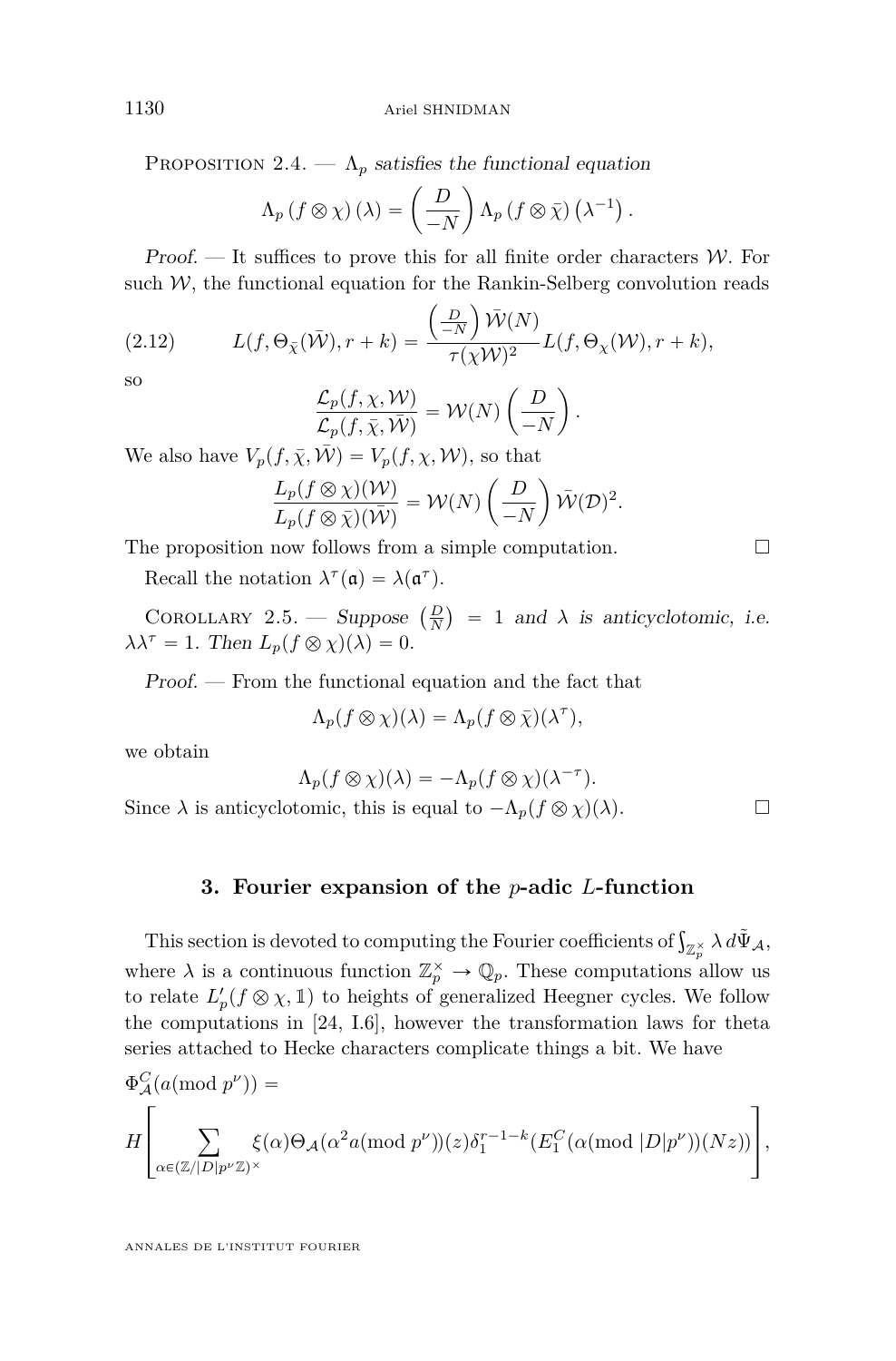Proposition 2.4. — *$\Lambda_p$ satisfies the functional equation*

$$\Lambda_p\left(f\otimes\chi\right)(\lambda)=\left(\frac{D}{-N}\right)\Lambda_p\left(f\otimes\bar{\chi}\right)\left(\lambda^{-1}\right).$$

*Proof.* — It suffices to prove this for all finite order characters $\mathcal{W}$. For such $\mathcal{W}$, the functional equation for the Rankin-Selberg convolution reads

$$L(f,\Theta_{\bar{\chi}}(\bar{\mathcal{W}}),r+k)=\frac{\left(\frac{D}{-N}\right)\bar{\mathcal{W}}(N)}{\tau(\chi\mathcal{W})^2}L(f,\Theta_{\chi}(\mathcal{W}),r+k),\tag{2.12}$$

so

$$\frac{\mathcal{L}_p(f,\chi,\mathcal{W})}{\mathcal{L}_p(f,\bar{\chi},\bar{\mathcal{W}})}=\mathcal{W}(N)\left(\frac{D}{-N}\right).$$

We also have $V_p(f,\bar{\chi},\bar{\mathcal{W}})=V_p(f,\chi,\mathcal{W})$, so that

$$\frac{L_p(f\otimes\chi)(\mathcal{W})}{L_p(f\otimes\bar{\chi})(\bar{\mathcal{W}})}=\mathcal{W}(N)\left(\frac{D}{-N}\right)\bar{\mathcal{W}}(\mathcal{D})^2.$$

The proposition now follows from a simple computation. $\square$

Recall the notation $\lambda^\tau(\mathfrak{a})=\lambda(\mathfrak{a}^\tau)$.

Corollary 2.5. — *Suppose $\left(\frac{D}{N}\right)=1$ and $\lambda$ is anticyclotomic, i.e. $\lambda\lambda^\tau=1$. Then $L_p(f\otimes\chi)(\lambda)=0$.*

*Proof.* — From the functional equation and the fact that

$$\Lambda_p(f\otimes\chi)(\lambda)=\Lambda_p(f\otimes\bar{\chi})(\lambda^\tau),$$

we obtain

$$\Lambda_p(f\otimes\chi)(\lambda)=-\Lambda_p(f\otimes\chi)(\lambda^{-\tau}).$$

Since $\lambda$ is anticyclotomic, this is equal to $-\Lambda_p(f\otimes\chi)(\lambda)$. $\square$

## 3. Fourier expansion of the $p$-adic $L$-function

This section is devoted to computing the Fourier coefficients of $\int_{\mathbb{Z}_p^\times}\lambda\, d\tilde{\Psi}_{\mathcal{A}}$, where $\lambda$ is a continuous function $\mathbb{Z}_p^\times\to\mathbb{Q}_p$. These computations allow us to relate $L_p'(f\otimes\chi,\mathbb{1})$ to heights of generalized Heegner cycles. We follow the computations in [24, I.6], however the transformation laws for theta series attached to Hecke characters complicate things a bit. We have

$$\Phi_{\mathcal{A}}^C(a(\mathrm{mod}\ p^\nu))=$$

$$H\left[\sum_{\alpha\in(\mathbb{Z}/|D|p^\nu\mathbb{Z})^\times}\xi(\alpha)\Theta_{\mathcal{A}}(\alpha^2a(\mathrm{mod}\ p^\nu))(z)\delta_1^{r-1-k}(E_1^C(\alpha(\mathrm{mod}\ |D|p^\nu))(Nz))\right],$$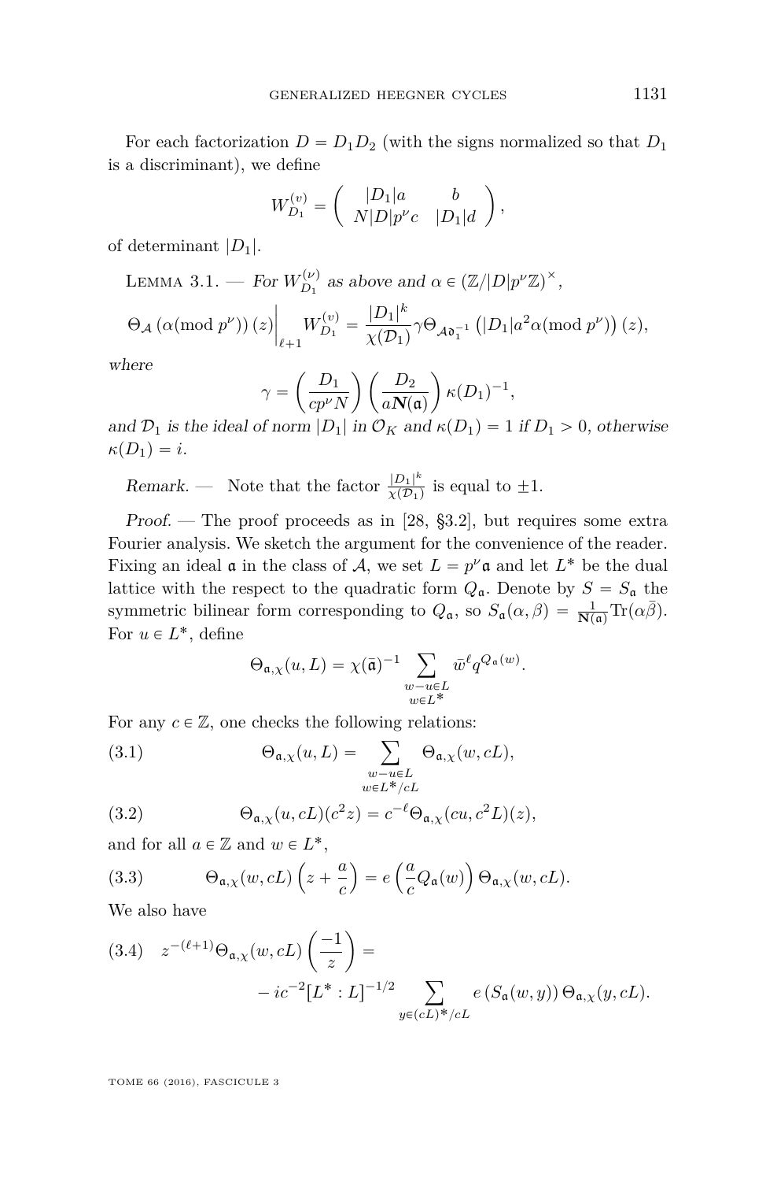For each factorization $D = D_1 D_2$ (with the signs normalized so that $D_1$ is a discriminant), we define

$$W_{D_1}^{(v)} = \begin{pmatrix} |D_1|a & b \\ N|D|p^\nu c & |D_1|d \end{pmatrix},$$

of determinant $|D_1|$.

Lemma 3.1. — *For $W_{D_1}^{(\nu)}$ as above and $\alpha \in (\mathbb{Z}/|D|p^\nu\mathbb{Z})^\times$,*

$$\Theta_{\mathcal{A}}\left(\alpha (\mathrm{mod}\ p^\nu)\right)(z)\Big|_{\ell+1} W_{D_1}^{(v)} = \frac{|D_1|^k}{\chi(\mathcal{D}_1)} \gamma \Theta_{\mathcal{A}\mathfrak{d}_1^{-1}}\left(|D_1| a^2 \alpha (\mathrm{mod}\ p^\nu)\right)(z),$$

*where*

$$\gamma = \left(\frac{D_1}{cp^\nu N}\right)\left(\frac{D_2}{a\mathbf{N}(\mathfrak{a})}\right)\kappa(D_1)^{-1},$$

*and $\mathcal{D}_1$ is the ideal of norm $|D_1|$ in $\mathcal{O}_K$ and $\kappa(D_1) = 1$ if $D_1 > 0$, otherwise $\kappa(D_1) = i$.*

*Remark.* — Note that the factor $\frac{|D_1|^k}{\chi(\mathcal{D}_1)}$ is equal to $\pm 1$.

*Proof.* — The proof proceeds as in [28, §3.2], but requires some extra Fourier analysis. We sketch the argument for the convenience of the reader. Fixing an ideal $\mathfrak{a}$ in the class of $\mathcal{A}$, we set $L = p^\nu \mathfrak{a}$ and let $L^*$ be the dual lattice with the respect to the quadratic form $Q_{\mathfrak{a}}$. Denote by $S = S_{\mathfrak{a}}$ the symmetric bilinear form corresponding to $Q_{\mathfrak{a}}$, so $S_{\mathfrak{a}}(\alpha, \beta) = \frac{1}{\mathbf{N}(\mathfrak{a})}\mathrm{Tr}(\alpha\bar{\beta})$. For $u \in L^*$, define

$$\Theta_{\mathfrak{a},\chi}(u, L) = \chi(\bar{\mathfrak{a}})^{-1} \sum_{\substack{w-u\in L \\ w\in L^*}} \bar{w}^\ell q^{Q_{\mathfrak{a}}(w)}.$$

For any $c \in \mathbb{Z}$, one checks the following relations:

$$\Theta_{\mathfrak{a},\chi}(u, L) = \sum_{\substack{w-u\in L \\ w\in L^*/cL}} \Theta_{\mathfrak{a},\chi}(w, cL), \tag{3.1}$$

$$\Theta_{\mathfrak{a},\chi}(u, cL)(c^2 z) = c^{-\ell}\Theta_{\mathfrak{a},\chi}(cu, c^2 L)(z), \tag{3.2}$$

and for all $a \in \mathbb{Z}$ and $w \in L^*$,

$$\Theta_{\mathfrak{a},\chi}(w, cL)\left(z + \frac{a}{c}\right) = e\left(\frac{a}{c} Q_{\mathfrak{a}}(w)\right)\Theta_{\mathfrak{a},\chi}(w, cL). \tag{3.3}$$

We also have

$$z^{-(\ell+1)}\Theta_{\mathfrak{a},\chi}(w, cL)\left(\frac{-1}{z}\right) = - ic^{-2}[L^* : L]^{-1/2} \sum_{y\in(cL)^*/cL} e\left(S_{\mathfrak{a}}(w, y)\right)\Theta_{\mathfrak{a},\chi}(y, cL). \tag{3.4}$$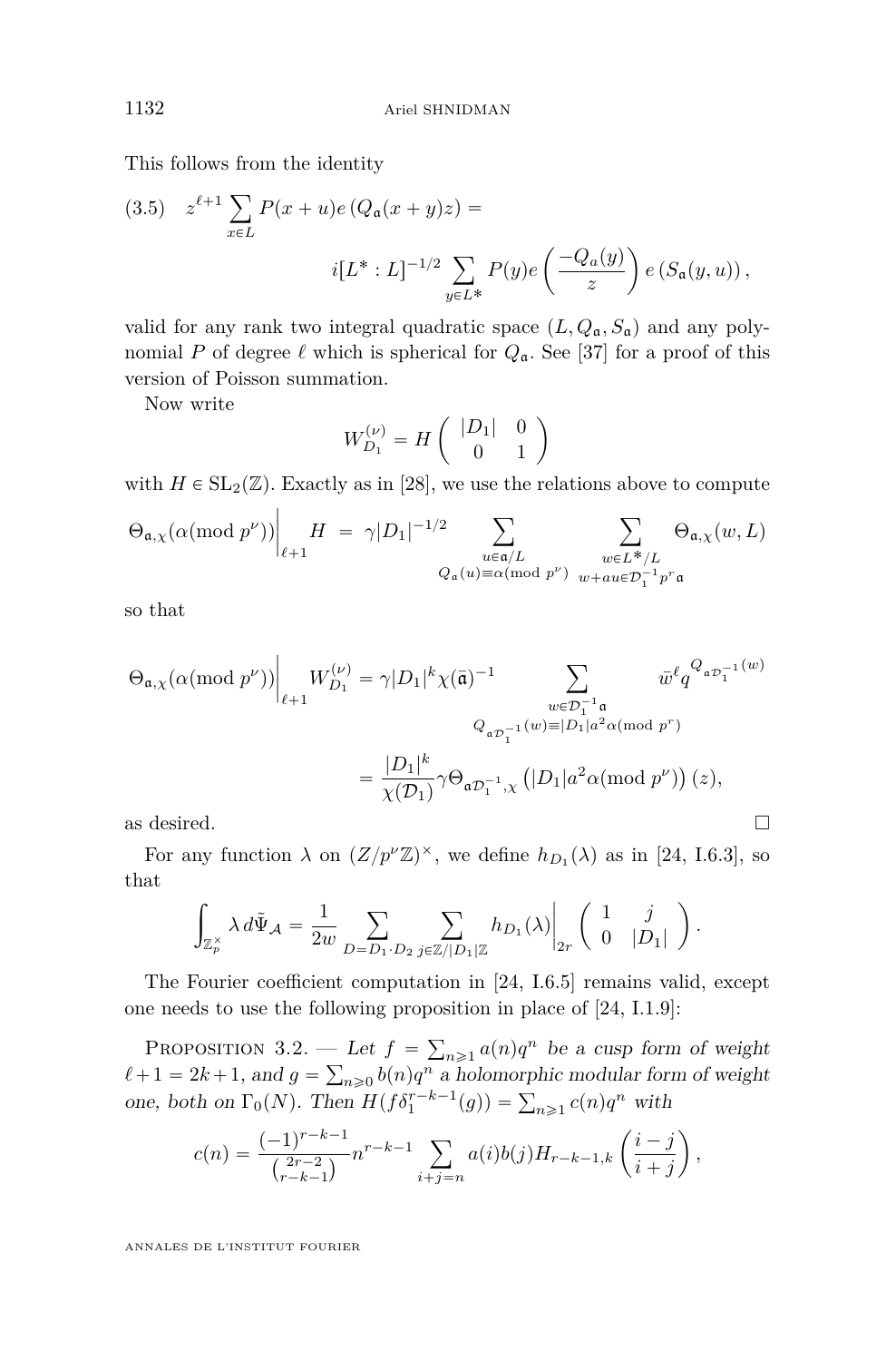This follows from the identity

$$(3.5)\quad z^{\ell+1}\sum_{x\in L} P(x+u)e\left(Q_{\mathfrak{a}}(x+y)z\right) = \\ i[L^*:L]^{-1/2}\sum_{y\in L^*} P(y)e\left(\frac{-Q_{\mathfrak{a}}(y)}{z}\right)e\left(S_{\mathfrak{a}}(y,u)\right),$$

valid for any rank two integral quadratic space $(L, Q_{\mathfrak{a}}, S_{\mathfrak{a}})$ and any polynomial $P$ of degree $\ell$ which is spherical for $Q_{\mathfrak{a}}$. See [37] for a proof of this version of Poisson summation.

Now write

$$W_{D_1}^{(\nu)} = H\begin{pmatrix} |D_1| & 0 \\ 0 & 1\end{pmatrix}$$

with $H \in \mathrm{SL}_2(\mathbb{Z})$. Exactly as in [28], we use the relations above to compute

$$\Theta_{\mathfrak{a},\chi}(\alpha (\mathrm{mod}\ p^\nu))\Big|_{\ell+1} H \;=\; \gamma|D_1|^{-1/2}\sum_{\substack{u\in\mathfrak{a}/L\\ Q_{\mathfrak{a}}(u)\equiv\alpha(\mathrm{mod}\ p^\nu)}}\ \sum_{\substack{w\in L^*/L\\ w+au\in\mathcal{D}_1^{-1}p^r\mathfrak{a}}}\Theta_{\mathfrak{a},\chi}(w,L)$$

so that

$$\begin{aligned}\Theta_{\mathfrak{a},\chi}(\alpha (\mathrm{mod}\ p^\nu))\Big|_{\ell+1} W_{D_1}^{(\nu)} &= \gamma|D_1|^{k}\chi(\bar{\mathfrak{a}})^{-1}\sum_{\substack{w\in\mathcal{D}_1^{-1}\mathfrak{a}\\ Q_{\mathfrak{a}\mathcal{D}_1^{-1}}(w)\equiv|D_1|a^2\alpha(\mathrm{mod}\ p^r)}}\bar{w}^{\ell}q^{Q_{\mathfrak{a}\mathcal{D}_1^{-1}}(w)}\\ &= \frac{|D_1|^k}{\chi(\mathcal{D}_1)}\gamma\Theta_{\mathfrak{a}\mathcal{D}_1^{-1},\chi}\left(|D_1|a^2\alpha(\mathrm{mod}\ p^\nu)\right)(z),\end{aligned}$$

as desired. $\square$

For any function $\lambda$ on $(Z/p^\nu\mathbb{Z})^\times$, we define $h_{D_1}(\lambda)$ as in [24, I.6.3], so that

$$\int_{\mathbb{Z}_p^\times}\lambda\, d\tilde{\Psi}_{\mathcal{A}} = \frac{1}{2w}\sum_{D=D_1\cdot D_2}\ \sum_{j\in\mathbb{Z}/|D_1|\mathbb{Z}} h_{D_1}(\lambda)\Big|_{2r}\begin{pmatrix}1 & j\\ 0 & |D_1|\end{pmatrix}.$$

The Fourier coefficient computation in [24, I.6.5] remains valid, except one needs to use the following proposition in place of [24, I.1.9]:

Proposition 3.2. — *Let $f = \sum_{n\geqslant 1} a(n)q^n$ be a cusp form of weight $\ell+1 = 2k+1$, and $g = \sum_{n\geqslant 0} b(n)q^n$ a holomorphic modular form of weight one, both on $\Gamma_0(N)$. Then $H(f\delta_1^{r-k-1}(g)) = \sum_{n\geqslant 1} c(n)q^n$ with*

$$c(n) = \frac{(-1)^{r-k-1}}{\binom{2r-2}{r-k-1}}n^{r-k-1}\sum_{i+j=n} a(i)b(j)H_{r-k-1,k}\left(\frac{i-j}{i+j}\right),$$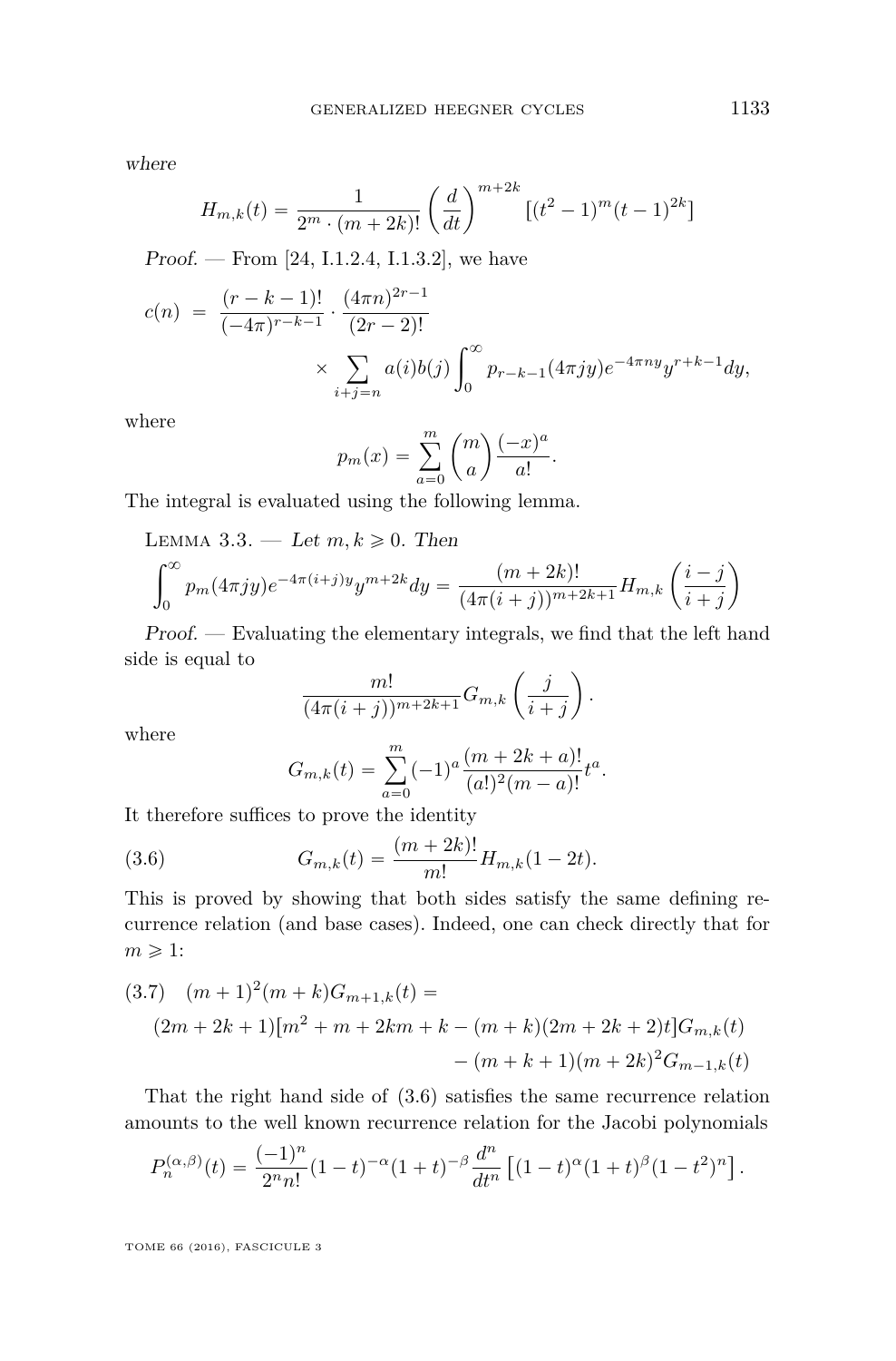where

$$H_{m,k}(t) = \frac{1}{2^m \cdot (m+2k)!} \left(\frac{d}{dt}\right)^{m+2k} \left[(t^2-1)^m (t-1)^{2k}\right]$$

*Proof.* — From [24, I.1.2.4, I.1.3.2], we have

$$\begin{aligned} c(n) &= \frac{(r-k-1)!}{(-4\pi)^{r-k-1}} \cdot \frac{(4\pi n)^{2r-1}}{(2r-2)!} \\ &\qquad \times \sum_{i+j=n} a(i)b(j) \int_0^\infty p_{r-k-1}(4\pi j y) e^{-4\pi n y} y^{r+k-1} dy, \end{aligned}$$

where

$$p_m(x) = \sum_{a=0}^{m} \binom{m}{a} \frac{(-x)^a}{a!}.$$

The integral is evaluated using the following lemma.

**Lemma 3.3.** — *Let $m, k \geqslant 0$. Then*

$$\int_0^\infty p_m(4\pi j y) e^{-4\pi(i+j)y} y^{m+2k} dy = \frac{(m+2k)!}{(4\pi(i+j))^{m+2k+1}} H_{m,k}\left(\frac{i-j}{i+j}\right)$$

*Proof.* — Evaluating the elementary integrals, we find that the left hand side is equal to

$$\frac{m!}{(4\pi(i+j))^{m+2k+1}} G_{m,k}\left(\frac{j}{i+j}\right).$$

where

$$G_{m,k}(t) = \sum_{a=0}^{m} (-1)^a \frac{(m+2k+a)!}{(a!)^2 (m-a)!} t^a.$$

It therefore suffices to prove the identity

$$G_{m,k}(t) = \frac{(m+2k)!}{m!} H_{m,k}(1-2t). \tag{3.6}$$

This is proved by showing that both sides satisfy the same defining recurrence relation (and base cases). Indeed, one can check directly that for $m \geqslant 1$:

$$\begin{aligned} &(m+1)^2(m+k)G_{m+1,k}(t) = \\ &\quad (2m+2k+1)[m^2+m+2km+k-(m+k)(2m+2k+2)t]G_{m,k}(t) \\ &\qquad\qquad -(m+k+1)(m+2k)^2 G_{m-1,k}(t) \end{aligned} \tag{3.7}$$

That the right hand side of (3.6) satisfies the same recurrence relation amounts to the well known recurrence relation for the Jacobi polynomials

$$P_n^{(\alpha,\beta)}(t) = \frac{(-1)^n}{2^n n!} (1-t)^{-\alpha} (1+t)^{-\beta} \frac{d^n}{dt^n} \left[(1-t)^\alpha (1+t)^\beta (1-t^2)^n\right].$$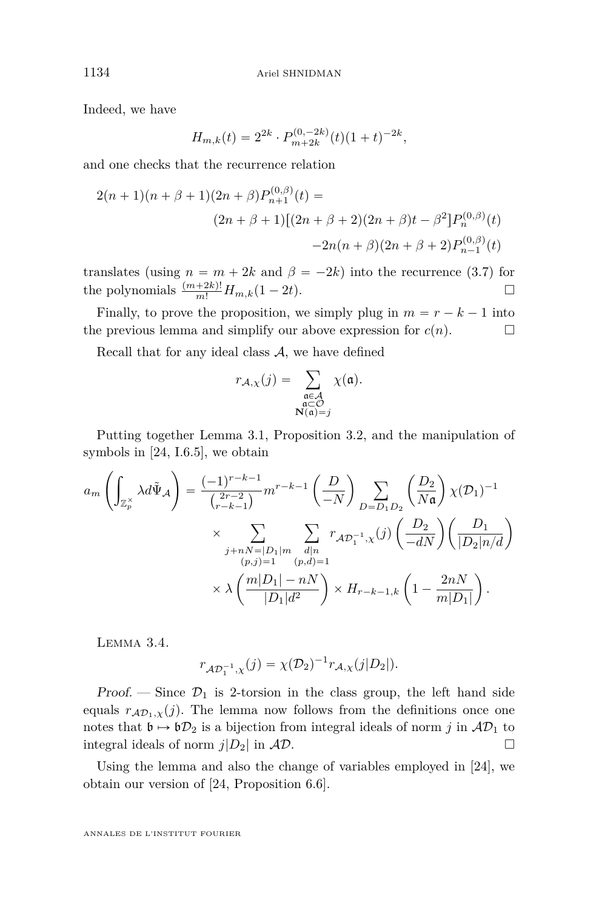Indeed, we have

$$H_{m,k}(t) = 2^{2k} \cdot P^{(0,-2k)}_{m+2k}(t)(1+t)^{-2k},$$

and one checks that the recurrence relation

$$\begin{aligned}2(n+1)(n+\beta+1)(2n+\beta)P^{(0,\beta)}_{n+1}(t) = \\ (2n+\beta+1)[(2n+\beta+2)(2n+\beta)t - \beta^2]P^{(0,\beta)}_{n}(t) \\ -2n(n+\beta)(2n+\beta+2)P^{(0,\beta)}_{n-1}(t)\end{aligned}$$

translates (using $n = m+2k$ and $\beta = -2k$) into the recurrence (3.7) for the polynomials $\frac{(m+2k)!}{m!}H_{m,k}(1-2t)$. □

Finally, to prove the proposition, we simply plug in $m = r-k-1$ into the previous lemma and simplify our above expression for $c(n)$. □

Recall that for any ideal class $\mathcal{A}$, we have defined

$$r_{\mathcal{A},\chi}(j) = \sum_{\substack{\mathfrak{a}\in\mathcal{A}\\ \mathfrak{a}\subset\mathcal{O}\\ \mathbf{N}(\mathfrak{a})=j}} \chi(\mathfrak{a}).$$

Putting together Lemma 3.1, Proposition 3.2, and the manipulation of symbols in [24, I.6.5], we obtain

$$\begin{aligned}a_m\left(\int_{\mathbb{Z}_p^\times}\lambda d\tilde{\Psi}_{\mathcal{A}}\right) = \frac{(-1)^{r-k-1}}{\binom{2r-2}{r-k-1}}m^{r-k-1}\left(\frac{D}{-N}\right)\sum_{D=D_1D_2}\left(\frac{D_2}{N\mathfrak{a}}\right)\chi(\mathcal{D}_1)^{-1} \\ \times\sum_{\substack{j+nN=|D_1|m\\(p,j)=1}}\sum_{\substack{d|n\\(p,d)=1}} r_{\mathcal{A}\mathcal{D}_1^{-1},\chi}(j)\left(\frac{D_2}{-dN}\right)\left(\frac{D_1}{|D_2|n/d}\right) \\ \times\lambda\left(\frac{m|D_1|-nN}{|D_1|d^2}\right)\times H_{r-k-1,k}\left(1-\frac{2nN}{m|D_1|}\right).\end{aligned}$$

Lemma 3.4.

$$r_{\mathcal{A}\mathcal{D}_1^{-1},\chi}(j) = \chi(\mathcal{D}_2)^{-1}r_{\mathcal{A},\chi}(j|D_2|).$$

*Proof.* — Since $\mathcal{D}_1$ is 2-torsion in the class group, the left hand side equals $r_{\mathcal{A}\mathcal{D}_1,\chi}(j)$. The lemma now follows from the definitions once one notes that $\mathfrak{b}\mapsto\mathfrak{b}\mathcal{D}_2$ is a bijection from integral ideals of norm $j$ in $\mathcal{A}\mathcal{D}_1$ to integral ideals of norm $j|D_2|$ in $\mathcal{A}\mathcal{D}$. □

Using the lemma and also the change of variables employed in [24], we obtain our version of [24, Proposition 6.6].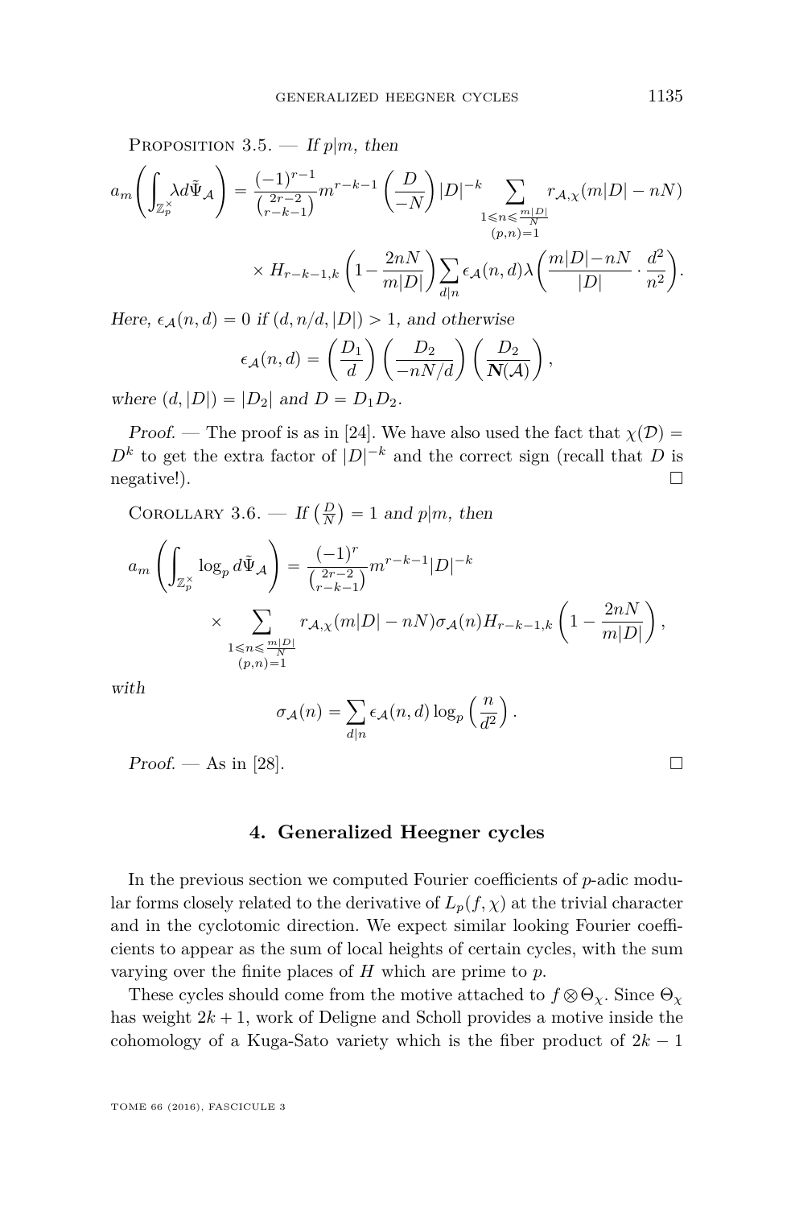Proposition 3.5. — *If $p|m$, then*

$$a_m\left(\int_{\mathbb{Z}_p^\times}\lambda d\tilde{\Psi}_{\mathcal{A}}\right)=\frac{(-1)^{r-1}}{\binom{2r-2}{r-k-1}}m^{r-k-1}\left(\frac{D}{-N}\right)|D|^{-k}\sum_{\substack{1\leqslant n\leqslant\frac{m|D|}{N}\\(p,n)=1}}r_{\mathcal{A},\chi}(m|D|-nN)$$
$$\times H_{r-k-1,k}\left(1-\frac{2nN}{m|D|}\right)\sum_{d|n}\epsilon_{\mathcal{A}}(n,d)\lambda\left(\frac{m|D|-nN}{|D|}\cdot\frac{d^2}{n^2}\right).$$

*Here, $\epsilon_{\mathcal{A}}(n,d)=0$ if $(d,n/d,|D|)>1$, and otherwise*

$$\epsilon_{\mathcal{A}}(n,d)=\left(\frac{D_1}{d}\right)\left(\frac{D_2}{-nN/d}\right)\left(\frac{D_2}{\mathbf{N}(\mathcal{A})}\right),$$

*where $(d,|D|)=|D_2|$ and $D=D_1D_2$.*

*Proof.* — The proof is as in [24]. We have also used the fact that $\chi(\mathcal{D})=D^k$ to get the extra factor of $|D|^{-k}$ and the correct sign (recall that $D$ is negative!). □

Corollary 3.6. — *If $\left(\frac{D}{N}\right)=1$ and $p|m$, then*

$$a_m\left(\int_{\mathbb{Z}_p^\times}\log_p d\tilde{\Psi}_{\mathcal{A}}\right)=\frac{(-1)^{r}}{\binom{2r-2}{r-k-1}}m^{r-k-1}|D|^{-k}$$
$$\times\sum_{\substack{1\leqslant n\leqslant\frac{m|D|}{N}\\(p,n)=1}}r_{\mathcal{A},\chi}(m|D|-nN)\sigma_{\mathcal{A}}(n)H_{r-k-1,k}\left(1-\frac{2nN}{m|D|}\right),$$

*with*

$$\sigma_{\mathcal{A}}(n)=\sum_{d|n}\epsilon_{\mathcal{A}}(n,d)\log_p\left(\frac{n}{d^2}\right).$$

*Proof.* — As in [28]. □

## 4. Generalized Heegner cycles

In the previous section we computed Fourier coefficients of $p$-adic modular forms closely related to the derivative of $L_p(f,\chi)$ at the trivial character and in the cyclotomic direction. We expect similar looking Fourier coefficients to appear as the sum of local heights of certain cycles, with the sum varying over the finite places of $H$ which are prime to $p$.

These cycles should come from the motive attached to $f\otimes\Theta_\chi$. Since $\Theta_\chi$ has weight $2k+1$, work of Deligne and Scholl provides a motive inside the cohomology of a Kuga-Sato variety which is the fiber product of $2k-1$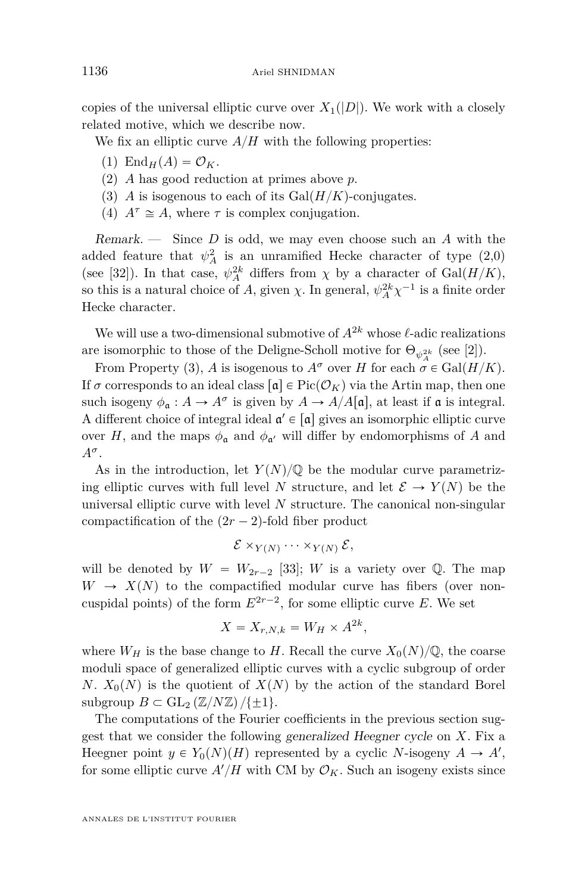copies of the universal elliptic curve over $X_1(|D|)$. We work with a closely related motive, which we describe now.

We fix an elliptic curve $A/H$ with the following properties:

1. $\mathrm{End}_H(A) = \mathcal{O}_K$.
2. $A$ has good reduction at primes above $p$.
3. $A$ is isogenous to each of its $\mathrm{Gal}(H/K)$-conjugates.
4. $A^\tau \cong A$, where $\tau$ is complex conjugation.

*Remark.* — Since $D$ is odd, we may even choose such an $A$ with the added feature that $\psi_A^2$ is an unramified Hecke character of type (2,0) (see [32]). In that case, $\psi_A^{2k}$ differs from $\chi$ by a character of $\mathrm{Gal}(H/K)$, so this is a natural choice of $A$, given $\chi$. In general, $\psi_A^{2k}\chi^{-1}$ is a finite order Hecke character.

We will use a two-dimensional submotive of $A^{2k}$ whose $\ell$-adic realizations are isomorphic to those of the Deligne-Scholl motive for $\Theta_{\psi_A^{2k}}$ (see [2]).

From Property (3), $A$ is isogenous to $A^\sigma$ over $H$ for each $\sigma \in \mathrm{Gal}(H/K)$. If $\sigma$ corresponds to an ideal class $[\mathfrak{a}] \in \mathrm{Pic}(\mathcal{O}_K)$ via the Artin map, then one such isogeny $\phi_\mathfrak{a} : A \to A^\sigma$ is given by $A \to A/A[\mathfrak{a}]$, at least if $\mathfrak{a}$ is integral. A different choice of integral ideal $\mathfrak{a}' \in [\mathfrak{a}]$ gives an isomorphic elliptic curve over $H$, and the maps $\phi_\mathfrak{a}$ and $\phi_{\mathfrak{a}'}$ will differ by endomorphisms of $A$ and $A^\sigma$.

As in the introduction, let $Y(N)/\mathbb{Q}$ be the modular curve parametrizing elliptic curves with full level $N$ structure, and let $\mathcal{E} \to Y(N)$ be the universal elliptic curve with level $N$ structure. The canonical non-singular compactification of the $(2r-2)$-fold fiber product

$$\mathcal{E} \times_{Y(N)} \cdots \times_{Y(N)} \mathcal{E},$$

will be denoted by $W = W_{2r-2}$ [33]; $W$ is a variety over $\mathbb{Q}$. The map $W \to X(N)$ to the compactified modular curve has fibers (over non-cuspidal points) of the form $E^{2r-2}$, for some elliptic curve $E$. We set

$$X = X_{r,N,k} = W_H \times A^{2k},$$

where $W_H$ is the base change to $H$. Recall the curve $X_0(N)/\mathbb{Q}$, the coarse moduli space of generalized elliptic curves with a cyclic subgroup of order $N$. $X_0(N)$ is the quotient of $X(N)$ by the action of the standard Borel subgroup $B \subset \mathrm{GL}_2(\mathbb{Z}/N\mathbb{Z})/\{\pm 1\}$.

The computations of the Fourier coefficients in the previous section suggest that we consider the following *generalized Heegner cycle* on $X$. Fix a Heegner point $y \in Y_0(N)(H)$ represented by a cyclic $N$-isogeny $A \to A'$, for some elliptic curve $A'/H$ with CM by $\mathcal{O}_K$. Such an isogeny exists since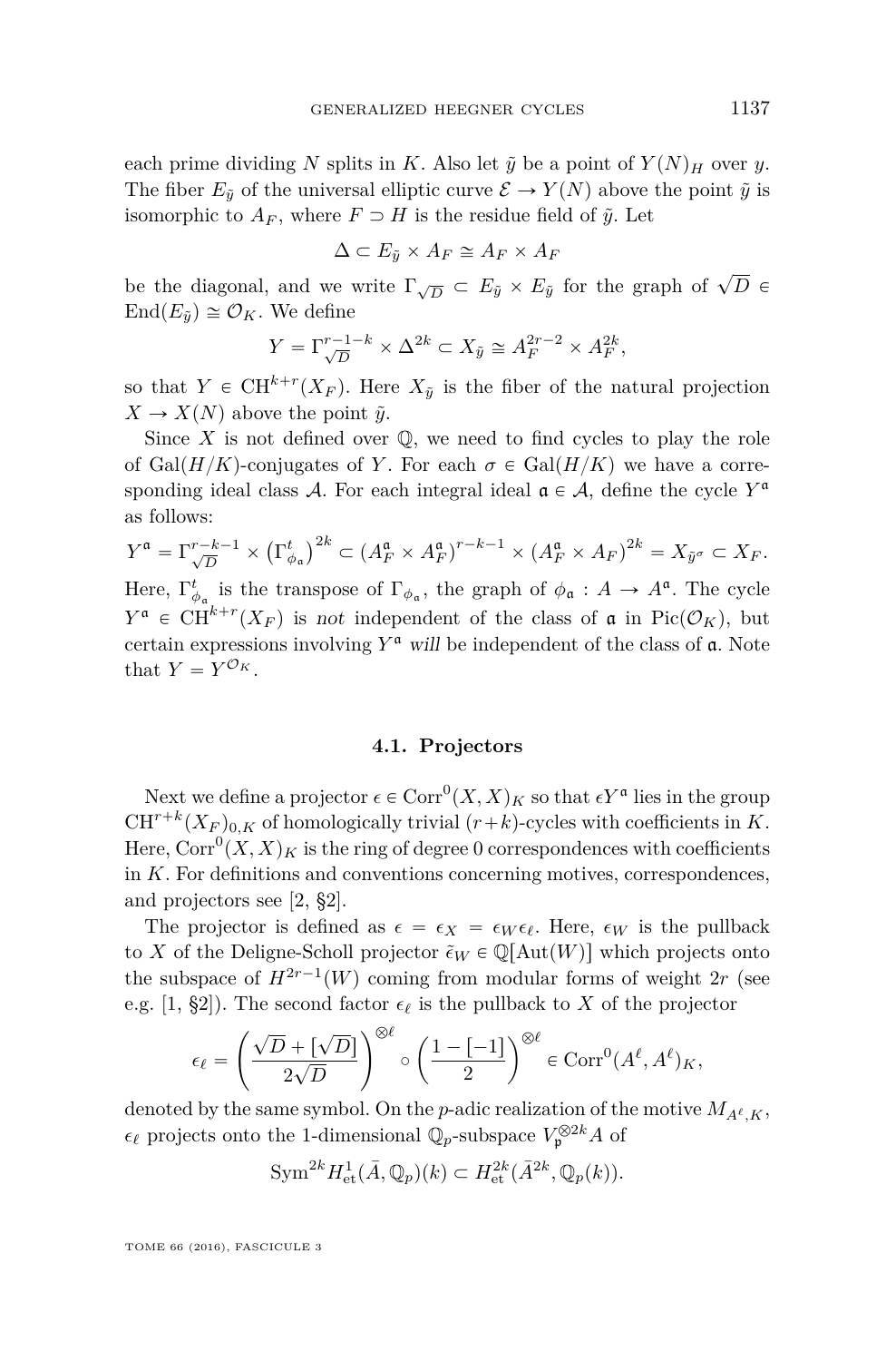each prime dividing $N$ splits in $K$. Also let $\tilde{y}$ be a point of $Y(N)_H$ over $y$. The fiber $E_{\tilde{y}}$ of the universal elliptic curve $\mathcal{E} \to Y(N)$ above the point $\tilde{y}$ is isomorphic to $A_F$, where $F \supset H$ is the residue field of $\tilde{y}$. Let

$$\Delta \subset E_{\tilde{y}} \times A_F \cong A_F \times A_F$$

be the diagonal, and we write $\Gamma_{\sqrt{D}} \subset E_{\tilde{y}} \times E_{\tilde{y}}$ for the graph of $\sqrt{D} \in \operatorname{End}(E_{\tilde{y}}) \cong \mathcal{O}_K$. We define

$$Y = \Gamma_{\sqrt{D}}^{r-1-k} \times \Delta^{2k} \subset X_{\tilde{y}} \cong A_F^{2r-2} \times A_F^{2k},$$

so that $Y \in \operatorname{CH}^{k+r}(X_F)$. Here $X_{\tilde{y}}$ is the fiber of the natural projection $X \to X(N)$ above the point $\tilde{y}$.

Since $X$ is not defined over $\mathbb{Q}$, we need to find cycles to play the role of $\operatorname{Gal}(H/K)$-conjugates of $Y$. For each $\sigma \in \operatorname{Gal}(H/K)$ we have a corresponding ideal class $\mathcal{A}$. For each integral ideal $\mathfrak{a} \in \mathcal{A}$, define the cycle $Y^{\mathfrak{a}}$ as follows:

$$Y^{\mathfrak{a}} = \Gamma_{\sqrt{D}}^{r-k-1} \times \left(\Gamma_{\phi_{\mathfrak{a}}}^{t}\right)^{2k} \subset (A_F^{\mathfrak{a}} \times A_F^{\mathfrak{a}})^{r-k-1} \times (A_F^{\mathfrak{a}} \times A_F)^{2k} = X_{\tilde{y}^{\sigma}} \subset X_F.$$

Here, $\Gamma_{\phi_{\mathfrak{a}}}^{t}$ is the transpose of $\Gamma_{\phi_{\mathfrak{a}}}$, the graph of $\phi_{\mathfrak{a}} : A \to A^{\mathfrak{a}}$. The cycle $Y^{\mathfrak{a}} \in \operatorname{CH}^{k+r}(X_F)$ is *not* independent of the class of $\mathfrak{a}$ in $\operatorname{Pic}(\mathcal{O}_K)$, but certain expressions involving $Y^{\mathfrak{a}}$ *will* be independent of the class of $\mathfrak{a}$. Note that $Y = Y^{\mathcal{O}_K}$.

### 4.1. Projectors

Next we define a projector $\epsilon \in \operatorname{Corr}^0(X, X)_K$ so that $\epsilon Y^{\mathfrak{a}}$ lies in the group $\operatorname{CH}^{r+k}(X_F)_{0,K}$ of homologically trivial $(r+k)$-cycles with coefficients in $K$. Here, $\operatorname{Corr}^0(X, X)_K$ is the ring of degree 0 correspondences with coefficients in $K$. For definitions and conventions concerning motives, correspondences, and projectors see [2, §2].

The projector is defined as $\epsilon = \epsilon_X = \epsilon_W \epsilon_\ell$. Here, $\epsilon_W$ is the pullback to $X$ of the Deligne-Scholl projector $\tilde{\epsilon}_W \in \mathbb{Q}[\operatorname{Aut}(W)]$ which projects onto the subspace of $H^{2r-1}(W)$ coming from modular forms of weight $2r$ (see e.g. [1, §2]). The second factor $\epsilon_\ell$ is the pullback to $X$ of the projector

$$\epsilon_\ell = \left(\frac{\sqrt{D} + [\sqrt{D}]}{2\sqrt{D}}\right)^{\otimes \ell} \circ \left(\frac{1 - [-1]}{2}\right)^{\otimes \ell} \in \operatorname{Corr}^0(A^\ell, A^\ell)_K,$$

denoted by the same symbol. On the $p$-adic realization of the motive $M_{A^\ell, K}$, $\epsilon_\ell$ projects onto the 1-dimensional $\mathbb{Q}_p$-subspace $V_{\mathfrak{p}}^{\otimes 2k} A$ of

$$\operatorname{Sym}^{2k} H^1_{\text{et}}(\bar{A}, \mathbb{Q}_p)(k) \subset H^{2k}_{\text{et}}(\bar{A}^{2k}, \mathbb{Q}_p(k)).$$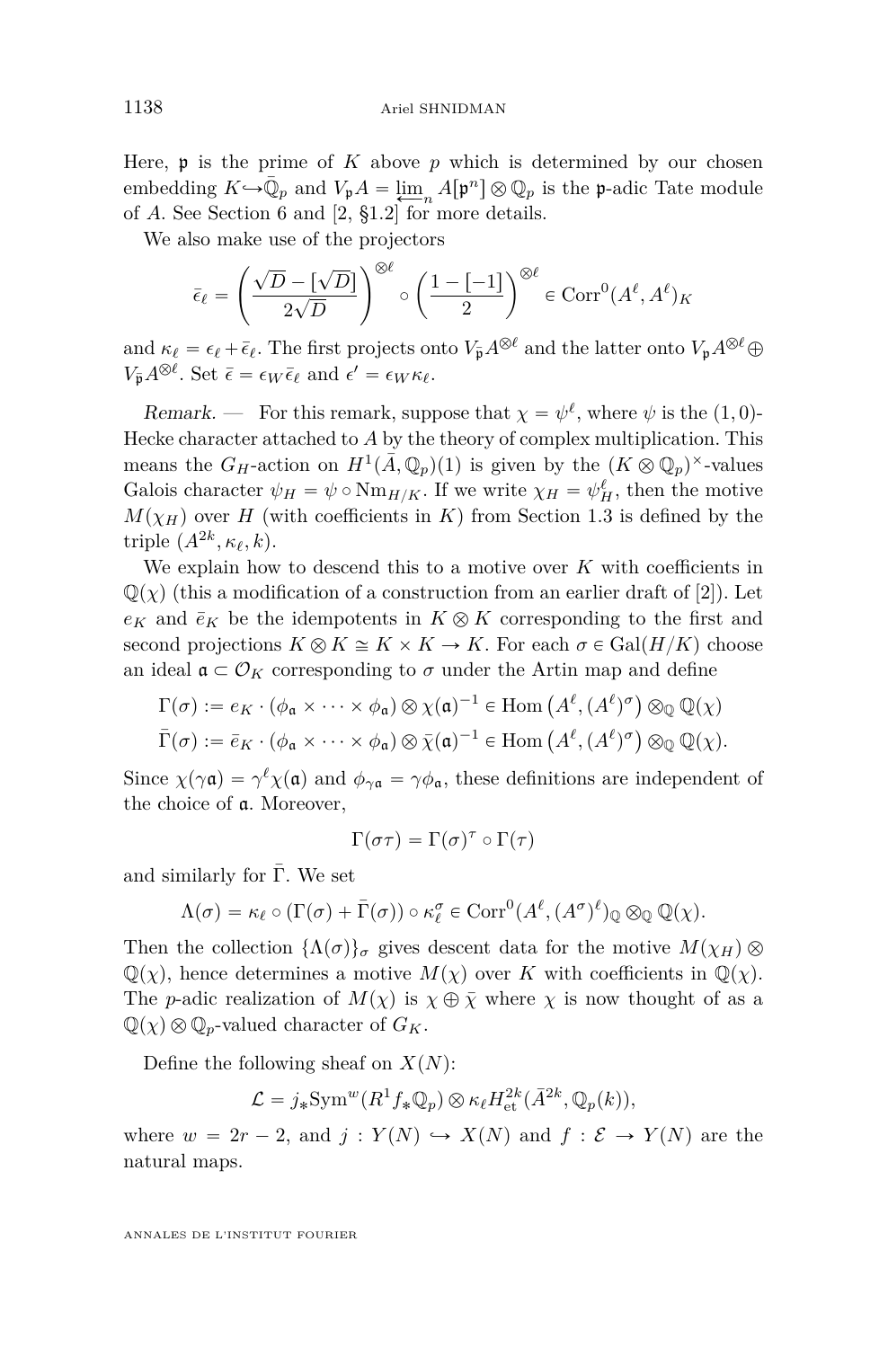Here, $\mathfrak{p}$ is the prime of $K$ above $p$ which is determined by our chosen embedding $K \hookrightarrow \bar{\mathbb{Q}}_p$ and $V_{\mathfrak{p}}A = \varprojlim_n A[\mathfrak{p}^n] \otimes \mathbb{Q}_p$ is the $\mathfrak{p}$-adic Tate module of $A$. See Section 6 and [2, §1.2] for more details.

We also make use of the projectors

$$\bar{\epsilon}_\ell = \left(\frac{\sqrt{D} - [\sqrt{D}]}{2\sqrt{D}}\right)^{\otimes \ell} \circ \left(\frac{1 - [-1]}{2}\right)^{\otimes \ell} \in \mathrm{Corr}^0(A^\ell, A^\ell)_K$$

and $\kappa_\ell = \epsilon_\ell + \bar{\epsilon}_\ell$. The first projects onto $V_{\bar{\mathfrak{p}}}A^{\otimes \ell}$ and the latter onto $V_{\mathfrak{p}}A^{\otimes \ell} \oplus V_{\bar{\mathfrak{p}}}A^{\otimes \ell}$. Set $\bar{\epsilon} = \epsilon_W \bar{\epsilon}_\ell$ and $\epsilon' = \epsilon_W \kappa_\ell$.

*Remark.* — For this remark, suppose that $\chi = \psi^\ell$, where $\psi$ is the $(1,0)$-Hecke character attached to $A$ by the theory of complex multiplication. This means the $G_H$-action on $H^1(\bar{A}, \mathbb{Q}_p)(1)$ is given by the $(K \otimes \mathbb{Q}_p)^\times$-values Galois character $\psi_H = \psi \circ \mathrm{Nm}_{H/K}$. If we write $\chi_H = \psi_H^\ell$, then the motive $M(\chi_H)$ over $H$ (with coefficients in $K$) from Section 1.3 is defined by the triple $(A^{2k}, \kappa_\ell, k)$.

We explain how to descend this to a motive over $K$ with coefficients in $\mathbb{Q}(\chi)$ (this a modification of a construction from an earlier draft of [2]). Let $e_K$ and $\bar{e}_K$ be the idempotents in $K \otimes K$ corresponding to the first and second projections $K \otimes K \cong K \times K \to K$. For each $\sigma \in \mathrm{Gal}(H/K)$ choose an ideal $\mathfrak{a} \subset \mathcal{O}_K$ corresponding to $\sigma$ under the Artin map and define

$$\Gamma(\sigma) := e_K \cdot (\phi_{\mathfrak{a}} \times \cdots \times \phi_{\mathfrak{a}}) \otimes \chi(\mathfrak{a})^{-1} \in \mathrm{Hom}\left(A^\ell, (A^\ell)^\sigma\right) \otimes_{\mathbb{Q}} \mathbb{Q}(\chi)$$

$$\bar{\Gamma}(\sigma) := \bar{e}_K \cdot (\phi_{\mathfrak{a}} \times \cdots \times \phi_{\mathfrak{a}}) \otimes \bar{\chi}(\mathfrak{a})^{-1} \in \mathrm{Hom}\left(A^\ell, (A^\ell)^\sigma\right) \otimes_{\mathbb{Q}} \mathbb{Q}(\chi).$$

Since $\chi(\gamma\mathfrak{a}) = \gamma^\ell \chi(\mathfrak{a})$ and $\phi_{\gamma\mathfrak{a}} = \gamma\phi_{\mathfrak{a}}$, these definitions are independent of the choice of $\mathfrak{a}$. Moreover,

$$\Gamma(\sigma\tau) = \Gamma(\sigma)^\tau \circ \Gamma(\tau)$$

and similarly for $\bar{\Gamma}$. We set

$$\Lambda(\sigma) = \kappa_\ell \circ (\Gamma(\sigma) + \bar{\Gamma}(\sigma)) \circ \kappa_\ell^\sigma \in \mathrm{Corr}^0(A^\ell, (A^\sigma)^\ell)_{\mathbb{Q}} \otimes_{\mathbb{Q}} \mathbb{Q}(\chi).$$

Then the collection $\{\Lambda(\sigma)\}_\sigma$ gives descent data for the motive $M(\chi_H) \otimes \mathbb{Q}(\chi)$, hence determines a motive $M(\chi)$ over $K$ with coefficients in $\mathbb{Q}(\chi)$. The $p$-adic realization of $M(\chi)$ is $\chi \oplus \bar{\chi}$ where $\chi$ is now thought of as a $\mathbb{Q}(\chi) \otimes \mathbb{Q}_p$-valued character of $G_K$.

Define the following sheaf on $X(N)$:

$$\mathcal{L} = j_* \mathrm{Sym}^w(R^1 f_* \mathbb{Q}_p) \otimes \kappa_\ell H^{2k}_{\mathrm{et}}(\bar{A}^{2k}, \mathbb{Q}_p(k)),$$

where $w = 2r - 2$, and $j : Y(N) \hookrightarrow X(N)$ and $f : \mathcal{E} \to Y(N)$ are the natural maps.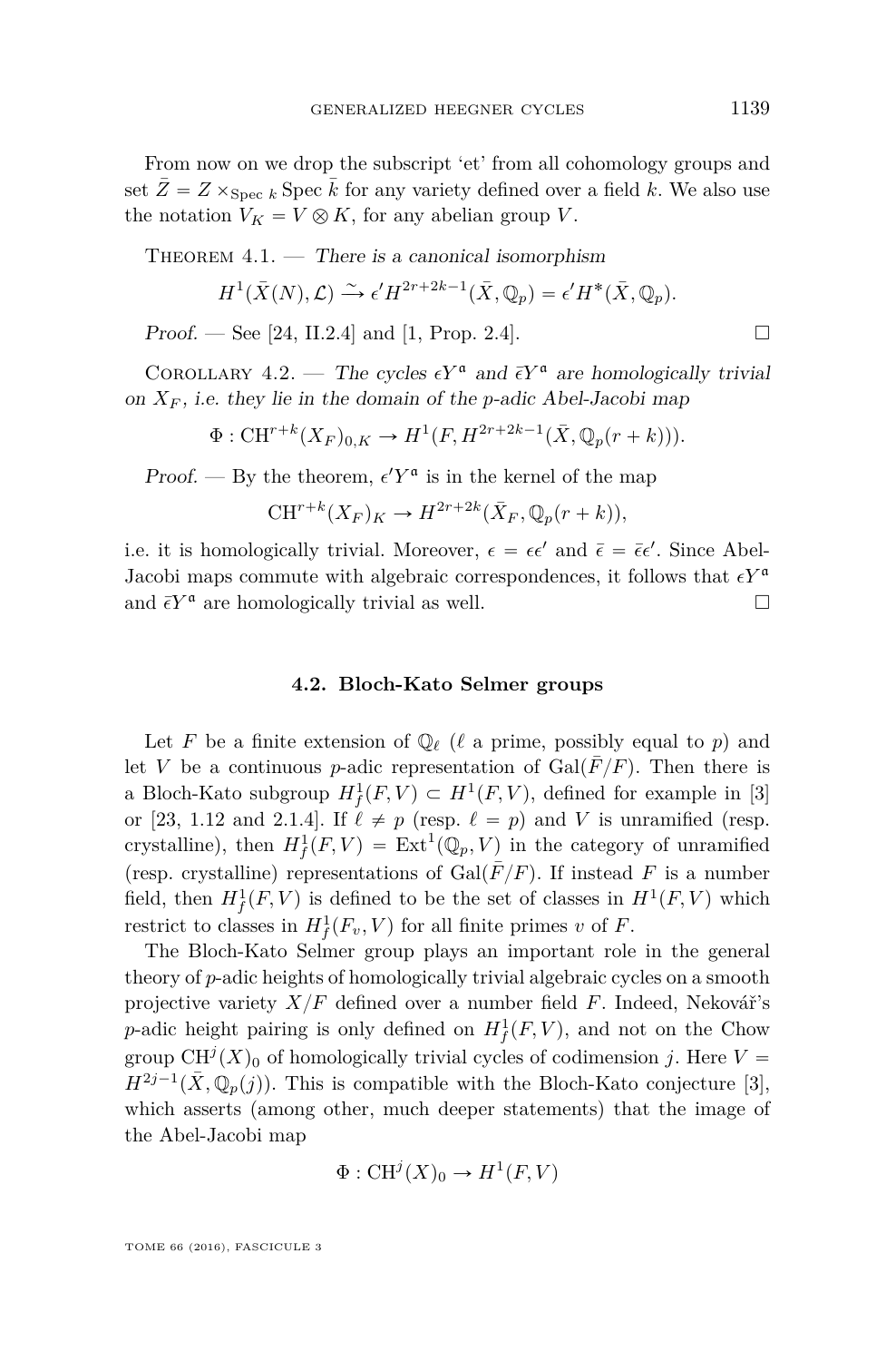From now on we drop the subscript 'et' from all cohomology groups and set $\bar{Z} = Z \times_{\operatorname{Spec} k} \operatorname{Spec} \bar{k}$ for any variety defined over a field $k$. We also use the notation $V_K = V \otimes K$, for any abelian group $V$.

Theorem 4.1. — *There is a canonical isomorphism*

$$H^1(\bar{X}(N), \mathcal{L}) \xrightarrow{\sim} \epsilon' H^{2r+2k-1}(\bar{X}, \mathbb{Q}_p) = \epsilon' H^*(\bar{X}, \mathbb{Q}_p).$$

*Proof.* — See [24, II.2.4] and [1, Prop. 2.4]. $\square$

Corollary 4.2. — *The cycles $\epsilon Y^{\mathfrak{a}}$ and $\bar{\epsilon} Y^{\mathfrak{a}}$ are homologically trivial on $X_F$, i.e. they lie in the domain of the $p$-adic Abel-Jacobi map*

$$\Phi : \mathrm{CH}^{r+k}(X_F)_{0,K} \to H^1(F, H^{2r+2k-1}(\bar{X}, \mathbb{Q}_p(r+k))).$$

*Proof.* — By the theorem, $\epsilon' Y^{\mathfrak{a}}$ is in the kernel of the map

$$\mathrm{CH}^{r+k}(X_F)_K \to H^{2r+2k}(\bar{X}_F, \mathbb{Q}_p(r+k)),$$

i.e. it is homologically trivial. Moreover, $\epsilon = \epsilon\epsilon'$ and $\bar{\epsilon} = \bar{\epsilon}\epsilon'$. Since Abel-Jacobi maps commute with algebraic correspondences, it follows that $\epsilon Y^{\mathfrak{a}}$ and $\bar{\epsilon} Y^{\mathfrak{a}}$ are homologically trivial as well. $\square$

### 4.2. Bloch-Kato Selmer groups

Let $F$ be a finite extension of $\mathbb{Q}_\ell$ ($\ell$ a prime, possibly equal to $p$) and let $V$ be a continuous $p$-adic representation of $\mathrm{Gal}(\bar{F}/F)$. Then there is a Bloch-Kato subgroup $H^1_f(F, V) \subset H^1(F, V)$, defined for example in [3] or [23, 1.12 and 2.1.4]. If $\ell \neq p$ (resp. $\ell = p$) and $V$ is unramified (resp. crystalline), then $H^1_f(F, V) = \mathrm{Ext}^1(\mathbb{Q}_p, V)$ in the category of unramified (resp. crystalline) representations of $\mathrm{Gal}(\bar{F}/F)$. If instead $F$ is a number field, then $H^1_f(F, V)$ is defined to be the set of classes in $H^1(F, V)$ which restrict to classes in $H^1_f(F_v, V)$ for all finite primes $v$ of $F$.

The Bloch-Kato Selmer group plays an important role in the general theory of $p$-adic heights of homologically trivial algebraic cycles on a smooth projective variety $X/F$ defined over a number field $F$. Indeed, Nekovář's $p$-adic height pairing is only defined on $H^1_f(F, V)$, and not on the Chow group $\mathrm{CH}^j(X)_0$ of homologically trivial cycles of codimension $j$. Here $V = H^{2j-1}(\bar{X}, \mathbb{Q}_p(j))$. This is compatible with the Bloch-Kato conjecture [3], which asserts (among other, much deeper statements) that the image of the Abel-Jacobi map

$$\Phi : \mathrm{CH}^j(X)_0 \to H^1(F, V)$$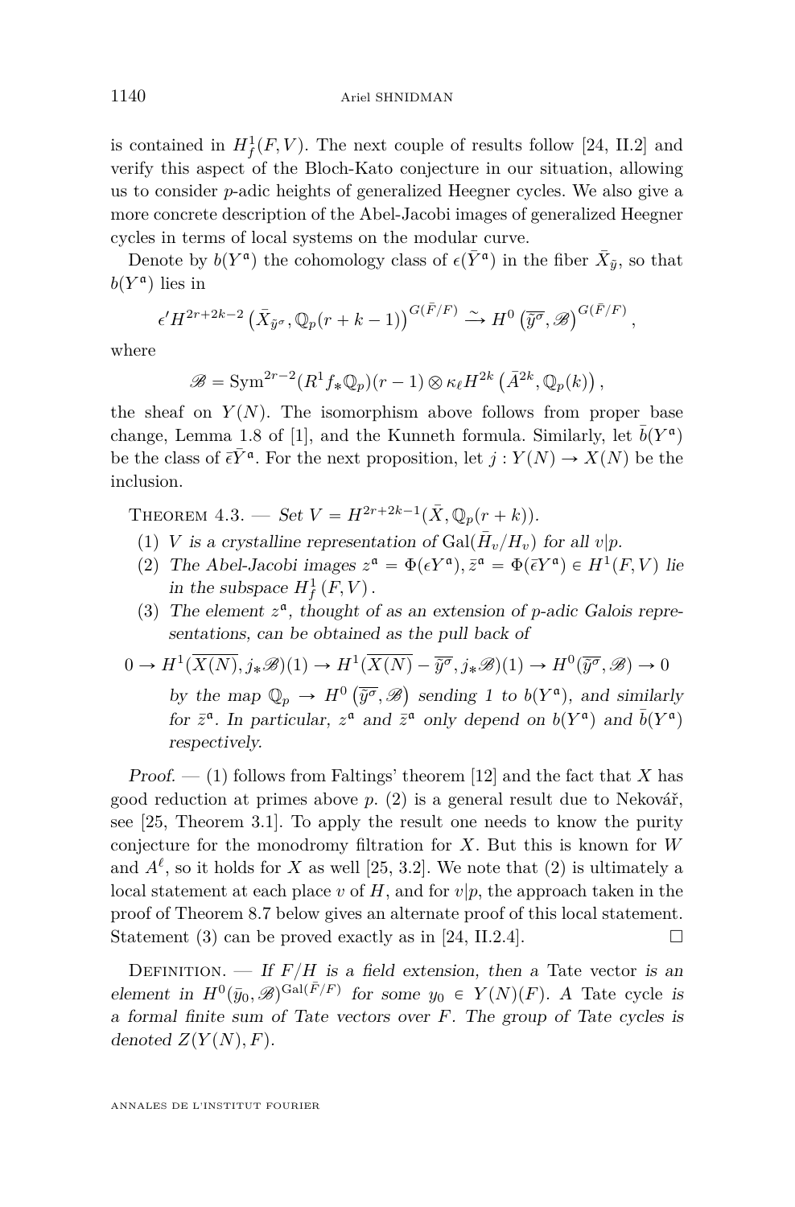is contained in $H^1_f(F,V)$. The next couple of results follow [24, II.2] and verify this aspect of the Bloch-Kato conjecture in our situation, allowing us to consider $p$-adic heights of generalized Heegner cycles. We also give a more concrete description of the Abel-Jacobi images of generalized Heegner cycles in terms of local systems on the modular curve.

Denote by $b(Y^{\mathfrak{a}})$ the cohomology class of $\epsilon(\bar{Y}^{\mathfrak{a}})$ in the fiber $\bar{X}_{\bar{y}}$, so that $b(Y^{\mathfrak{a}})$ lies in

$$\epsilon' H^{2r+2k-2}\left(\bar{X}_{\bar{y}^\sigma}, \mathbb{Q}_p(r+k-1)\right)^{G(\bar{F}/F)} \xrightarrow{\sim} H^0\left(\overline{y^\sigma}, \mathscr{B}\right)^{G(\bar{F}/F)},$$

where

$$\mathscr{B} = \mathrm{Sym}^{2r-2}(R^1 f_* \mathbb{Q}_p)(r-1) \otimes \kappa_\ell H^{2k}\left(\bar{A}^{2k}, \mathbb{Q}_p(k)\right),$$

the sheaf on $Y(N)$. The isomorphism above follows from proper base change, Lemma 1.8 of [1], and the Kunneth formula. Similarly, let $\bar{b}(Y^{\mathfrak{a}})$ be the class of $\bar{\epsilon}\bar{Y}^{\mathfrak{a}}$. For the next proposition, let $j: Y(N) \to X(N)$ be the inclusion.

Theorem 4.3. — *Set $V = H^{2r+2k-1}(\bar{X}, \mathbb{Q}_p(r+k))$.*

1. *$V$ is a crystalline representation of $\mathrm{Gal}(\bar{H}_v/H_v)$ for all $v|p$.*
2. *The Abel-Jacobi images $z^{\mathfrak{a}} = \Phi(\epsilon Y^{\mathfrak{a}}), \bar{z}^{\mathfrak{a}} = \Phi(\bar{\epsilon} Y^{\mathfrak{a}}) \in H^1(F,V)$ lie in the subspace $H^1_f(F,V)$.*
3. *The element $z^{\mathfrak{a}}$, thought of as an extension of $p$-adic Galois representations, can be obtained as the pull back of*

$$0 \to H^1(\overline{X(N)}, j_*\mathscr{B})(1) \to H^1(\overline{X(N)} - \overline{y^\sigma}, j_*\mathscr{B})(1) \to H^0(\overline{y^\sigma}, \mathscr{B}) \to 0$$

*by the map $\mathbb{Q}_p \to H^0\left(\overline{y^\sigma}, \mathscr{B}\right)$ sending 1 to $b(Y^{\mathfrak{a}})$, and similarly for $\bar{z}^{\mathfrak{a}}$. In particular, $z^{\mathfrak{a}}$ and $\bar{z}^{\mathfrak{a}}$ only depend on $b(Y^{\mathfrak{a}})$ and $\bar{b}(Y^{\mathfrak{a}})$ respectively.*

*Proof.* — (1) follows from Faltings' theorem [12] and the fact that $X$ has good reduction at primes above $p$. (2) is a general result due to Nekovář, see [25, Theorem 3.1]. To apply the result one needs to know the purity conjecture for the monodromy filtration for $X$. But this is known for $W$ and $A^\ell$, so it holds for $X$ as well [25, 3.2]. We note that (2) is ultimately a local statement at each place $v$ of $H$, and for $v|p$, the approach taken in the proof of Theorem 8.7 below gives an alternate proof of this local statement. Statement (3) can be proved exactly as in [24, II.2.4]. □

Definition. — *If $F/H$ is a field extension, then a* Tate vector *is an element in $H^0(\bar{y}_0, \mathscr{B})^{\mathrm{Gal}(\bar{F}/F)}$ for some $y_0 \in Y(N)(F)$. A* Tate cycle *is a formal finite sum of Tate vectors over $F$. The group of Tate cycles is denoted $Z(Y(N), F)$.*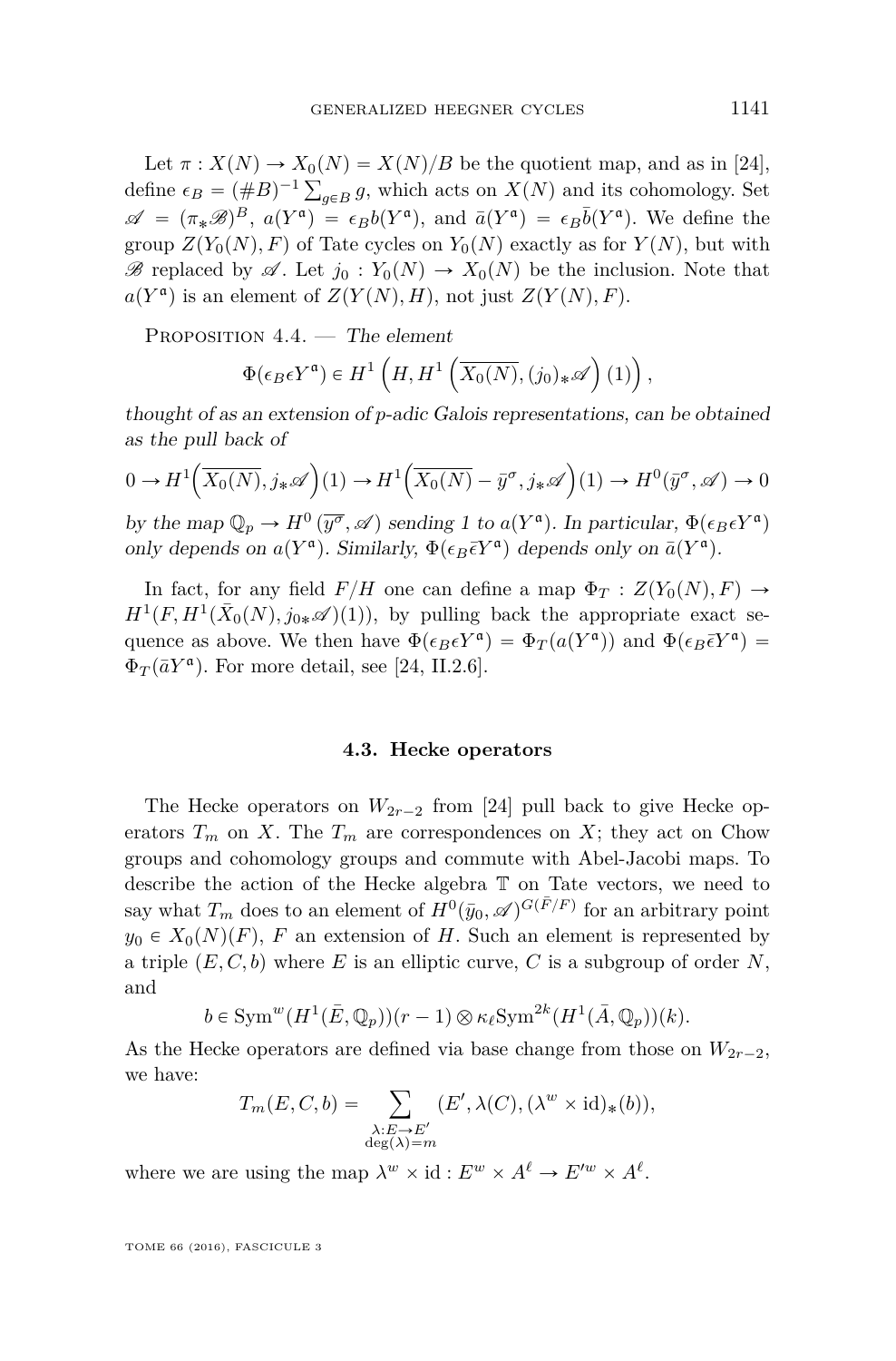Let $\pi : X(N) \to X_0(N) = X(N)/B$ be the quotient map, and as in [24], define $\epsilon_B = (\#B)^{-1} \sum_{g \in B} g$, which acts on $X(N)$ and its cohomology. Set $\mathscr{A} = (\pi_* \mathscr{B})^B$, $a(Y^{\mathfrak{a}}) = \epsilon_B b(Y^{\mathfrak{a}})$, and $\bar{a}(Y^{\mathfrak{a}}) = \epsilon_B \bar{b}(Y^{\mathfrak{a}})$. We define the group $Z(Y_0(N), F)$ of Tate cycles on $Y_0(N)$ exactly as for $Y(N)$, but with $\mathscr{B}$ replaced by $\mathscr{A}$. Let $j_0 : Y_0(N) \to X_0(N)$ be the inclusion. Note that $a(Y^{\mathfrak{a}})$ is an element of $Z(Y(N), H)$, not just $Z(Y(N), F)$.

Proposition 4.4. — *The element*

$$\Phi(\epsilon_B \epsilon Y^{\mathfrak{a}}) \in H^1\left(H, H^1\left(\overline{X_0(N)}, (j_0)_* \mathscr{A}\right)(1)\right),$$

*thought of as an extension of $p$-adic Galois representations, can be obtained as the pull back of*

$$0 \to H^1\Big(\overline{X_0(N)}, j_* \mathscr{A}\Big)(1) \to H^1\Big(\overline{X_0(N)} - \bar{y}^\sigma, j_* \mathscr{A}\Big)(1) \to H^0(\bar{y}^\sigma, \mathscr{A}) \to 0$$

*by the map $\mathbb{Q}_p \to H^0(\overline{y^\sigma}, \mathscr{A})$ sending 1 to $a(Y^{\mathfrak{a}})$. In particular, $\Phi(\epsilon_B \epsilon Y^{\mathfrak{a}})$ only depends on $a(Y^{\mathfrak{a}})$. Similarly, $\Phi(\epsilon_B \bar{\epsilon} Y^{\mathfrak{a}})$ depends only on $\bar{a}(Y^{\mathfrak{a}})$.*

In fact, for any field $F/H$ one can define a map $\Phi_T : Z(Y_0(N), F) \to H^1(F, H^1(\bar{X}_0(N), j_{0*}\mathscr{A})(1))$, by pulling back the appropriate exact sequence as above. We then have $\Phi(\epsilon_B \epsilon Y^{\mathfrak{a}}) = \Phi_T(a(Y^{\mathfrak{a}}))$ and $\Phi(\epsilon_B \bar{\epsilon} Y^{\mathfrak{a}}) = \Phi_T(\bar{a} Y^{\mathfrak{a}})$. For more detail, see [24, II.2.6].

### 4.3. Hecke operators

The Hecke operators on $W_{2r-2}$ from [24] pull back to give Hecke operators $T_m$ on $X$. The $T_m$ are correspondences on $X$; they act on Chow groups and cohomology groups and commute with Abel-Jacobi maps. To describe the action of the Hecke algebra $\mathbb{T}$ on Tate vectors, we need to say what $T_m$ does to an element of $H^0(\bar{y}_0, \mathscr{A})^{G(\bar{F}/F)}$ for an arbitrary point $y_0 \in X_0(N)(F)$, $F$ an extension of $H$. Such an element is represented by a triple $(E, C, b)$ where $E$ is an elliptic curve, $C$ is a subgroup of order $N$, and

$$b \in \mathrm{Sym}^w(H^1(\bar{E}, \mathbb{Q}_p))(r-1) \otimes \kappa_\ell \mathrm{Sym}^{2k}(H^1(\bar{A}, \mathbb{Q}_p))(k).$$

As the Hecke operators are defined via base change from those on $W_{2r-2}$, we have:

$$T_m(E, C, b) = \sum_{\substack{\lambda : E \to E' \\ \deg(\lambda) = m}} (E', \lambda(C), (\lambda^w \times \mathrm{id})_*(b)),$$

where we are using the map $\lambda^w \times \mathrm{id} : E^w \times A^\ell \to E'^w \times A^\ell$.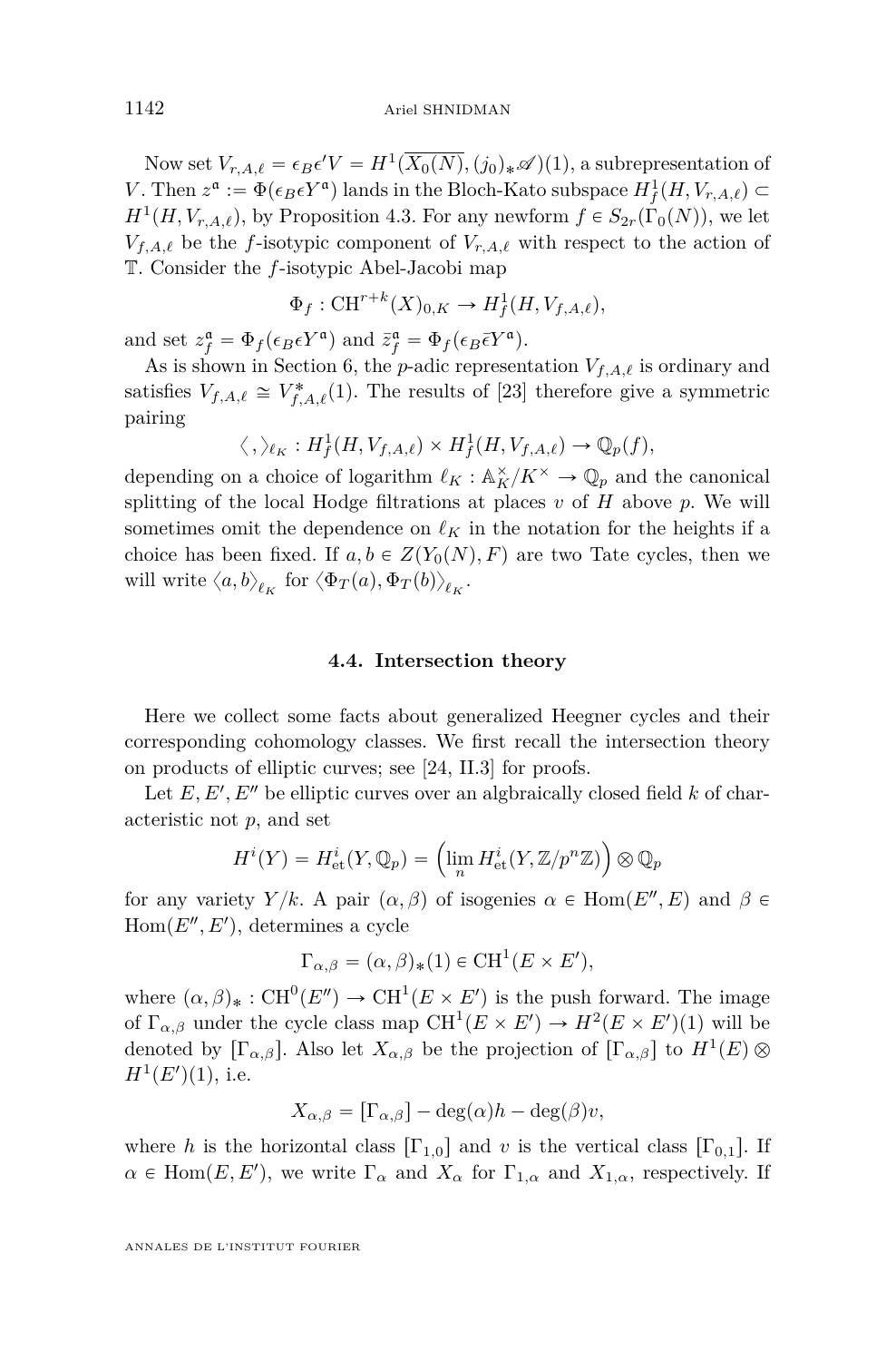Now set $V_{r,A,\ell} = \epsilon_B \epsilon' V = H^1(\overline{X_0(N)}, (j_0)_* \mathscr{A})(1)$, a subrepresentation of $V$. Then $z^{\mathfrak{a}} := \Phi(\epsilon_B \epsilon Y^{\mathfrak{a}})$ lands in the Bloch-Kato subspace $H^1_f(H, V_{r,A,\ell}) \subset H^1(H, V_{r,A,\ell})$, by Proposition 4.3. For any newform $f \in S_{2r}(\Gamma_0(N))$, we let $V_{f,A,\ell}$ be the $f$-isotypic component of $V_{r,A,\ell}$ with respect to the action of $\mathbb{T}$. Consider the $f$-isotypic Abel-Jacobi map

$$\Phi_f : \mathrm{CH}^{r+k}(X)_{0,K} \to H^1_f(H, V_{f,A,\ell}),$$

and set $z^{\mathfrak{a}}_f = \Phi_f(\epsilon_B \epsilon Y^{\mathfrak{a}})$ and $\bar{z}^{\mathfrak{a}}_f = \Phi_f(\epsilon_B \bar{\epsilon} Y^{\mathfrak{a}})$.

As is shown in Section 6, the $p$-adic representation $V_{f,A,\ell}$ is ordinary and satisfies $V_{f,A,\ell} \cong V^*_{f,A,\ell}(1)$. The results of [23] therefore give a symmetric pairing

$$\langle \, , \rangle_{\ell_K} : H^1_f(H, V_{f,A,\ell}) \times H^1_f(H, V_{f,A,\ell}) \to \mathbb{Q}_p(f),$$

depending on a choice of logarithm $\ell_K : \mathbb{A}_K^\times / K^\times \to \mathbb{Q}_p$ and the canonical splitting of the local Hodge filtrations at places $v$ of $H$ above $p$. We will sometimes omit the dependence on $\ell_K$ in the notation for the heights if a choice has been fixed. If $a, b \in Z(Y_0(N), F)$ are two Tate cycles, then we will write $\langle a, b \rangle_{\ell_K}$ for $\langle \Phi_T(a), \Phi_T(b) \rangle_{\ell_K}$.

### 4.4. Intersection theory

Here we collect some facts about generalized Heegner cycles and their corresponding cohomology classes. We first recall the intersection theory on products of elliptic curves; see [24, II.3] for proofs.

Let $E, E', E''$ be elliptic curves over an algbraically closed field $k$ of characteristic not $p$, and set

$$H^i(Y) = H^i_{\mathrm{et}}(Y, \mathbb{Q}_p) = \left( \lim_n H^i_{\mathrm{et}}(Y, \mathbb{Z}/p^n\mathbb{Z}) \right) \otimes \mathbb{Q}_p$$

for any variety $Y/k$. A pair $(\alpha, \beta)$ of isogenies $\alpha \in \mathrm{Hom}(E'', E)$ and $\beta \in \mathrm{Hom}(E'', E')$, determines a cycle

$$\Gamma_{\alpha,\beta} = (\alpha, \beta)_*(1) \in \mathrm{CH}^1(E \times E'),$$

where $(\alpha, \beta)_* : \mathrm{CH}^0(E'') \to \mathrm{CH}^1(E \times E')$ is the push forward. The image of $\Gamma_{\alpha,\beta}$ under the cycle class map $\mathrm{CH}^1(E \times E') \to H^2(E \times E')(1)$ will be denoted by $[\Gamma_{\alpha,\beta}]$. Also let $X_{\alpha,\beta}$ be the projection of $[\Gamma_{\alpha,\beta}]$ to $H^1(E) \otimes H^1(E')(1)$, i.e.

$$X_{\alpha,\beta} = [\Gamma_{\alpha,\beta}] - \deg(\alpha) h - \deg(\beta) v,$$

where $h$ is the horizontal class $[\Gamma_{1,0}]$ and $v$ is the vertical class $[\Gamma_{0,1}]$. If $\alpha \in \mathrm{Hom}(E, E')$, we write $\Gamma_\alpha$ and $X_\alpha$ for $\Gamma_{1,\alpha}$ and $X_{1,\alpha}$, respectively. If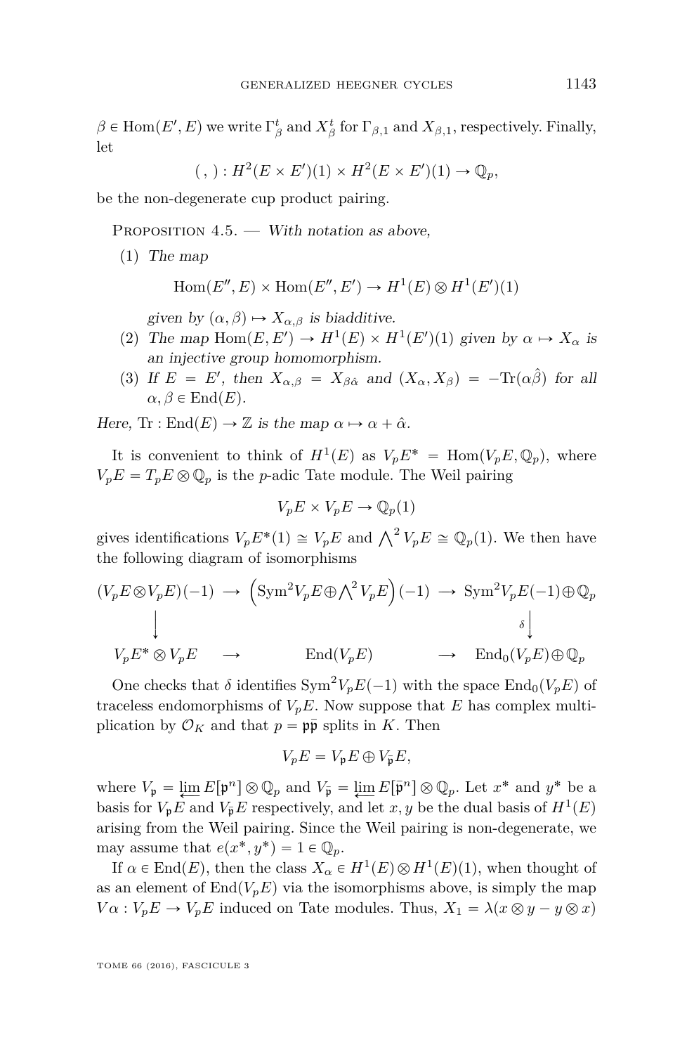$\beta \in \operatorname{Hom}(E', E)$ we write $\Gamma^t_\beta$ and $X^t_\beta$ for $\Gamma_{\beta,1}$ and $X_{\beta,1}$, respectively. Finally, let

$$( \, , \, ) : H^2(E \times E')(1) \times H^2(E \times E')(1) \to \mathbb{Q}_p,$$

be the non-degenerate cup product pairing.

Proposition 4.5. — *With notation as above,*

1. *The map*

$$\operatorname{Hom}(E'', E) \times \operatorname{Hom}(E'', E') \to H^1(E) \otimes H^1(E')(1)$$

   *given by* $(\alpha, \beta) \mapsto X_{\alpha,\beta}$ *is biadditive.*
2. *The map* $\operatorname{Hom}(E, E') \to H^1(E) \times H^1(E')(1)$ *given by* $\alpha \mapsto X_\alpha$ *is an injective group homomorphism.*
3. *If* $E = E'$, *then* $X_{\alpha,\beta} = X_{\beta\hat{\alpha}}$ *and* $(X_\alpha, X_\beta) = -\operatorname{Tr}(\alpha\hat{\beta})$ *for all* $\alpha, \beta \in \operatorname{End}(E)$.

*Here,* $\operatorname{Tr} : \operatorname{End}(E) \to \mathbb{Z}$ *is the map* $\alpha \mapsto \alpha + \hat{\alpha}$.

It is convenient to think of $H^1(E)$ as $V_pE^* = \operatorname{Hom}(V_pE, \mathbb{Q}_p)$, where $V_pE = T_pE \otimes \mathbb{Q}_p$ is the $p$-adic Tate module. The Weil pairing

$$V_pE \times V_pE \to \mathbb{Q}_p(1)$$

gives identifications $V_pE^*(1) \cong V_pE$ and $\bigwedge^2 V_pE \cong \mathbb{Q}_p(1)$. We then have the following diagram of isomorphisms

$$\begin{array}{ccccc}
(V_pE \otimes V_pE)(-1) & \longrightarrow & \left(\operatorname{Sym}^2 V_pE \oplus \bigwedge^2 V_pE\right)(-1) & \longrightarrow & \operatorname{Sym}^2 V_pE(-1) \oplus \mathbb{Q}_p \\
\big\downarrow & & & & \big\downarrow{\scriptstyle \delta} \\
V_pE^* \otimes V_pE & \longrightarrow & \operatorname{End}(V_pE) & \longrightarrow & \operatorname{End}_0(V_pE) \oplus \mathbb{Q}_p
\end{array}$$

One checks that $\delta$ identifies $\operatorname{Sym}^2 V_pE(-1)$ with the space $\operatorname{End}_0(V_pE)$ of traceless endomorphisms of $V_pE$. Now suppose that $E$ has complex multiplication by $\mathcal{O}_K$ and that $p = \mathfrak{p}\bar{\mathfrak{p}}$ splits in $K$. Then

$$V_pE = V_\mathfrak{p}E \oplus V_{\bar{\mathfrak{p}}}E,$$

where $V_\mathfrak{p} = \varprojlim E[\mathfrak{p}^n] \otimes \mathbb{Q}_p$ and $V_{\bar{\mathfrak{p}}} = \varprojlim E[\bar{\mathfrak{p}}^n] \otimes \mathbb{Q}_p$. Let $x^*$ and $y^*$ be a basis for $V_\mathfrak{p}E$ and $V_{\bar{\mathfrak{p}}}E$ respectively, and let $x, y$ be the dual basis of $H^1(E)$ arising from the Weil pairing. Since the Weil pairing is non-degenerate, we may assume that $e(x^*, y^*) = 1 \in \mathbb{Q}_p$.

If $\alpha \in \operatorname{End}(E)$, then the class $X_\alpha \in H^1(E) \otimes H^1(E)(1)$, when thought of as an element of $\operatorname{End}(V_pE)$ via the isomorphisms above, is simply the map $V\alpha : V_pE \to V_pE$ induced on Tate modules. Thus, $X_1 = \lambda(x \otimes y - y \otimes x)$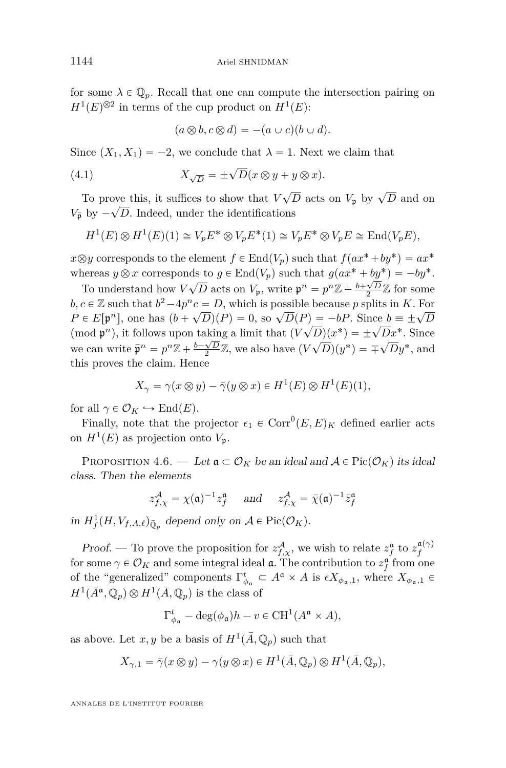for some $\lambda \in \mathbb{Q}_p$. Recall that one can compute the intersection pairing on $H^1(E)^{\otimes 2}$ in terms of the cup product on $H^1(E)$:

$$(a \otimes b, c \otimes d) = -(a \cup c)(b \cup d).$$

Since $(X_1, X_1) = -2$, we conclude that $\lambda = 1$. Next we claim that

$$X_{\sqrt{D}} = \pm\sqrt{D}(x \otimes y + y \otimes x). \tag{4.1}$$

To prove this, it suffices to show that $V\sqrt{D}$ acts on $V_{\mathfrak{p}}$ by $\sqrt{D}$ and on $V_{\bar{\mathfrak{p}}}$ by $-\sqrt{D}$. Indeed, under the identifications

$$H^1(E) \otimes H^1(E)(1) \cong V_pE^* \otimes V_pE^*(1) \cong V_pE^* \otimes V_pE \cong \operatorname{End}(V_pE),$$

$x \otimes y$ corresponds to the element $f \in \operatorname{End}(V_p)$ such that $f(ax^* + by^*) = ax^*$ whereas $y \otimes x$ corresponds to $g \in \operatorname{End}(V_p)$ such that $g(ax^* + by^*) = -by^*$.

To understand how $V\sqrt{D}$ acts on $V_{\mathfrak{p}}$, write $\mathfrak{p}^n = p^n\mathbb{Z} + \frac{b+\sqrt{D}}{2}\mathbb{Z}$ for some $b, c \in \mathbb{Z}$ such that $b^2 - 4p^nc = D$, which is possible because $p$ splits in $K$. For $P \in E[\mathfrak{p}^n]$, one has $(b + \sqrt{D})(P) = 0$, so $\sqrt{D}(P) = -bP$. Since $b \equiv \pm\sqrt{D} \pmod{\mathfrak{p}^n}$, it follows upon taking a limit that $(V\sqrt{D})(x^*) = \pm\sqrt{D}x^*$. Since we can write $\bar{\mathfrak{p}}^n = p^n\mathbb{Z} + \frac{b-\sqrt{D}}{2}\mathbb{Z}$, we also have $(V\sqrt{D})(y^*) = \mp\sqrt{D}y^*$, and this proves the claim. Hence

$$X_\gamma = \gamma(x \otimes y) - \bar{\gamma}(y \otimes x) \in H^1(E) \otimes H^1(E)(1),$$

for all $\gamma \in \mathcal{O}_K \hookrightarrow \operatorname{End}(E)$.

Finally, note that the projector $\epsilon_1 \in \operatorname{Corr}^0(E, E)_K$ defined earlier acts on $H^1(E)$ as projection onto $V_{\mathfrak{p}}$.

Proposition 4.6. — *Let $\mathfrak{a} \subset \mathcal{O}_K$ be an ideal and $\mathcal{A} \in \operatorname{Pic}(\mathcal{O}_K)$ its ideal class. Then the elements*

$$z_{f,\chi}^{\mathcal{A}} = \chi(\mathfrak{a})^{-1} z_f^{\mathfrak{a}} \quad \text{and} \quad z_{f,\bar{\chi}}^{\mathcal{A}} = \bar{\chi}(\mathfrak{a})^{-1} \bar{z}_f^{\mathfrak{a}}$$

*in $H^1_f(H, V_{f,A,\ell})_{\bar{\mathbb{Q}}_p}$ depend only on $\mathcal{A} \in \operatorname{Pic}(\mathcal{O}_K)$.*

*Proof.* — To prove the proposition for $z_{f,\chi}^{\mathcal{A}}$, we wish to relate $z_f^{\mathfrak{a}}$ to $z_f^{\mathfrak{a}(\gamma)}$ for some $\gamma \in \mathcal{O}_K$ and some integral ideal $\mathfrak{a}$. The contribution to $z_f^{\mathfrak{a}}$ from one of the "generalized" components $\Gamma^t_{\phi_{\mathfrak{a}}} \subset A^{\mathfrak{a}} \times A$ is $\epsilon X_{\phi_{\mathfrak{a}},1}$, where $X_{\phi_{\mathfrak{a}},1} \in H^1(\bar{A}^{\mathfrak{a}}, \mathbb{Q}_p) \otimes H^1(\bar{A}, \mathbb{Q}_p)$ is the class of

$$\Gamma^t_{\phi_{\mathfrak{a}}} - \deg(\phi_{\mathfrak{a}})h - v \in \operatorname{CH}^1(A^{\mathfrak{a}} \times A),$$

as above. Let $x, y$ be a basis of $H^1(\bar{A}, \mathbb{Q}_p)$ such that

$$X_{\gamma,1} = \bar{\gamma}(x \otimes y) - \gamma(y \otimes x) \in H^1(\bar{A}, \mathbb{Q}_p) \otimes H^1(\bar{A}, \mathbb{Q}_p),$$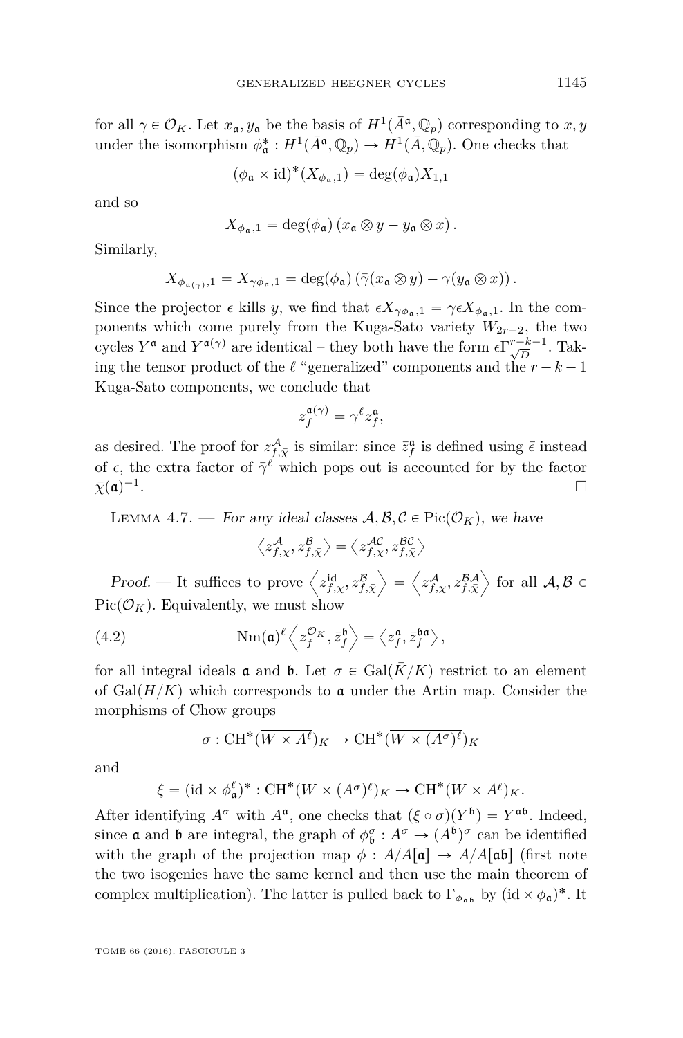for all $\gamma \in \mathcal{O}_K$. Let $x_\mathfrak{a}, y_\mathfrak{a}$ be the basis of $H^1(\bar{A}^\mathfrak{a}, \mathbb{Q}_p)$ corresponding to $x, y$ under the isomorphism $\phi_\mathfrak{a}^* : H^1(\bar{A}^\mathfrak{a}, \mathbb{Q}_p) \to H^1(\bar{A}, \mathbb{Q}_p)$. One checks that

$$(\phi_\mathfrak{a} \times \mathrm{id})^*(X_{\phi_\mathfrak{a},1}) = \deg(\phi_\mathfrak{a}) X_{1,1}$$

and so

$$X_{\phi_\mathfrak{a},1} = \deg(\phi_\mathfrak{a}) \left(x_\mathfrak{a} \otimes y - y_\mathfrak{a} \otimes x\right).$$

Similarly,

$$X_{\phi_{\mathfrak{a}(\gamma)},1} = X_{\gamma\phi_\mathfrak{a},1} = \deg(\phi_\mathfrak{a}) \left(\bar{\gamma}(x_\mathfrak{a} \otimes y) - \gamma(y_\mathfrak{a} \otimes x)\right).$$

Since the projector $\epsilon$ kills $y$, we find that $\epsilon X_{\gamma\phi_\mathfrak{a},1} = \gamma \epsilon X_{\phi_\mathfrak{a},1}$. In the components which come purely from the Kuga-Sato variety $W_{2r-2}$, the two cycles $Y^\mathfrak{a}$ and $Y^{\mathfrak{a}(\gamma)}$ are identical – they both have the form $\epsilon \Gamma_{\sqrt{D}}^{r-k-1}$. Taking the tensor product of the $\ell$ "generalized" components and the $r-k-1$ Kuga-Sato components, we conclude that

$$z_f^{\mathfrak{a}(\gamma)} = \gamma^\ell z_f^\mathfrak{a},$$

as desired. The proof for $z_{f,\bar{\chi}}^\mathcal{A}$ is similar: since $\bar{z}_f^\mathfrak{a}$ is defined using $\bar{\epsilon}$ instead of $\epsilon$, the extra factor of $\bar{\gamma}^\ell$ which pops out is accounted for by the factor $\bar{\chi}(\mathfrak{a})^{-1}$. □

Lemma 4.7. — *For any ideal classes $\mathcal{A}, \mathcal{B}, \mathcal{C} \in \mathrm{Pic}(\mathcal{O}_K)$, we have*

$$\left\langle z_{f,\chi}^\mathcal{A}, z_{f,\bar{\chi}}^\mathcal{B} \right\rangle = \left\langle z_{f,\chi}^{\mathcal{AC}}, z_{f,\bar{\chi}}^{\mathcal{BC}} \right\rangle$$

*Proof.* — It suffices to prove $\left\langle z_{f,\chi}^{\mathrm{id}}, z_{f,\bar{\chi}}^\mathcal{B} \right\rangle = \left\langle z_{f,\chi}^\mathcal{A}, z_{f,\bar{\chi}}^{\mathcal{BA}} \right\rangle$ for all $\mathcal{A}, \mathcal{B} \in \mathrm{Pic}(\mathcal{O}_K)$. Equivalently, we must show

$$\mathrm{Nm}(\mathfrak{a})^\ell \left\langle z_f^{\mathcal{O}_K}, \bar{z}_f^\mathfrak{b} \right\rangle = \left\langle z_f^\mathfrak{a}, \bar{z}_f^{\mathfrak{ba}} \right\rangle, \tag{4.2}$$

for all integral ideals $\mathfrak{a}$ and $\mathfrak{b}$. Let $\sigma \in \mathrm{Gal}(\bar{K}/K)$ restrict to an element of $\mathrm{Gal}(H/K)$ which corresponds to $\mathfrak{a}$ under the Artin map. Consider the morphisms of Chow groups

$$\sigma : \mathrm{CH}^*(\overline{W \times A^\ell})_K \to \mathrm{CH}^*(\overline{W \times (A^\sigma)^\ell})_K$$

and

$$\xi = (\mathrm{id} \times \phi_\mathfrak{a}^\ell)^* : \mathrm{CH}^*(\overline{W \times (A^\sigma)^\ell})_K \to \mathrm{CH}^*(\overline{W \times A^\ell})_K.$$

After identifying $A^\sigma$ with $A^\mathfrak{a}$, one checks that $(\xi \circ \sigma)(Y^\mathfrak{b}) = Y^{\mathfrak{ab}}$. Indeed, since $\mathfrak{a}$ and $\mathfrak{b}$ are integral, the graph of $\phi_\mathfrak{b}^\sigma : A^\sigma \to (A^\mathfrak{b})^\sigma$ can be identified with the graph of the projection map $\phi : A/A[\mathfrak{a}] \to A/A[\mathfrak{ab}]$ (first note the two isogenies have the same kernel and then use the main theorem of complex multiplication). The latter is pulled back to $\Gamma_{\phi_{\mathfrak{ab}}}$ by $(\mathrm{id} \times \phi_\mathfrak{a})^*$. It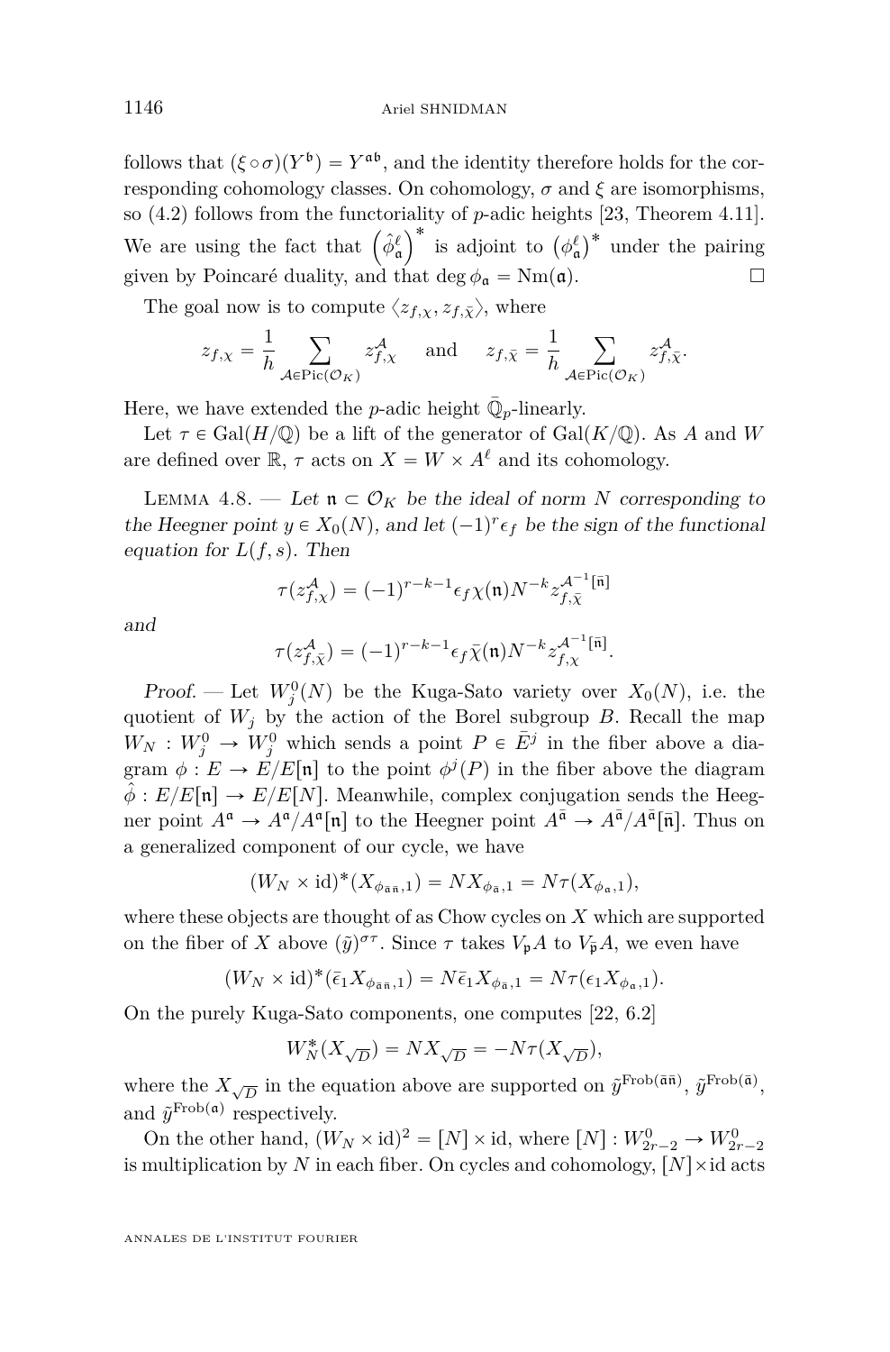follows that $(\xi \circ \sigma)(Y^{\mathfrak{b}}) = Y^{\mathfrak{a}\mathfrak{b}}$, and the identity therefore holds for the corresponding cohomology classes. On cohomology, $\sigma$ and $\xi$ are isomorphisms, so (4.2) follows from the functoriality of $p$-adic heights [23, Theorem 4.11]. We are using the fact that $\left(\hat{\phi}_{\mathfrak{a}}^{\ell}\right)^*$ is adjoint to $\left(\phi_{\mathfrak{a}}^{\ell}\right)^*$ under the pairing given by Poincaré duality, and that $\deg \phi_{\mathfrak{a}} = \mathrm{Nm}(\mathfrak{a})$. □

The goal now is to compute $\langle z_{f,\chi}, z_{f,\bar{\chi}}\rangle$, where

$$z_{f,\chi} = \frac{1}{h}\sum_{\mathcal{A}\in \mathrm{Pic}(\mathcal{O}_K)} z_{f,\chi}^{\mathcal{A}} \quad \text{and} \quad z_{f,\bar{\chi}} = \frac{1}{h}\sum_{\mathcal{A}\in \mathrm{Pic}(\mathcal{O}_K)} z_{f,\bar{\chi}}^{\mathcal{A}}.$$

Here, we have extended the $p$-adic height $\bar{\mathbb{Q}}_p$-linearly.

Let $\tau \in \mathrm{Gal}(H/\mathbb{Q})$ be a lift of the generator of $\mathrm{Gal}(K/\mathbb{Q})$. As $A$ and $W$ are defined over $\mathbb{R}$, $\tau$ acts on $X = W \times A^{\ell}$ and its cohomology.

Lemma 4.8. — *Let $\mathfrak{n} \subset \mathcal{O}_K$ be the ideal of norm $N$ corresponding to the Heegner point $y \in X_0(N)$, and let $(-1)^r\epsilon_f$ be the sign of the functional equation for $L(f,s)$. Then*

$$\tau(z_{f,\chi}^{\mathcal{A}}) = (-1)^{r-k-1}\epsilon_f\chi(\mathfrak{n})N^{-k}z_{f,\bar{\chi}}^{\mathcal{A}^{-1}[\bar{\mathfrak{n}}]}$$

*and*

$$\tau(z_{f,\bar{\chi}}^{\mathcal{A}}) = (-1)^{r-k-1}\epsilon_f\bar{\chi}(\mathfrak{n})N^{-k}z_{f,\chi}^{\mathcal{A}^{-1}[\bar{\mathfrak{n}}]}.$$

*Proof.* — Let $W_j^0(N)$ be the Kuga-Sato variety over $X_0(N)$, i.e. the quotient of $W_j$ by the action of the Borel subgroup $B$. Recall the map $W_N : W_j^0 \to W_j^0$ which sends a point $P \in \bar{E}^j$ in the fiber above a diagram $\phi : E \to E/E[\mathfrak{n}]$ to the point $\phi^j(P)$ in the fiber above the diagram $\hat{\phi} : E/E[\mathfrak{n}] \to E/E[N]$. Meanwhile, complex conjugation sends the Heegner point $A^{\mathfrak{a}} \to A^{\mathfrak{a}}/A^{\mathfrak{a}}[\mathfrak{n}]$ to the Heegner point $A^{\bar{\mathfrak{a}}} \to A^{\bar{\mathfrak{a}}}/A^{\bar{\mathfrak{a}}}[\bar{\mathfrak{n}}]$. Thus on a generalized component of our cycle, we have

$$(W_N \times \mathrm{id})^*(X_{\phi_{\bar{\mathfrak{a}}\bar{\mathfrak{n}}},1}) = NX_{\phi_{\bar{\mathfrak{a}}},1} = N\tau(X_{\phi_{\mathfrak{a}},1}),$$

where these objects are thought of as Chow cycles on $X$ which are supported on the fiber of $X$ above $(\tilde{y})^{\sigma\tau}$. Since $\tau$ takes $V_{\mathfrak{p}}A$ to $V_{\bar{\mathfrak{p}}}A$, we even have

$$(W_N \times \mathrm{id})^*(\bar{\epsilon}_1X_{\phi_{\bar{\mathfrak{a}}\bar{\mathfrak{n}}},1}) = N\bar{\epsilon}_1X_{\phi_{\bar{\mathfrak{a}}},1} = N\tau(\epsilon_1X_{\phi_{\mathfrak{a}},1}).$$

On the purely Kuga-Sato components, one computes [22, 6.2]

$$W_N^*(X_{\sqrt{D}}) = NX_{\sqrt{D}} = -N\tau(X_{\sqrt{D}}),$$

where the $X_{\sqrt{D}}$ in the equation above are supported on $\tilde{y}^{\mathrm{Frob}(\bar{\mathfrak{a}}\bar{\mathfrak{n}})}$, $\tilde{y}^{\mathrm{Frob}(\bar{\mathfrak{a}})}$, and $\tilde{y}^{\mathrm{Frob}(\mathfrak{a})}$ respectively.

On the other hand, $(W_N \times \mathrm{id})^2 = [N] \times \mathrm{id}$, where $[N] : W_{2r-2}^0 \to W_{2r-2}^0$ is multiplication by $N$ in each fiber. On cycles and cohomology, $[N]\times\mathrm{id}$ acts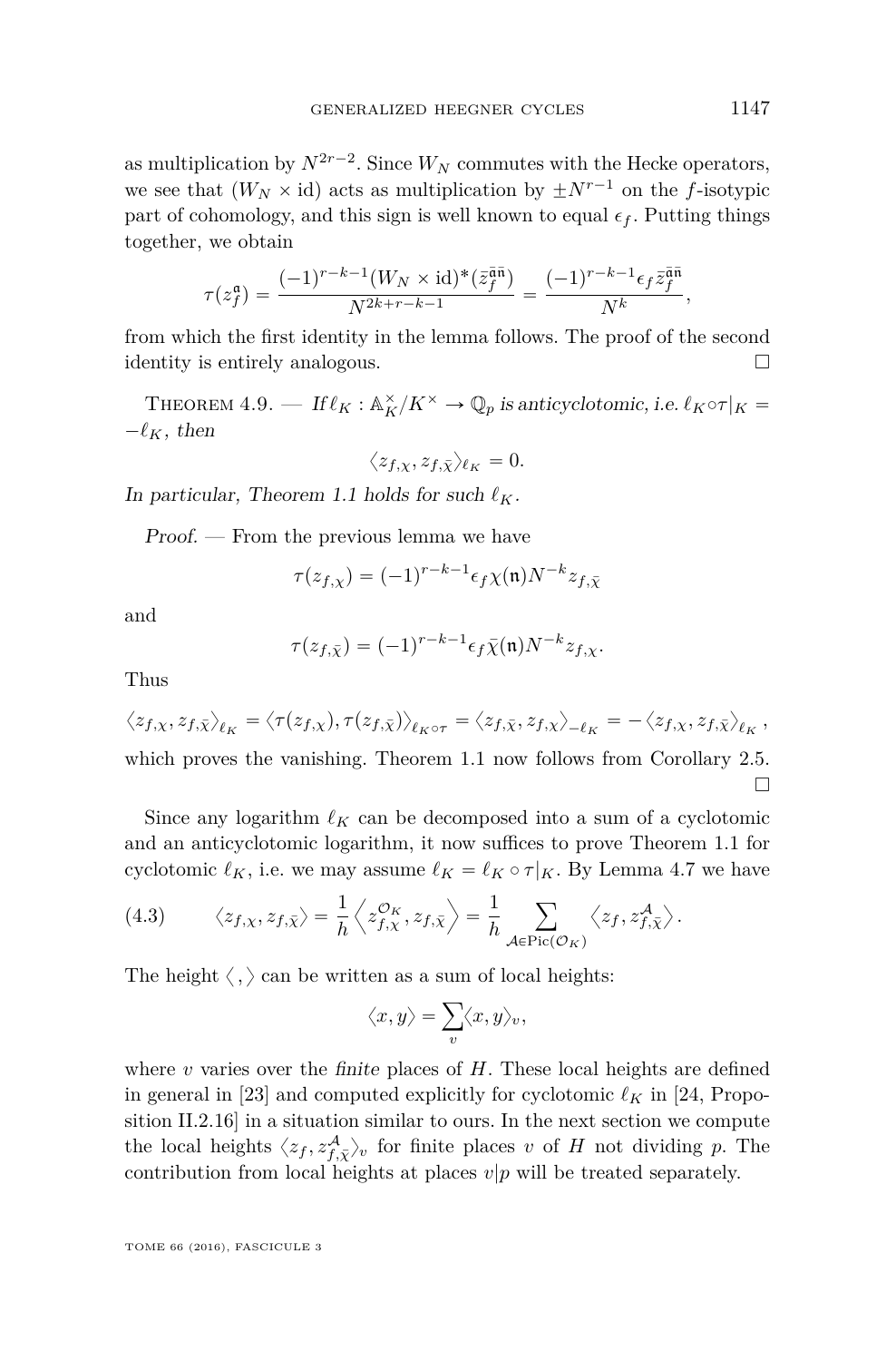as multiplication by $N^{2r-2}$. Since $W_N$ commutes with the Hecke operators, we see that $(W_N \times \mathrm{id})$ acts as multiplication by $\pm N^{r-1}$ on the $f$-isotypic part of cohomology, and this sign is well known to equal $\epsilon_f$. Putting things together, we obtain

$$\tau(z_f^{\mathfrak{a}}) = \frac{(-1)^{r-k-1}(W_N \times \mathrm{id})^*(\bar{z}_f^{\bar{\mathfrak{a}}\bar{\mathfrak{n}}})}{N^{2k+r-k-1}} = \frac{(-1)^{r-k-1}\epsilon_f \bar{z}_f^{\bar{\mathfrak{a}}\bar{\mathfrak{n}}}}{N^k},$$

from which the first identity in the lemma follows. The proof of the second identity is entirely analogous. □

Theorem 4.9. — *If $\ell_K : \mathbb{A}_K^\times/K^\times \to \mathbb{Q}_p$ is anticyclotomic, i.e. $\ell_K \circ \tau|_K = -\ell_K$, then*

$$\langle z_{f,\chi}, z_{f,\bar{\chi}} \rangle_{\ell_K} = 0.$$

*In particular, Theorem 1.1 holds for such $\ell_K$.*

*Proof*. — From the previous lemma we have

$$\tau(z_{f,\chi}) = (-1)^{r-k-1}\epsilon_f \chi(\mathfrak{n}) N^{-k} z_{f,\bar{\chi}}$$

and

$$\tau(z_{f,\bar{\chi}}) = (-1)^{r-k-1}\epsilon_f \bar{\chi}(\mathfrak{n}) N^{-k} z_{f,\chi}.$$

Thus

$$\langle z_{f,\chi}, z_{f,\bar{\chi}} \rangle_{\ell_K} = \langle \tau(z_{f,\chi}), \tau(z_{f,\bar{\chi}}) \rangle_{\ell_K \circ \tau} = \langle z_{f,\bar{\chi}}, z_{f,\chi} \rangle_{-\ell_K} = -\langle z_{f,\chi}, z_{f,\bar{\chi}} \rangle_{\ell_K},$$

which proves the vanishing. Theorem 1.1 now follows from Corollary 2.5. □

Since any logarithm $\ell_K$ can be decomposed into a sum of a cyclotomic and an anticyclotomic logarithm, it now suffices to prove Theorem 1.1 for cyclotomic $\ell_K$, i.e. we may assume $\ell_K = \ell_K \circ \tau|_K$. By Lemma 4.7 we have

$$\langle z_{f,\chi}, z_{f,\bar{\chi}} \rangle = \frac{1}{h} \left\langle z_{f,\chi}^{\mathcal{O}_K}, z_{f,\bar{\chi}} \right\rangle = \frac{1}{h} \sum_{\mathcal{A} \in \mathrm{Pic}(\mathcal{O}_K)} \left\langle z_f, z_{f,\bar{\chi}}^{\mathcal{A}} \right\rangle. \tag{4.3}$$

The height $\langle \, , \rangle$ can be written as a sum of local heights:

$$\langle x, y \rangle = \sum_v \langle x, y \rangle_v,$$

where $v$ varies over the *finite* places of $H$. These local heights are defined in general in [23] and computed explicitly for cyclotomic $\ell_K$ in [24, Proposition II.2.16] in a situation similar to ours. In the next section we compute the local heights $\langle z_f, z_{f,\bar{\chi}}^{\mathcal{A}} \rangle_v$ for finite places $v$ of $H$ not dividing $p$. The contribution from local heights at places $v|p$ will be treated separately.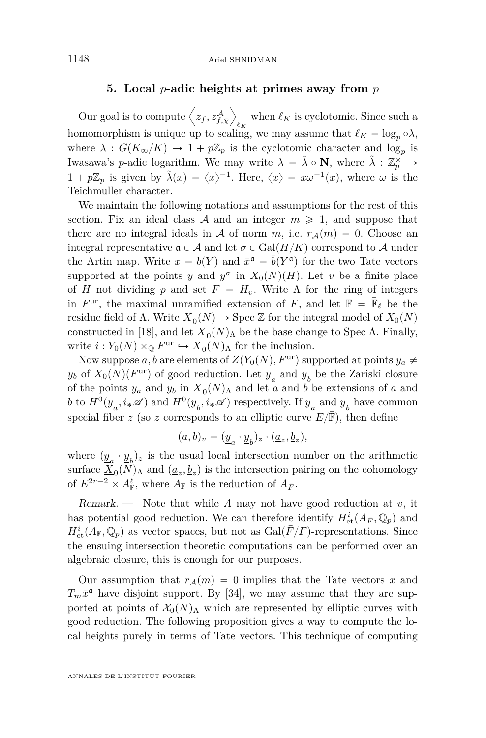## 5. Local $p$-adic heights at primes away from $p$

Our goal is to compute $\left\langle z_f, z^{\mathcal{A}}_{f,\bar{\chi}} \right\rangle_{\ell_K}$ when $\ell_K$ is cyclotomic. Since such a homomorphism is unique up to scaling, we may assume that $\ell_K = \log_p \circ \lambda$, where $\lambda : G(K_\infty/K) \to 1 + p\mathbb{Z}_p$ is the cyclotomic character and $\log_p$ is Iwasawa's $p$-adic logarithm. We may write $\lambda = \tilde{\lambda} \circ \mathbf{N}$, where $\tilde{\lambda} : \mathbb{Z}_p^\times \to 1 + p\mathbb{Z}_p$ is given by $\tilde{\lambda}(x) = \langle x \rangle^{-1}$. Here, $\langle x \rangle = x\omega^{-1}(x)$, where $\omega$ is the Teichmuller character.

We maintain the following notations and assumptions for the rest of this section. Fix an ideal class $\mathcal{A}$ and an integer $m \geqslant 1$, and suppose that there are no integral ideals in $\mathcal{A}$ of norm $m$, i.e. $r_{\mathcal{A}}(m) = 0$. Choose an integral representative $\mathfrak{a} \in \mathcal{A}$ and let $\sigma \in \mathrm{Gal}(H/K)$ correspond to $\mathcal{A}$ under the Artin map. Write $x = b(Y)$ and $\bar{x}^{\mathfrak{a}} = \bar{b}(Y^{\mathfrak{a}})$ for the two Tate vectors supported at the points $y$ and $y^\sigma$ in $X_0(N)(H)$. Let $v$ be a finite place of $H$ not dividing $p$ and set $F = H_v$. Write $\Lambda$ for the ring of integers in $F^{\mathrm{ur}}$, the maximal unramified extension of $F$, and let $\mathbb{F} = \bar{\mathbb{F}}_\ell$ be the residue field of $\Lambda$. Write $\underline{X}_0(N) \to \mathrm{Spec}\, \mathbb{Z}$ for the integral model of $X_0(N)$ constructed in [18], and let $\underline{X}_0(N)_\Lambda$ be the base change to $\mathrm{Spec}\, \Lambda$. Finally, write $i : Y_0(N) \times_{\mathbb{Q}} F^{\mathrm{ur}} \hookrightarrow \underline{X}_0(N)_\Lambda$ for the inclusion.

Now suppose $a, b$ are elements of $Z(Y_0(N), F^{\mathrm{ur}})$ supported at points $y_a \neq y_b$ of $X_0(N)(F^{\mathrm{ur}})$ of good reduction. Let $\underline{y}_a$ and $\underline{y}_b$ be the Zariski closure of the points $y_a$ and $y_b$ in $\underline{X}_0(N)_\Lambda$ and let $\underline{a}$ and $\underline{b}$ be extensions of $a$ and $b$ to $H^0(\underline{y}_a, i_*\mathscr{A})$ and $H^0(\underline{y}_b, i_*\mathscr{A})$ respectively. If $\underline{y}_a$ and $\underline{y}_b$ have common special fiber $z$ (so $z$ corresponds to an elliptic curve $E/\bar{\mathbb{F}}$), then define

$$(a, b)_v = (\underline{y}_a \cdot \underline{y}_b)_z \cdot (\underline{a}_z, \underline{b}_z),$$

where $(\underline{y}_a \cdot \underline{y}_b)_z$ is the usual local intersection number on the arithmetic surface $\underline{X}_0(N)_\Lambda$ and $(\underline{a}_z, \underline{b}_z)$ is the intersection pairing on the cohomology of $E^{2r-2} \times A^\ell_{\mathbb{F}}$, where $A_{\mathbb{F}}$ is the reduction of $A_{\bar{F}}$.

*Remark.* — Note that while $A$ may not have good reduction at $v$, it has potential good reduction. We can therefore identify $H^i_{\mathrm{et}}(A_{\bar{F}}, \mathbb{Q}_p)$ and $H^i_{\mathrm{et}}(A_{\mathbb{F}}, \mathbb{Q}_p)$ as vector spaces, but not as $\mathrm{Gal}(\bar{F}/F)$-representations. Since the ensuing intersection theoretic computations can be performed over an algebraic closure, this is enough for our purposes.

Our assumption that $r_{\mathcal{A}}(m) = 0$ implies that the Tate vectors $x$ and $T_m\bar{x}^{\mathfrak{a}}$ have disjoint support. By [34], we may assume that they are supported at points of $\mathcal{X}_0(N)_\Lambda$ which are represented by elliptic curves with good reduction. The following proposition gives a way to compute the local heights purely in terms of Tate vectors. This technique of computing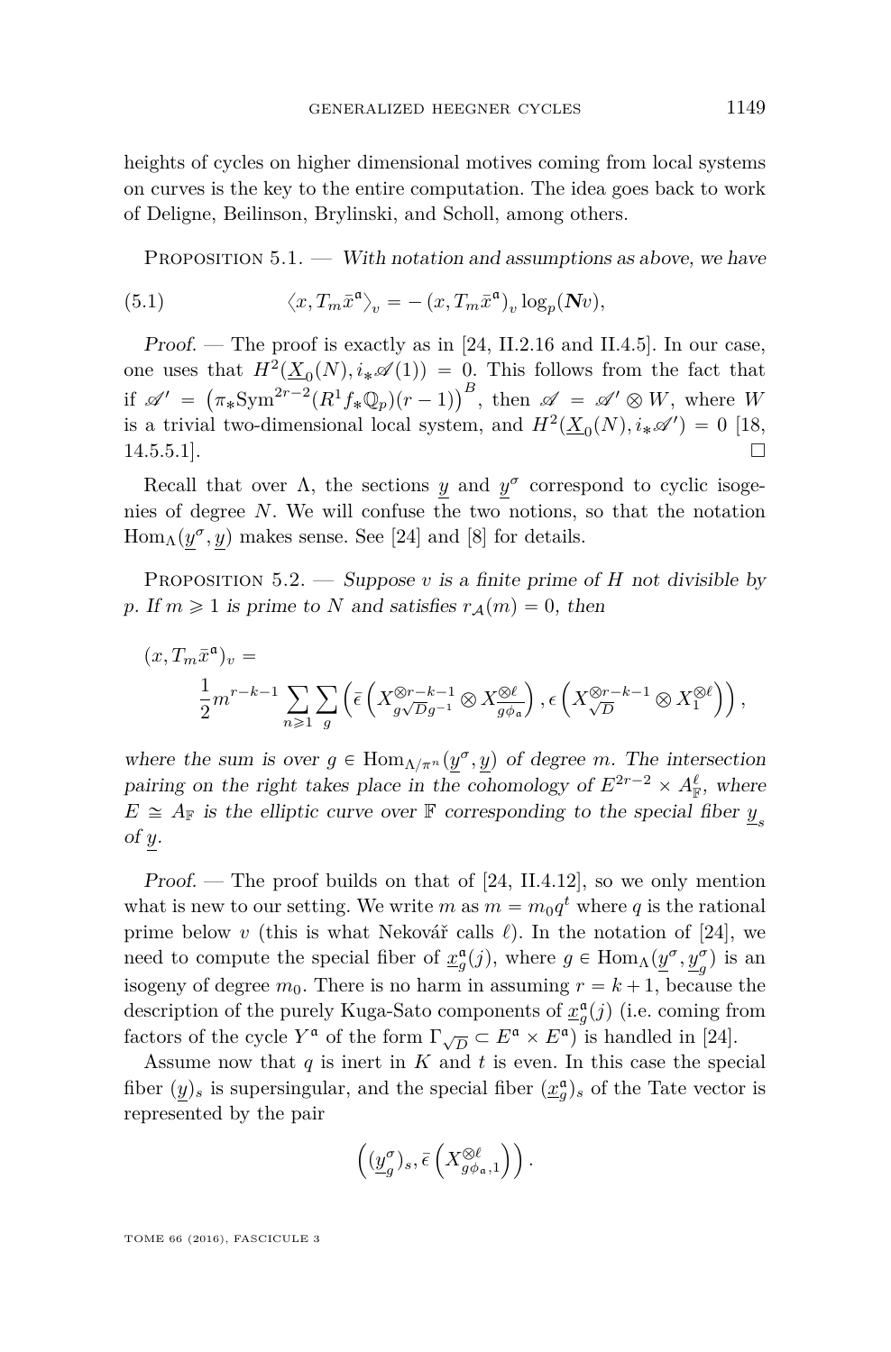heights of cycles on higher dimensional motives coming from local systems on curves is the key to the entire computation. The idea goes back to work of Deligne, Beilinson, Brylinski, and Scholl, among others.

Proposition 5.1. — *With notation and assumptions as above, we have*

$$\langle x, T_m \bar{x}^{\mathfrak{a}}\rangle_v = -\left(x, T_m \bar{x}^{\mathfrak{a}}\right)_v \log_p(\boldsymbol{N}v), \tag{5.1}$$

*Proof.* — The proof is exactly as in [24, II.2.16 and II.4.5]. In our case, one uses that $H^2(\underline{X}_0(N), i_*\mathscr{A}(1)) = 0$. This follows from the fact that if $\mathscr{A}' = \left(\pi_*\mathrm{Sym}^{2r-2}(R^1 f_* \mathbb{Q}_p)(r-1)\right)^B$, then $\mathscr{A} = \mathscr{A}' \otimes W$, where $W$ is a trivial two-dimensional local system, and $H^2(\underline{X}_0(N), i_*\mathscr{A}') = 0$ [18, 14.5.5.1]. □

Recall that over $\Lambda$, the sections $\underline{y}$ and $\underline{y}^\sigma$ correspond to cyclic isogenies of degree $N$. We will confuse the two notions, so that the notation $\mathrm{Hom}_\Lambda(\underline{y}^\sigma, \underline{y})$ makes sense. See [24] and [8] for details.

Proposition 5.2. — *Suppose $v$ is a finite prime of $H$ not divisible by $p$. If $m \geqslant 1$ is prime to $N$ and satisfies $r_{\mathcal{A}}(m) = 0$, then*

$$(x, T_m \bar{x}^{\mathfrak{a}})_v = \frac{1}{2} m^{r-k-1} \sum_{n \geqslant 1} \sum_{g} \left(\bar{\epsilon}\left(X_{g\sqrt{D}g^{-1}}^{\otimes r-k-1} \otimes X_{g\phi_{\mathfrak{a}}}^{\otimes \ell}\right), \epsilon\left(X_{\sqrt{D}}^{\otimes r-k-1} \otimes X_1^{\otimes \ell}\right)\right),$$

*where the sum is over $g \in \mathrm{Hom}_{\Lambda/\pi^n}(\underline{y}^\sigma, \underline{y})$ of degree $m$. The intersection pairing on the right takes place in the cohomology of $E^{2r-2} \times A_{\mathbb{F}}^\ell$, where $E \cong A_{\mathbb{F}}$ is the elliptic curve over $\mathbb{F}$ corresponding to the special fiber $\underline{y}_s$ of $\underline{y}$.*

*Proof.* — The proof builds on that of [24, II.4.12], so we only mention what is new to our setting. We write $m$ as $m = m_0 q^t$ where $q$ is the rational prime below $v$ (this is what Nekovář calls $\ell$). In the notation of [24], we need to compute the special fiber of $\underline{x}_g^{\mathfrak{a}}(j)$, where $g \in \mathrm{Hom}_\Lambda(\underline{y}^\sigma, \underline{y}_g^\sigma)$ is an isogeny of degree $m_0$. There is no harm in assuming $r = k+1$, because the description of the purely Kuga-Sato components of $\underline{x}_g^{\mathfrak{a}}(j)$ (i.e. coming from factors of the cycle $Y^{\mathfrak{a}}$ of the form $\Gamma_{\sqrt{D}} \subset E^{\mathfrak{a}} \times E^{\mathfrak{a}}$) is handled in [24].

Assume now that $q$ is inert in $K$ and $t$ is even. In this case the special fiber $(\underline{y})_s$ is supersingular, and the special fiber $(\underline{x}_g^{\mathfrak{a}})_s$ of the Tate vector is represented by the pair

$$\left((\underline{y}_g^\sigma)_s, \bar{\epsilon}\left(X_{g\phi_{\mathfrak{a}},1}^{\otimes \ell}\right)\right).$$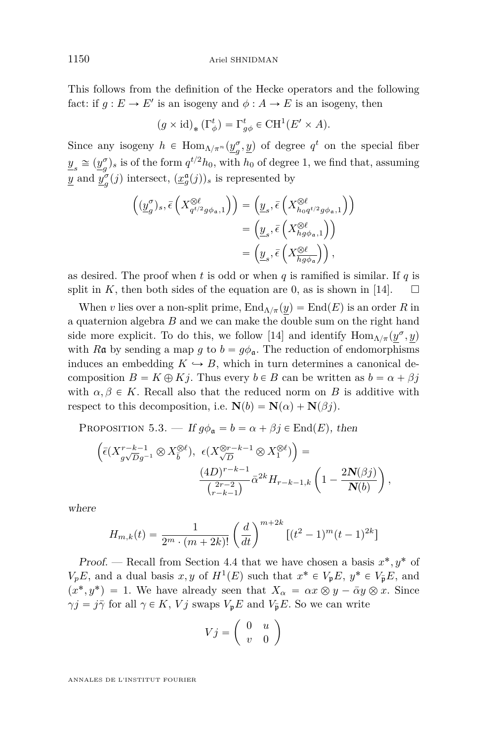This follows from the definition of the Hecke operators and the following fact: if $g : E \to E'$ is an isogeny and $\phi : A \to E$ is an isogeny, then

$$(g \times \mathrm{id})_* \left(\Gamma^t_\phi\right) = \Gamma^t_{g\phi} \in \mathrm{CH}^1(E' \times A).$$

Since any isogeny $h \in \mathrm{Hom}_{\Lambda/\pi^n}(\underline{y}^\sigma_g, \underline{y})$ of degree $q^t$ on the special fiber $\underline{y}_s \cong (\underline{y}^\sigma_g)_s$ is of the form $q^{t/2}h_0$, with $h_0$ of degree 1, we find that, assuming $\underline{y}$ and $\underline{y}^\sigma_g(j)$ intersect, $(\underline{x}^{\mathfrak{a}}_g(j))_s$ is represented by

$$\begin{aligned}
\left((\underline{y}^\sigma_g)_s, \bar{\epsilon}\left(X^{\otimes \ell}_{q^{t/2}g\phi_{\mathfrak{a}},1}\right)\right) &= \left(\underline{y}_s, \bar{\epsilon}\left(X^{\otimes \ell}_{h_0 q^{t/2}g\phi_{\mathfrak{a}},1}\right)\right) \\
&= \left(\underline{y}_s, \bar{\epsilon}\left(X^{\otimes \ell}_{hg\phi_{\mathfrak{a}},1}\right)\right) \\
&= \left(\underline{y}_s, \bar{\epsilon}\left(X^{\otimes \ell}_{\overline{hg\phi_{\mathfrak{a}}}}\right)\right),
\end{aligned}$$

as desired. The proof when $t$ is odd or when $q$ is ramified is similar. If $q$ is split in $K$, then both sides of the equation are 0, as is shown in [14]. $\square$

When $v$ lies over a non-split prime, $\mathrm{End}_{\Lambda/\pi}(\underline{y}) = \mathrm{End}(E)$ is an order $R$ in a quaternion algebra $B$ and we can make the double sum on the right hand side more explicit. To do this, we follow [14] and identify $\mathrm{Hom}_{\Lambda/\pi}(\underline{y}^\sigma, \underline{y})$ with $R\mathfrak{a}$ by sending a map $g$ to $b = g\phi_{\mathfrak{a}}$. The reduction of endomorphisms induces an embedding $K \hookrightarrow B$, which in turn determines a canonical decomposition $B = K \oplus Kj$. Thus every $b \in B$ can be written as $b = \alpha + \beta j$ with $\alpha, \beta \in K$. Recall also that the reduced norm on $B$ is additive with respect to this decomposition, i.e. $\mathbf{N}(b) = \mathbf{N}(\alpha) + \mathbf{N}(\beta j)$.

Proposition 5.3. — *If $g\phi_{\mathfrak{a}} = b = \alpha + \beta j \in \mathrm{End}(E)$, then*

$$\left(\bar{\epsilon}(X^{r-k-1}_{g\sqrt{D}g^{-1}} \otimes X^{\otimes \ell}_{\bar{b}}),\ \epsilon(X^{\otimes r-k-1}_{\sqrt{D}} \otimes X^{\otimes \ell}_1)\right) = \frac{(4D)^{r-k-1}}{\binom{2r-2}{r-k-1}} \bar{\alpha}^{2k} H_{r-k-1,k}\left(1 - \frac{2\mathbf{N}(\beta j)}{\mathbf{N}(b)}\right),$$

*where*

$$H_{m,k}(t) = \frac{1}{2^m \cdot (m+2k)!}\left(\frac{d}{dt}\right)^{m+2k}\left[(t^2-1)^m(t-1)^{2k}\right]$$

*Proof.* — Recall from Section 4.4 that we have chosen a basis $x^*, y^*$ of $V_pE$, and a dual basis $x, y$ of $H^1(E)$ such that $x^* \in V_{\mathfrak{p}}E$, $y^* \in V_{\bar{\mathfrak{p}}}E$, and $(x^*, y^*) = 1$. We have already seen that $X_\alpha = \alpha x \otimes y - \bar{\alpha} y \otimes x$. Since $\gamma j = j\bar{\gamma}$ for all $\gamma \in K$, $Vj$ swaps $V_{\mathfrak{p}}E$ and $V_{\bar{\mathfrak{p}}}E$. So we can write

$$Vj = \begin{pmatrix} 0 & u \\ v & 0 \end{pmatrix}$$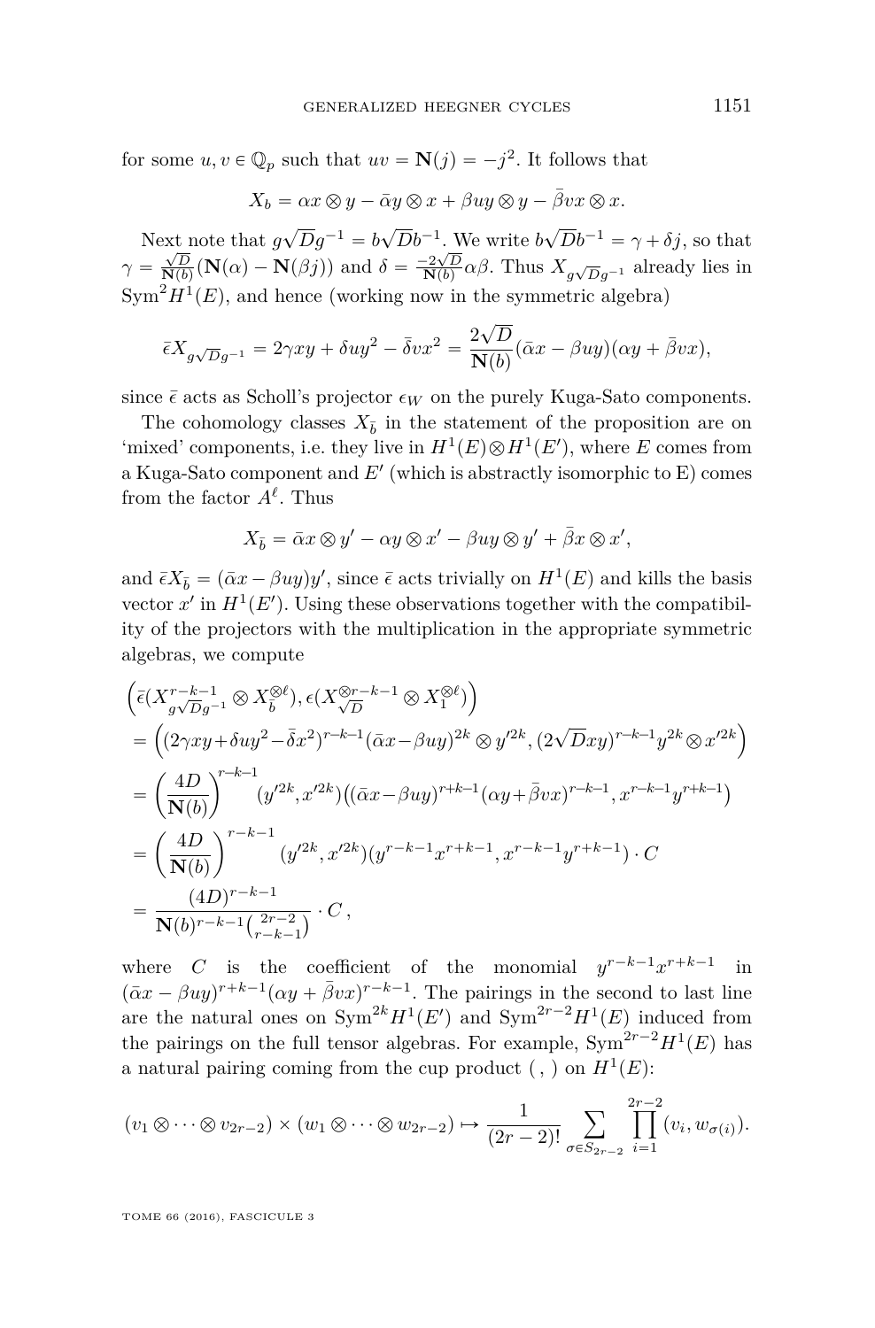for some $u, v \in \mathbb{Q}_p$ such that $uv = \mathbf{N}(j) = -j^2$. It follows that

$$X_b = \alpha x \otimes y - \bar{\alpha} y \otimes x + \beta u y \otimes y - \bar{\beta} v x \otimes x.$$

Next note that $g\sqrt{D}g^{-1} = b\sqrt{D}b^{-1}$. We write $b\sqrt{D}b^{-1} = \gamma + \delta j$, so that $\gamma = \frac{\sqrt{D}}{\mathbf{N}(b)}(\mathbf{N}(\alpha) - \mathbf{N}(\beta j))$ and $\delta = \frac{-2\sqrt{D}}{\mathbf{N}(b)}\alpha\beta$. Thus $X_{g\sqrt{D}g^{-1}}$ already lies in $\mathrm{Sym}^2 H^1(E)$, and hence (working now in the symmetric algebra)

$$\bar{\epsilon} X_{g\sqrt{D}g^{-1}} = 2\gamma xy + \delta u y^2 - \bar{\delta} v x^2 = \frac{2\sqrt{D}}{\mathbf{N}(b)}(\bar{\alpha} x - \beta u y)(\alpha y + \bar{\beta} v x),$$

since $\bar{\epsilon}$ acts as Scholl's projector $\epsilon_W$ on the purely Kuga-Sato components.

The cohomology classes $X_{\bar{b}}$ in the statement of the proposition are on 'mixed' components, i.e. they live in $H^1(E) \otimes H^1(E')$, where $E$ comes from a Kuga-Sato component and $E'$ (which is abstractly isomorphic to E) comes from the factor $A^\ell$. Thus

$$X_{\bar{b}} = \bar{\alpha} x \otimes y' - \alpha y \otimes x' - \beta u y \otimes y' + \bar{\beta} x \otimes x',$$

and $\bar{\epsilon} X_{\bar{b}} = (\bar{\alpha} x - \beta u y) y'$, since $\bar{\epsilon}$ acts trivially on $H^1(E)$ and kills the basis vector $x'$ in $H^1(E')$. Using these observations together with the compatibility of the projectors with the multiplication in the appropriate symmetric algebras, we compute

$$\begin{aligned}
&\Big(\bar{\epsilon}(X^{r-k-1}_{g\sqrt{D}g^{-1}} \otimes X_{\bar{b}}^{\otimes \ell}), \epsilon(X_{\sqrt{D}}^{\otimes r-k-1} \otimes X_1^{\otimes \ell})\Big) \\
&= \Big((2\gamma xy + \delta u y^2 - \bar{\delta} x^2)^{r-k-1}(\bar{\alpha} x - \beta u y)^{2k} \otimes y'^{2k}, (2\sqrt{D}xy)^{r-k-1} y^{2k} \otimes x'^{2k}\Big) \\
&= \left(\frac{4D}{\mathbf{N}(b)}\right)^{r-k-1} (y'^{2k}, x'^{2k}) \big((\bar{\alpha} x - \beta u y)^{r+k-1}(\alpha y + \bar{\beta} v x)^{r-k-1}, x^{r-k-1} y^{r+k-1}\big) \\
&= \left(\frac{4D}{\mathbf{N}(b)}\right)^{r-k-1} (y'^{2k}, x'^{2k})(y^{r-k-1} x^{r+k-1}, x^{r-k-1} y^{r+k-1}) \cdot C \\
&= \frac{(4D)^{r-k-1}}{\mathbf{N}(b)^{r-k-1}\binom{2r-2}{r-k-1}} \cdot C\,,
\end{aligned}$$

where $C$ is the coefficient of the monomial $y^{r-k-1} x^{r+k-1}$ in $(\bar{\alpha} x - \beta u y)^{r+k-1}(\alpha y + \bar{\beta} v x)^{r-k-1}$. The pairings in the second to last line are the natural ones on $\mathrm{Sym}^{2k} H^1(E')$ and $\mathrm{Sym}^{2r-2} H^1(E)$ induced from the pairings on the full tensor algebras. For example, $\mathrm{Sym}^{2r-2} H^1(E)$ has a natural pairing coming from the cup product $(\, , \,)$ on $H^1(E)$:

$$(v_1 \otimes \cdots \otimes v_{2r-2}) \times (w_1 \otimes \cdots \otimes w_{2r-2}) \mapsto \frac{1}{(2r-2)!} \sum_{\sigma \in S_{2r-2}} \prod_{i=1}^{2r-2} (v_i, w_{\sigma(i)}).$$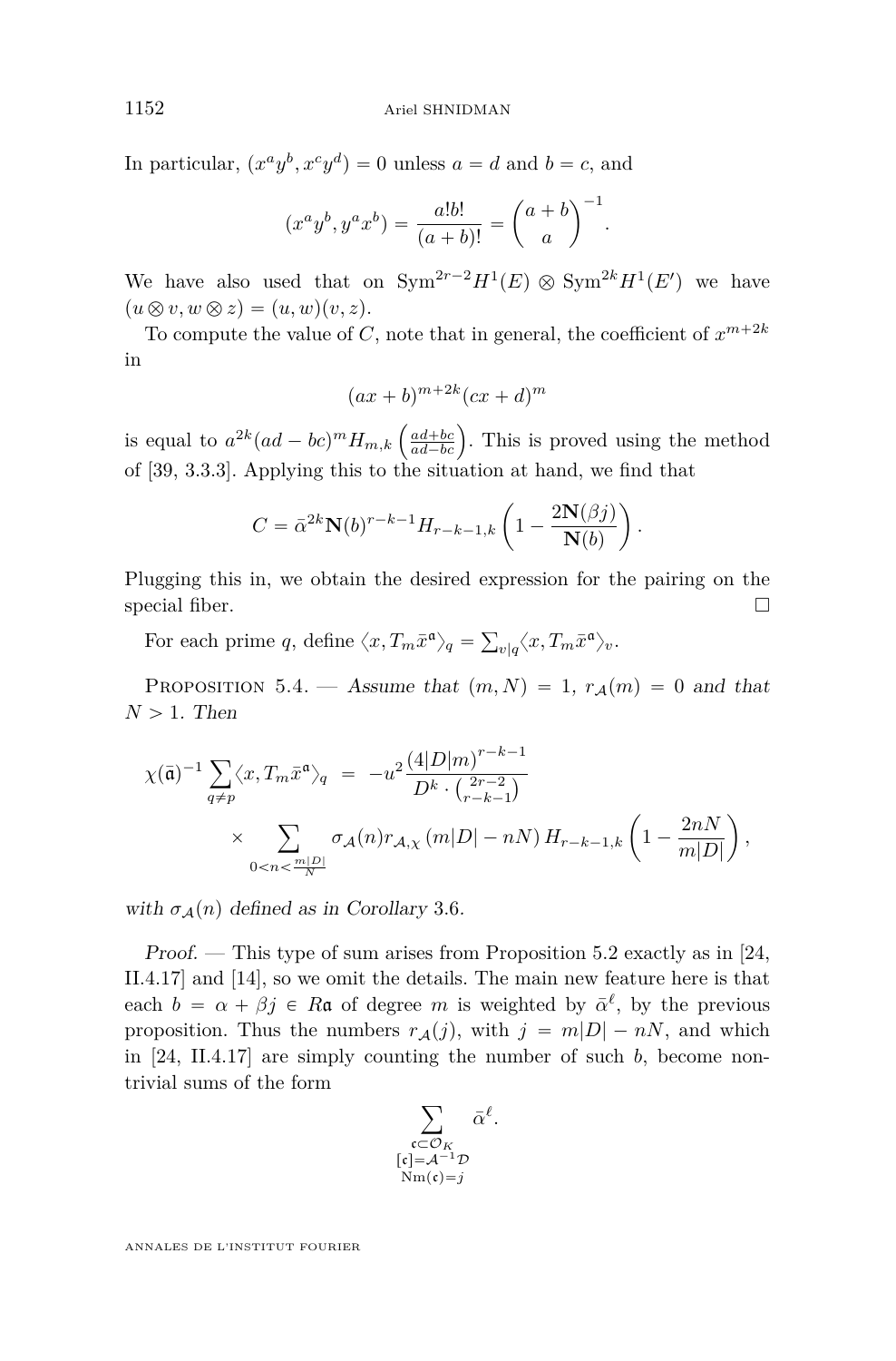In particular, $(x^a y^b, x^c y^d) = 0$ unless $a = d$ and $b = c$, and

$$(x^a y^b, y^a x^b) = \frac{a!b!}{(a+b)!} = \binom{a+b}{a}^{-1}.$$

We have also used that on $\mathrm{Sym}^{2r-2} H^1(E) \otimes \mathrm{Sym}^{2k} H^1(E')$ we have $(u \otimes v, w \otimes z) = (u, w)(v, z)$.

To compute the value of $C$, note that in general, the coefficient of $x^{m+2k}$ in

$$(ax + b)^{m+2k}(cx + d)^m$$

is equal to $a^{2k}(ad - bc)^m H_{m,k}\left(\frac{ad+bc}{ad-bc}\right)$. This is proved using the method of [39, 3.3.3]. Applying this to the situation at hand, we find that

$$C = \bar{\alpha}^{2k} \mathbf{N}(b)^{r-k-1} H_{r-k-1,k}\left(1 - \frac{2\mathbf{N}(\beta j)}{\mathbf{N}(b)}\right).$$

Plugging this in, we obtain the desired expression for the pairing on the special fiber. $\square$

For each prime $q$, define $\langle x, T_m \bar{x}^{\mathfrak{a}} \rangle_q = \sum_{v | q} \langle x, T_m \bar{x}^{\mathfrak{a}} \rangle_v$.

Proposition 5.4. — *Assume that $(m, N) = 1$, $r_{\mathcal{A}}(m) = 0$ and that $N > 1$. Then*

$$\begin{aligned}
\chi(\bar{\mathfrak{a}})^{-1} \sum_{q \neq p} \langle x, T_m \bar{x}^{\mathfrak{a}} \rangle_q &= -u^2 \frac{(4|D|m)^{r-k-1}}{D^k \cdot \binom{2r-2}{r-k-1}} \\
&\quad \times \sum_{0 < n < \frac{m|D|}{N}} \sigma_{\mathcal{A}}(n) r_{\mathcal{A},\chi}\left(m|D| - nN\right) H_{r-k-1,k}\left(1 - \frac{2nN}{m|D|}\right),
\end{aligned}$$

*with $\sigma_{\mathcal{A}}(n)$ defined as in Corollary 3.6.*

*Proof.* — This type of sum arises from Proposition 5.2 exactly as in [24, II.4.17] and [14], so we omit the details. The main new feature here is that each $b = \alpha + \beta j \in R\mathfrak{a}$ of degree $m$ is weighted by $\bar{\alpha}^\ell$, by the previous proposition. Thus the numbers $r_{\mathcal{A}}(j)$, with $j = m|D| - nN$, and which in [24, II.4.17] are simply counting the number of such $b$, become non-trivial sums of the form

$$\sum_{\substack{\mathfrak{c} \subset \mathcal{O}_K \\ [\mathfrak{c}] = \mathcal{A}^{-1}\mathcal{D} \\ \mathrm{Nm}(\mathfrak{c}) = j}} \bar{\alpha}^\ell.$$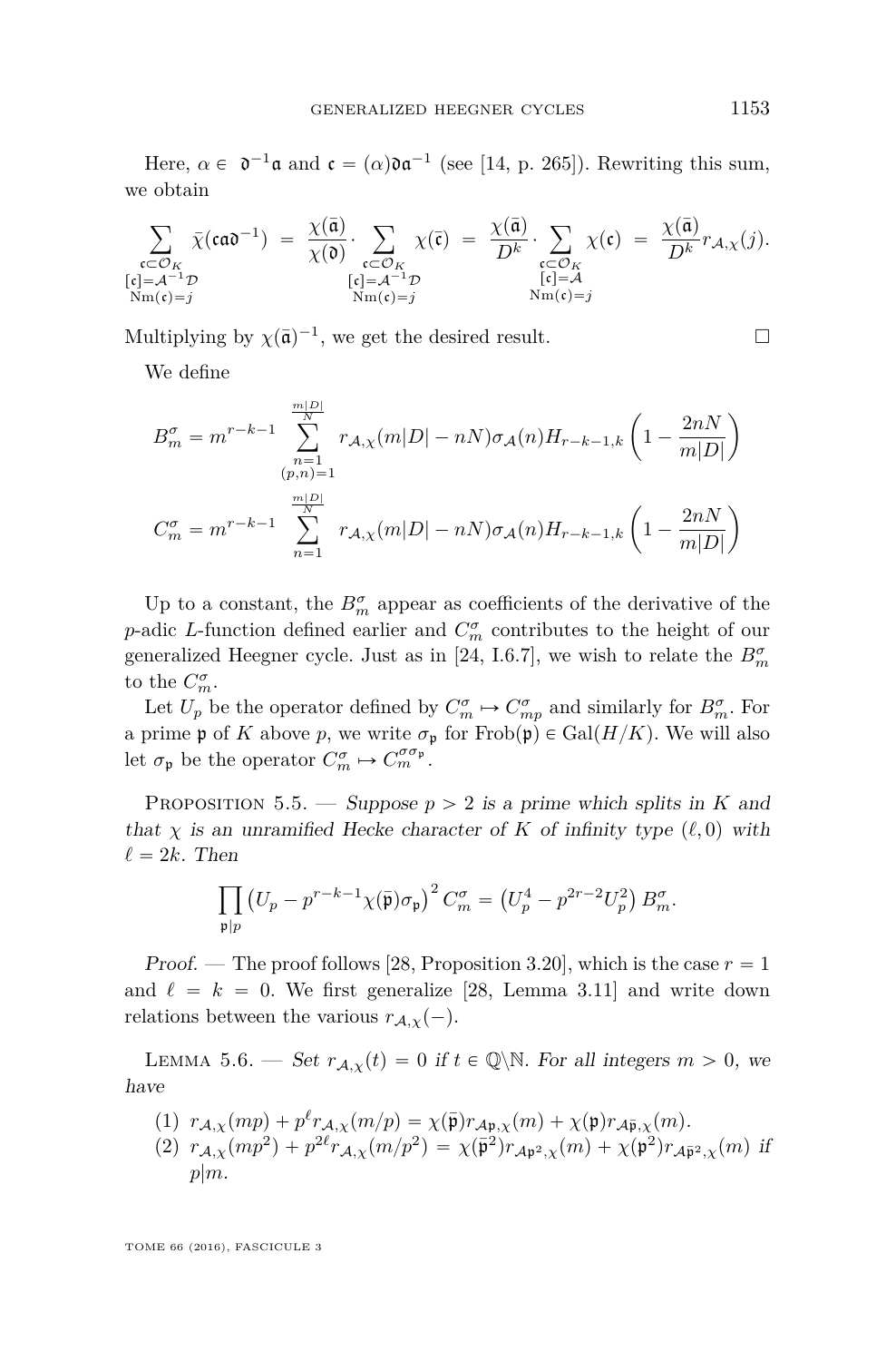Here, $\alpha \in \mathfrak{d}^{-1}\mathfrak{a}$ and $\mathfrak{c} = (\alpha)\mathfrak{d}\mathfrak{a}^{-1}$ (see [14, p. 265]). Rewriting this sum, we obtain

$$\sum_{\substack{\mathfrak{c}\subset\mathcal{O}_K\\ [\mathfrak{c}]=\mathcal{A}^{-1}\mathcal{D}\\ \mathrm{Nm}(\mathfrak{c})=j}} \bar{\chi}(\mathfrak{c}\mathfrak{a}\mathfrak{d}^{-1}) = \frac{\chi(\bar{\mathfrak{a}})}{\chi(\mathfrak{d})}\cdot \sum_{\substack{\mathfrak{c}\subset\mathcal{O}_K\\ [\mathfrak{c}]=\mathcal{A}^{-1}\mathcal{D}\\ \mathrm{Nm}(\mathfrak{c})=j}} \chi(\bar{\mathfrak{c}}) = \frac{\chi(\bar{\mathfrak{a}})}{D^k}\cdot \sum_{\substack{\mathfrak{c}\subset\mathcal{O}_K\\ [\mathfrak{c}]=\mathcal{A}\\ \mathrm{Nm}(\mathfrak{c})=j}} \chi(\mathfrak{c}) = \frac{\chi(\bar{\mathfrak{a}})}{D^k} r_{\mathcal{A},\chi}(j).$$

Multiplying by $\chi(\bar{\mathfrak{a}})^{-1}$, we get the desired result. □

We define

$$B_m^\sigma = m^{r-k-1} \sum_{\substack{n=1\\ (p,n)=1}}^{\frac{m|D|}{N}} r_{\mathcal{A},\chi}(m|D|-nN)\sigma_{\mathcal{A}}(n) H_{r-k-1,k}\left(1-\frac{2nN}{m|D|}\right)$$

$$C_m^\sigma = m^{r-k-1} \sum_{n=1}^{\frac{m|D|}{N}} r_{\mathcal{A},\chi}(m|D|-nN)\sigma_{\mathcal{A}}(n) H_{r-k-1,k}\left(1-\frac{2nN}{m|D|}\right)$$

Up to a constant, the $B_m^\sigma$ appear as coefficients of the derivative of the $p$-adic $L$-function defined earlier and $C_m^\sigma$ contributes to the height of our generalized Heegner cycle. Just as in [24, I.6.7], we wish to relate the $B_m^\sigma$ to the $C_m^\sigma$.

Let $U_p$ be the operator defined by $C_m^\sigma \mapsto C_{mp}^\sigma$ and similarly for $B_m^\sigma$. For a prime $\mathfrak{p}$ of $K$ above $p$, we write $\sigma_{\mathfrak{p}}$ for $\mathrm{Frob}(\mathfrak{p}) \in \mathrm{Gal}(H/K)$. We will also let $\sigma_{\mathfrak{p}}$ be the operator $C_m^\sigma \mapsto C_m^{\sigma\sigma_{\mathfrak{p}}}$.

Proposition 5.5. — *Suppose $p > 2$ is a prime which splits in $K$ and that $\chi$ is an unramified Hecke character of $K$ of infinity type $(\ell, 0)$ with $\ell = 2k$. Then*

$$\prod_{\mathfrak{p}|p} \left(U_p - p^{r-k-1}\chi(\bar{\mathfrak{p}})\sigma_{\mathfrak{p}}\right)^2 C_m^\sigma = \left(U_p^4 - p^{2r-2}U_p^2\right) B_m^\sigma.$$

*Proof.* — The proof follows [28, Proposition 3.20], which is the case $r = 1$ and $\ell = k = 0$. We first generalize [28, Lemma 3.11] and write down relations between the various $r_{\mathcal{A},\chi}(-)$.

Lemma 5.6. — *Set $r_{\mathcal{A},\chi}(t) = 0$ if $t \in \mathbb{Q}\backslash\mathbb{N}$. For all integers $m > 0$, we have*

1. $r_{\mathcal{A},\chi}(mp) + p^\ell r_{\mathcal{A},\chi}(m/p) = \chi(\bar{\mathfrak{p}}) r_{\mathcal{A}\mathfrak{p},\chi}(m) + \chi(\mathfrak{p}) r_{\mathcal{A}\bar{\mathfrak{p}},\chi}(m)$.
2. $r_{\mathcal{A},\chi}(mp^2) + p^{2\ell} r_{\mathcal{A},\chi}(m/p^2) = \chi(\bar{\mathfrak{p}}^2) r_{\mathcal{A}\mathfrak{p}^2,\chi}(m) + \chi(\mathfrak{p}^2) r_{\mathcal{A}\bar{\mathfrak{p}}^2,\chi}(m)$ *if $p|m$.*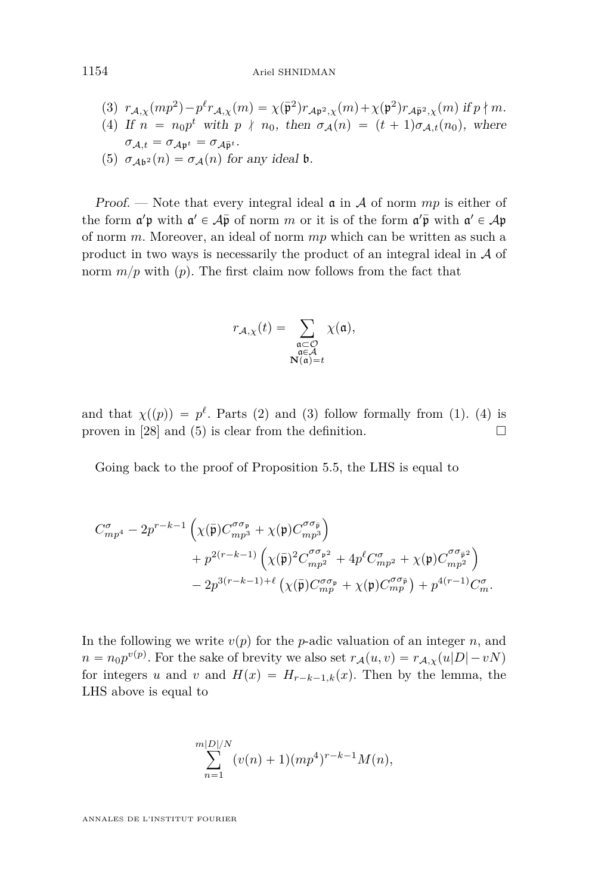(3) $r_{\mathcal{A},\chi}(mp^2) - p^\ell r_{\mathcal{A},\chi}(m) = \chi(\bar{\mathfrak{p}}^2) r_{\mathcal{A}\mathfrak{p}^2,\chi}(m) + \chi(\mathfrak{p}^2) r_{\mathcal{A}\bar{\mathfrak{p}}^2,\chi}(m)$ *if* $p \nmid m$.

(4) *If* $n = n_0 p^t$ *with* $p \nmid n_0$, *then* $\sigma_{\mathcal{A}}(n) = (t+1)\sigma_{\mathcal{A},t}(n_0)$, *where* $\sigma_{\mathcal{A},t} = \sigma_{\mathcal{A}\mathfrak{p}^t} = \sigma_{\mathcal{A}\bar{\mathfrak{p}}^t}$.

(5) $\sigma_{\mathcal{A}\mathfrak{b}^2}(n) = \sigma_{\mathcal{A}}(n)$ *for any ideal* $\mathfrak{b}$.

*Proof.* — Note that every integral ideal $\mathfrak{a}$ in $\mathcal{A}$ of norm $mp$ is either of the form $\mathfrak{a}'\mathfrak{p}$ with $\mathfrak{a}' \in \mathcal{A}\bar{\mathfrak{p}}$ of norm $m$ or it is of the form $\mathfrak{a}'\bar{\mathfrak{p}}$ with $\mathfrak{a}' \in \mathcal{A}\mathfrak{p}$ of norm $m$. Moreover, an ideal of norm $mp$ which can be written as such a product in two ways is necessarily the product of an integral ideal in $\mathcal{A}$ of norm $m/p$ with $(p)$. The first claim now follows from the fact that

$$r_{\mathcal{A},\chi}(t) = \sum_{\substack{\mathfrak{a} \subset \mathcal{O} \\ \mathfrak{a} \in \mathcal{A} \\ \mathbf{N}(\mathfrak{a}) = t}} \chi(\mathfrak{a}),$$

and that $\chi((p)) = p^\ell$. Parts (2) and (3) follow formally from (1). (4) is proven in [28] and (5) is clear from the definition. □

Going back to the proof of Proposition 5.5, the LHS is equal to

$$\begin{aligned} C^{\sigma}_{mp^4} - 2p^{r-k-1}&\left(\chi(\bar{\mathfrak{p}})C^{\sigma\sigma_{\mathfrak{p}}}_{mp^3} + \chi(\mathfrak{p})C^{\sigma\sigma_{\bar{\mathfrak{p}}}}_{mp^3}\right) \\ &+ p^{2(r-k-1)}\left(\chi(\bar{\mathfrak{p}})^2 C^{\sigma\sigma_{\mathfrak{p}^2}}_{mp^2} + 4p^\ell C^{\sigma}_{mp^2} + \chi(\mathfrak{p})C^{\sigma\sigma_{\bar{\mathfrak{p}}^2}}_{mp^2}\right) \\ &- 2p^{3(r-k-1)+\ell}\left(\chi(\bar{\mathfrak{p}})C^{\sigma\sigma_{\mathfrak{p}}}_{mp} + \chi(\mathfrak{p})C^{\sigma\sigma_{\bar{\mathfrak{p}}}}_{mp}\right) + p^{4(r-1)}C^{\sigma}_{m}. \end{aligned}$$

In the following we write $v(p)$ for the $p$-adic valuation of an integer $n$, and $n = n_0 p^{v(p)}$. For the sake of brevity we also set $r_{\mathcal{A}}(u,v) = r_{\mathcal{A},\chi}(u|D| - vN)$ for integers $u$ and $v$ and $H(x) = H_{r-k-1,k}(x)$. Then by the lemma, the LHS above is equal to

$$\sum_{n=1}^{m|D|/N} (v(n)+1)(mp^4)^{r-k-1} M(n),$$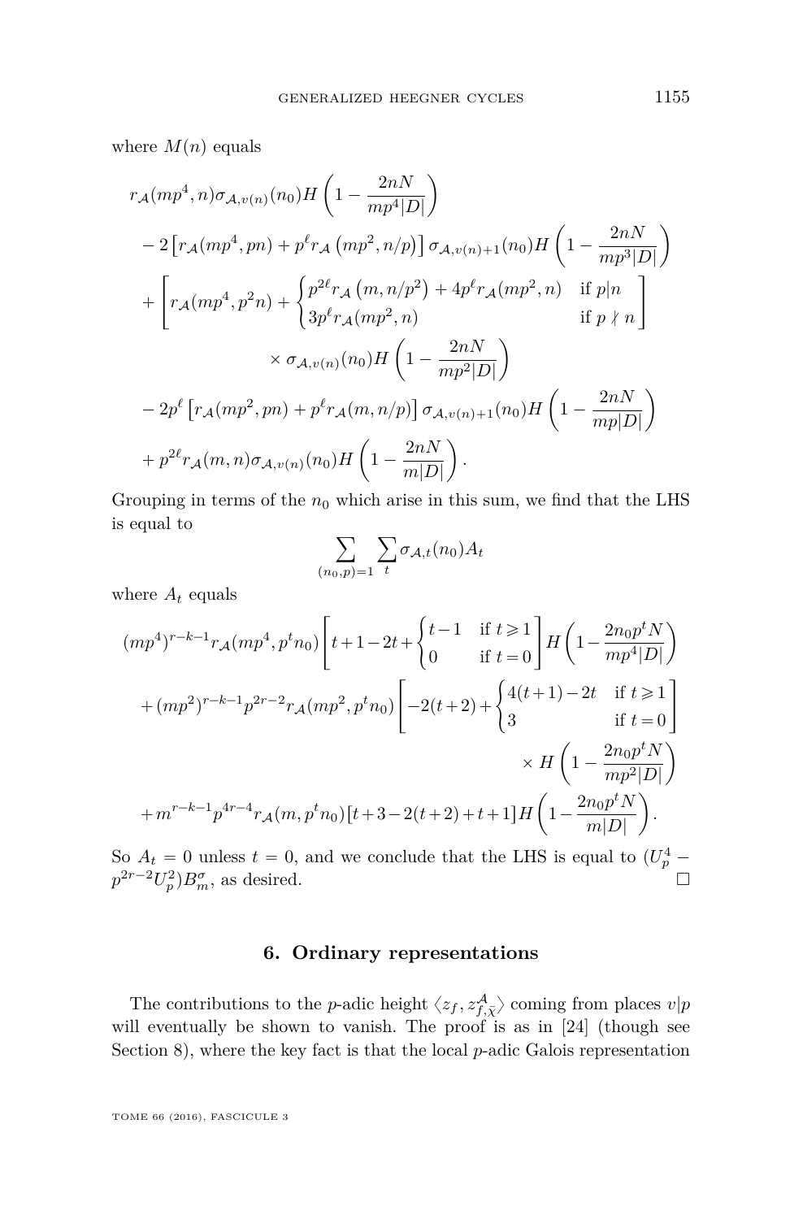where $M(n)$ equals

$$
\begin{aligned}
& r_{\mathcal{A}}(mp^4, n)\sigma_{\mathcal{A},v(n)}(n_0) H\left(1 - \frac{2nN}{mp^4|D|}\right) \\
& - 2\left[r_{\mathcal{A}}(mp^4, pn) + p^\ell r_{\mathcal{A}}\left(mp^2, n/p\right)\right]\sigma_{\mathcal{A},v(n)+1}(n_0) H\left(1 - \frac{2nN}{mp^3|D|}\right) \\
& + \left[r_{\mathcal{A}}(mp^4, p^2 n) + \begin{cases} p^{2\ell} r_{\mathcal{A}}\left(m, n/p^2\right) + 4p^\ell r_{\mathcal{A}}(mp^2, n) & \text{if } p|n \\ 3p^\ell r_{\mathcal{A}}(mp^2, n) & \text{if } p \nmid n \end{cases}\right] \\
& \qquad\qquad \times \sigma_{\mathcal{A},v(n)}(n_0) H\left(1 - \frac{2nN}{mp^2|D|}\right) \\
& - 2p^\ell\left[r_{\mathcal{A}}(mp^2, pn) + p^\ell r_{\mathcal{A}}(m, n/p)\right]\sigma_{\mathcal{A},v(n)+1}(n_0) H\left(1 - \frac{2nN}{mp|D|}\right) \\
& + p^{2\ell} r_{\mathcal{A}}(m,n)\sigma_{\mathcal{A},v(n)}(n_0) H\left(1 - \frac{2nN}{m|D|}\right).
\end{aligned}
$$

Grouping in terms of the $n_0$ which arise in this sum, we find that the LHS is equal to

$$\sum_{(n_0,p)=1} \sum_t \sigma_{\mathcal{A},t}(n_0) A_t$$

where $A_t$ equals

$$
\begin{aligned}
& (mp^4)^{r-k-1} r_{\mathcal{A}}(mp^4, p^t n_0)\left[t + 1 - 2t + \begin{cases} t-1 & \text{if } t \geqslant 1 \\ 0 & \text{if } t = 0 \end{cases}\right] H\left(1 - \frac{2n_0 p^t N}{mp^4|D|}\right) \\
& + (mp^2)^{r-k-1} p^{2r-2} r_{\mathcal{A}}(mp^2, p^t n_0)\left[-2(t+2) + \begin{cases} 4(t+1) - 2t & \text{if } t \geqslant 1 \\ 3 & \text{if } t = 0 \end{cases}\right] \\
& \qquad\qquad\qquad\qquad \times H\left(1 - \frac{2n_0 p^t N}{mp^2|D|}\right) \\
& + m^{r-k-1} p^{4r-4} r_{\mathcal{A}}(m, p^t n_0)\left[t + 3 - 2(t+2) + t + 1\right] H\left(1 - \frac{2n_0 p^t N}{m|D|}\right).
\end{aligned}
$$

So $A_t = 0$ unless $t = 0$, and we conclude that the LHS is equal to $(U_p^4 - p^{2r-2}U_p^2)B_m^\sigma$, as desired. □

## 6. Ordinary representations

The contributions to the $p$-adic height $\langle z_f, z_{f,\bar{\chi}}^{\mathcal{A}}\rangle$ coming from places $v|p$ will eventually be shown to vanish. The proof is as in [24] (though see Section 8), where the key fact is that the local $p$-adic Galois representation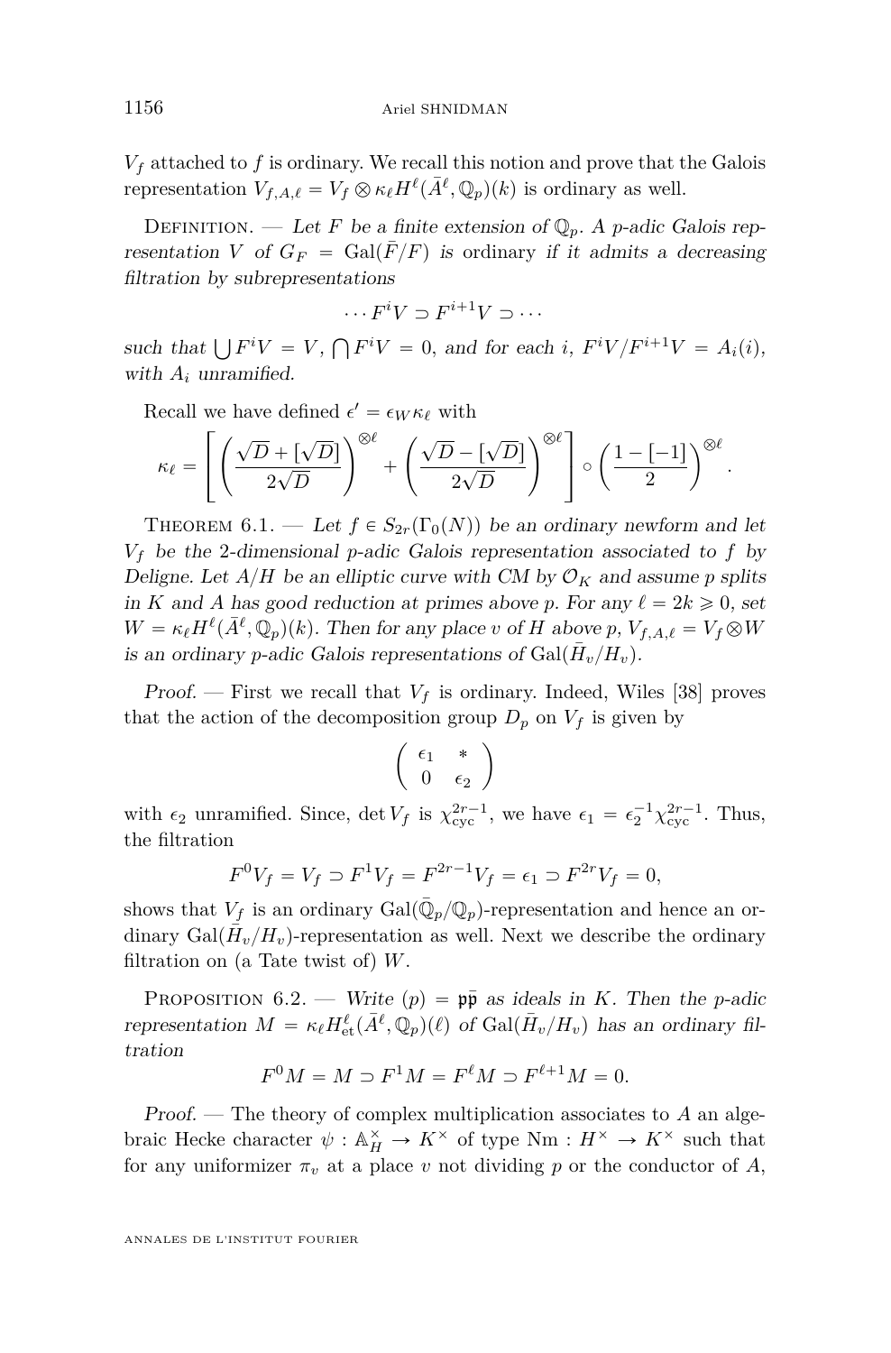$V_f$ attached to $f$ is ordinary. We recall this notion and prove that the Galois representation $V_{f,A,\ell} = V_f \otimes \kappa_\ell H^\ell(\bar{A}^\ell, \mathbb{Q}_p)(k)$ is ordinary as well.

Definition. — *Let $F$ be a finite extension of $\mathbb{Q}_p$. A $p$-adic Galois representation $V$ of $G_F = \mathrm{Gal}(\bar{F}/F)$ is* ordinary *if it admits a decreasing filtration by subrepresentations*

$$\cdots F^i V \supset F^{i+1} V \supset \cdots$$

*such that $\bigcup F^i V = V$, $\bigcap F^i V = 0$, and for each $i$, $F^i V / F^{i+1} V = A_i(i)$, with $A_i$ unramified.*

Recall we have defined $\epsilon' = \epsilon_W \kappa_\ell$ with

$$\kappa_\ell = \left[ \left( \frac{\sqrt{D} + [\sqrt{D}]}{2\sqrt{D}} \right)^{\otimes \ell} + \left( \frac{\sqrt{D} - [\sqrt{D}]}{2\sqrt{D}} \right)^{\otimes \ell} \right] \circ \left( \frac{1 - [-1]}{2} \right)^{\otimes \ell}.$$

Theorem 6.1. — *Let $f \in S_{2r}(\Gamma_0(N))$ be an ordinary newform and let $V_f$ be the 2-dimensional $p$-adic Galois representation associated to $f$ by Deligne. Let $A/H$ be an elliptic curve with CM by $\mathcal{O}_K$ and assume $p$ splits in $K$ and $A$ has good reduction at primes above $p$. For any $\ell = 2k \geqslant 0$, set $W = \kappa_\ell H^\ell(\bar{A}^\ell, \mathbb{Q}_p)(k)$. Then for any place $v$ of $H$ above $p$, $V_{f,A,\ell} = V_f \otimes W$ is an ordinary $p$-adic Galois representations of $\mathrm{Gal}(\bar{H}_v/H_v)$.*

*Proof.* — First we recall that $V_f$ is ordinary. Indeed, Wiles [38] proves that the action of the decomposition group $D_p$ on $V_f$ is given by

$$\begin{pmatrix} \epsilon_1 & * \\ 0 & \epsilon_2 \end{pmatrix}$$

with $\epsilon_2$ unramified. Since, $\det V_f$ is $\chi_{\mathrm{cyc}}^{2r-1}$, we have $\epsilon_1 = \epsilon_2^{-1} \chi_{\mathrm{cyc}}^{2r-1}$. Thus, the filtration

$$F^0 V_f = V_f \supset F^1 V_f = F^{2r-1} V_f = \epsilon_1 \supset F^{2r} V_f = 0,$$

shows that $V_f$ is an ordinary $\mathrm{Gal}(\bar{\mathbb{Q}}_p/\mathbb{Q}_p)$-representation and hence an ordinary $\mathrm{Gal}(\bar{H}_v/H_v)$-representation as well. Next we describe the ordinary filtration on (a Tate twist of) $W$.

Proposition 6.2. — *Write $(p) = \mathfrak{p}\bar{\mathfrak{p}}$ as ideals in $K$. Then the $p$-adic representation $M = \kappa_\ell H^\ell_{\mathrm{et}}(\bar{A}^\ell, \mathbb{Q}_p)(\ell)$ of $\mathrm{Gal}(\bar{H}_v/H_v)$ has an ordinary filtration*

$$F^0 M = M \supset F^1 M = F^\ell M \supset F^{\ell+1} M = 0.$$

*Proof.* — The theory of complex multiplication associates to $A$ an algebraic Hecke character $\psi : \mathbb{A}_H^\times \to K^\times$ of type $\mathrm{Nm} : H^\times \to K^\times$ such that for any uniformizer $\pi_v$ at a place $v$ not dividing $p$ or the conductor of $A$,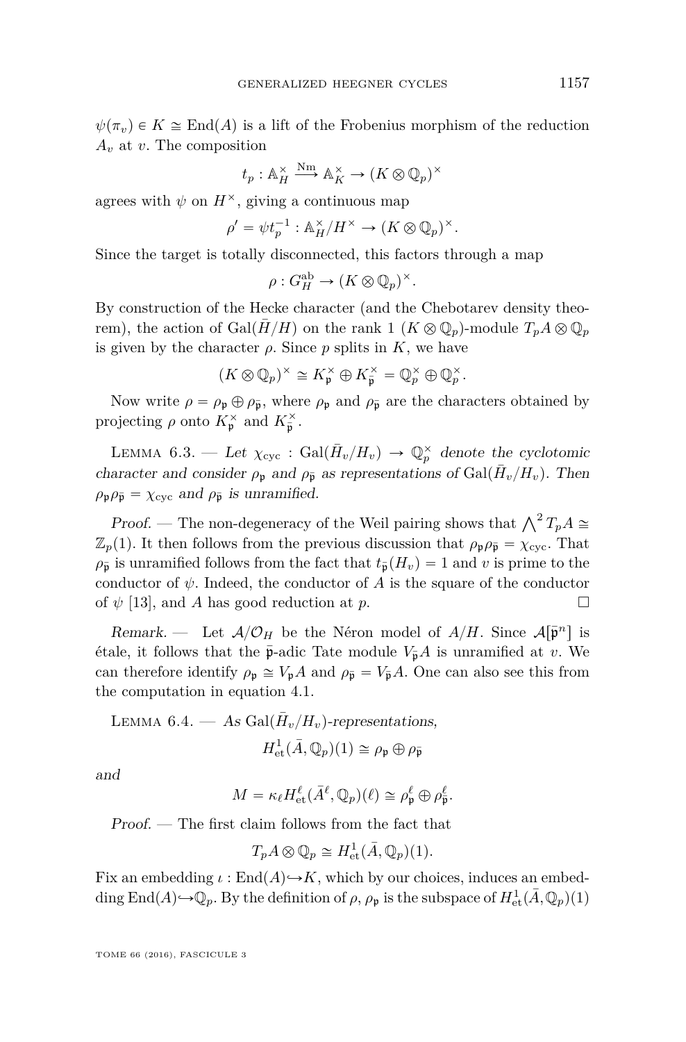$\psi(\pi_v) \in K \cong \mathrm{End}(A)$ is a lift of the Frobenius morphism of the reduction $A_v$ at $v$. The composition

$$t_p : \mathbb{A}_H^\times \xrightarrow{\mathrm{Nm}} \mathbb{A}_K^\times \to (K \otimes \mathbb{Q}_p)^\times$$

agrees with $\psi$ on $H^\times$, giving a continuous map

$$\rho' = \psi t_p^{-1} : \mathbb{A}_H^\times / H^\times \to (K \otimes \mathbb{Q}_p)^\times.$$

Since the target is totally disconnected, this factors through a map

$$\rho : G_H^{\mathrm{ab}} \to (K \otimes \mathbb{Q}_p)^\times.$$

By construction of the Hecke character (and the Chebotarev density theorem), the action of $\mathrm{Gal}(\bar{H}/H)$ on the rank 1 $(K \otimes \mathbb{Q}_p)$-module $T_pA \otimes \mathbb{Q}_p$ is given by the character $\rho$. Since $p$ splits in $K$, we have

$$(K \otimes \mathbb{Q}_p)^\times \cong K_{\mathfrak{p}}^\times \oplus K_{\bar{\mathfrak{p}}}^\times = \mathbb{Q}_p^\times \oplus \mathbb{Q}_p^\times.$$

Now write $\rho = \rho_{\mathfrak{p}} \oplus \rho_{\bar{\mathfrak{p}}}$, where $\rho_{\mathfrak{p}}$ and $\rho_{\bar{\mathfrak{p}}}$ are the characters obtained by projecting $\rho$ onto $K_{\mathfrak{p}}^\times$ and $K_{\bar{\mathfrak{p}}}^\times$.

Lemma 6.3. — *Let $\chi_{\mathrm{cyc}} : \mathrm{Gal}(\bar{H}_v/H_v) \to \mathbb{Q}_p^\times$ denote the cyclotomic character and consider $\rho_{\mathfrak{p}}$ and $\rho_{\bar{\mathfrak{p}}}$ as representations of $\mathrm{Gal}(\bar{H}_v/H_v)$. Then $\rho_{\mathfrak{p}}\rho_{\bar{\mathfrak{p}}} = \chi_{\mathrm{cyc}}$ and $\rho_{\bar{\mathfrak{p}}}$ is unramified.*

*Proof.* — The non-degeneracy of the Weil pairing shows that $\bigwedge^2 T_pA \cong \mathbb{Z}_p(1)$. It then follows from the previous discussion that $\rho_{\mathfrak{p}}\rho_{\bar{\mathfrak{p}}} = \chi_{\mathrm{cyc}}$. That $\rho_{\bar{\mathfrak{p}}}$ is unramified follows from the fact that $t_{\bar{\mathfrak{p}}}(H_v) = 1$ and $v$ is prime to the conductor of $\psi$. Indeed, the conductor of $A$ is the square of the conductor of $\psi$ [13], and $A$ has good reduction at $p$. □

*Remark.* — Let $\mathcal{A}/\mathcal{O}_H$ be the Néron model of $A/H$. Since $\mathcal{A}[\bar{\mathfrak{p}}^n]$ is étale, it follows that the $\bar{\mathfrak{p}}$-adic Tate module $V_{\bar{\mathfrak{p}}}A$ is unramified at $v$. We can therefore identify $\rho_{\mathfrak{p}} \cong V_{\mathfrak{p}}A$ and $\rho_{\bar{\mathfrak{p}}} = V_{\bar{\mathfrak{p}}}A$. One can also see this from the computation in equation 4.1.

Lemma 6.4. — *As $\mathrm{Gal}(\bar{H}_v/H_v)$-representations,*

$$H^1_{\mathrm{et}}(\bar{A}, \mathbb{Q}_p)(1) \cong \rho_{\mathfrak{p}} \oplus \rho_{\bar{\mathfrak{p}}}$$

*and*

$$M = \kappa_\ell H^\ell_{\mathrm{et}}(\bar{A}^\ell, \mathbb{Q}_p)(\ell) \cong \rho_{\mathfrak{p}}^\ell \oplus \rho_{\bar{\mathfrak{p}}}^\ell.$$

*Proof.* — The first claim follows from the fact that

$$T_pA \otimes \mathbb{Q}_p \cong H^1_{\mathrm{et}}(\bar{A}, \mathbb{Q}_p)(1).$$

Fix an embedding $\iota : \mathrm{End}(A) \hookrightarrow K$, which by our choices, induces an embedding $\mathrm{End}(A) \hookrightarrow \mathbb{Q}_p$. By the definition of $\rho$, $\rho_{\mathfrak{p}}$ is the subspace of $H^1_{\mathrm{et}}(\bar{A}, \mathbb{Q}_p)(1)$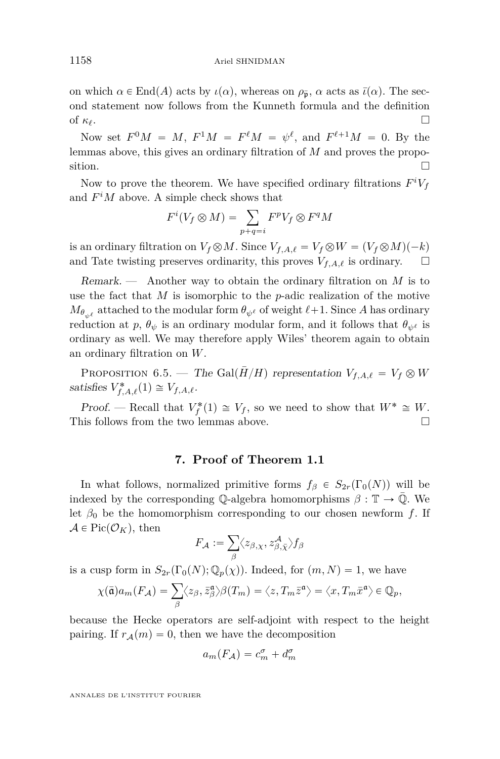on which $\alpha \in \mathrm{End}(A)$ acts by $\iota(\alpha)$, whereas on $\rho_{\bar{\mathfrak{p}}}$, $\alpha$ acts as $\bar{\iota}(\alpha)$. The second statement now follows from the Kunneth formula and the definition of $\kappa_\ell$. □

Now set $F^0 M = M$, $F^1 M = F^\ell M = \psi^\ell$, and $F^{\ell+1} M = 0$. By the lemmas above, this gives an ordinary filtration of $M$ and proves the proposition. □

Now to prove the theorem. We have specified ordinary filtrations $F^i V_f$ and $F^i M$ above. A simple check shows that

$$F^i(V_f \otimes M) = \sum_{p+q=i} F^p V_f \otimes F^q M$$

is an ordinary filtration on $V_f \otimes M$. Since $V_{f,A,\ell} = V_f \otimes W = (V_f \otimes M)(-k)$ and Tate twisting preserves ordinarity, this proves $V_{f,A,\ell}$ is ordinary. □

*Remark.* — Another way to obtain the ordinary filtration on $M$ is to use the fact that $M$ is isomorphic to the $p$-adic realization of the motive $M_{\theta_{\psi^\ell}}$ attached to the modular form $\theta_{\psi^\ell}$ of weight $\ell+1$. Since $A$ has ordinary reduction at $p$, $\theta_\psi$ is an ordinary modular form, and it follows that $\theta_{\psi^\ell}$ is ordinary as well. We may therefore apply Wiles' theorem again to obtain an ordinary filtration on $W$.

Proposition 6.5. — *The* $\mathrm{Gal}(\bar{H}/H)$ *representation* $V_{f,A,\ell} = V_f \otimes W$ *satisfies* $V_{f,A,\ell}^*(1) \cong V_{f,A,\ell}$.

*Proof.* — Recall that $V_f^*(1) \cong V_f$, so we need to show that $W^* \cong W$. This follows from the two lemmas above. □

## 7. Proof of Theorem 1.1

In what follows, normalized primitive forms $f_\beta \in S_{2r}(\Gamma_0(N))$ will be indexed by the corresponding $\mathbb{Q}$-algebra homomorphisms $\beta : \mathbb{T} \to \bar{\mathbb{Q}}$. We let $\beta_0$ be the homomorphism corresponding to our chosen newform $f$. If $\mathcal{A} \in \mathrm{Pic}(\mathcal{O}_K)$, then

$$F_{\mathcal{A}} := \sum_\beta \langle z_{\beta,\chi}, z_{\beta,\bar{\chi}}^{\mathcal{A}} \rangle f_\beta$$

is a cusp form in $S_{2r}(\Gamma_0(N); \mathbb{Q}_p(\chi))$. Indeed, for $(m, N) = 1$, we have

$$\chi(\bar{\mathfrak{a}}) a_m(F_{\mathcal{A}}) = \sum_\beta \langle z_\beta, \bar{z}_\beta^{\mathfrak{a}} \rangle \beta(T_m) = \langle z, T_m \bar{z}^{\mathfrak{a}} \rangle = \langle x, T_m \bar{x}^{\mathfrak{a}} \rangle \in \mathbb{Q}_p,$$

because the Hecke operators are self-adjoint with respect to the height pairing. If $r_{\mathcal{A}}(m) = 0$, then we have the decomposition

$$a_m(F_{\mathcal{A}}) = c_m^\sigma + d_m^\sigma$$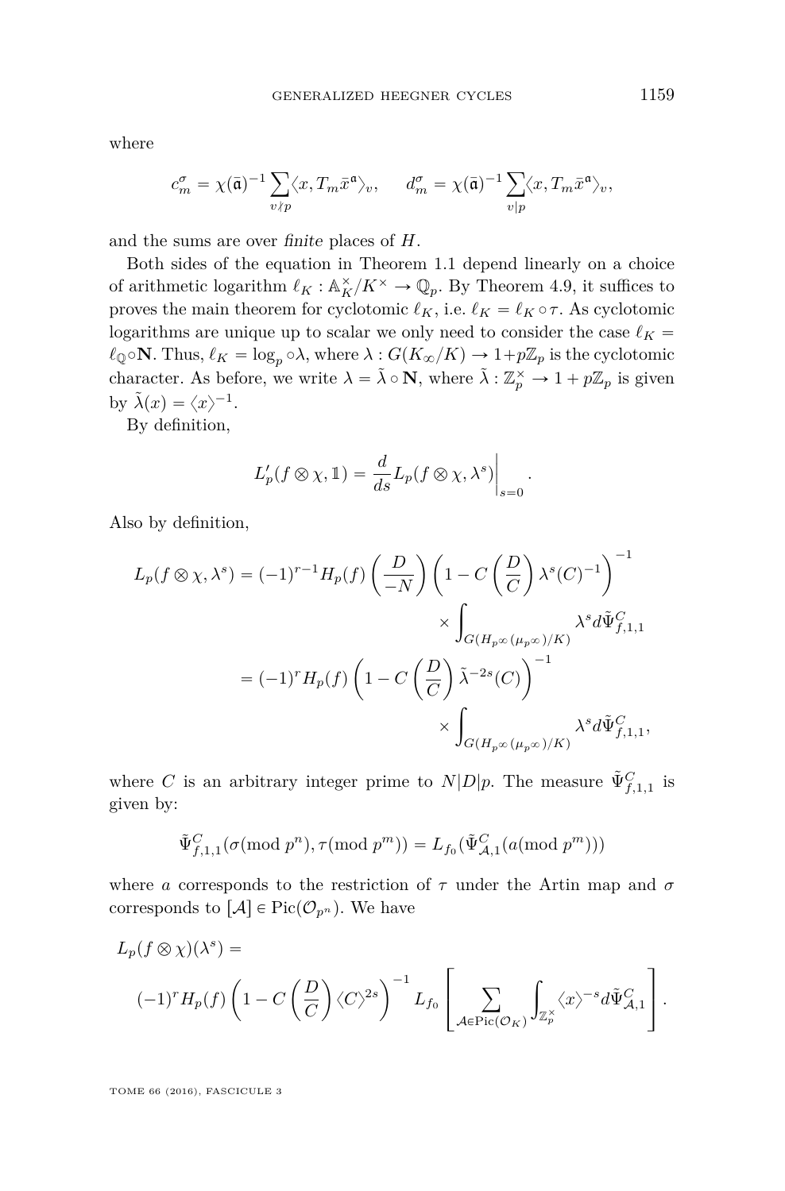where

$$c_m^\sigma = \chi(\bar{\mathfrak{a}})^{-1} \sum_{v \nmid p} \langle x, T_m \bar{x}^{\mathfrak{a}} \rangle_v, \qquad d_m^\sigma = \chi(\bar{\mathfrak{a}})^{-1} \sum_{v \mid p} \langle x, T_m \bar{x}^{\mathfrak{a}} \rangle_v,$$

and the sums are over *finite* places of $H$.

Both sides of the equation in Theorem 1.1 depend linearly on a choice of arithmetic logarithm $\ell_K : \mathbb{A}_K^\times / K^\times \to \mathbb{Q}_p$. By Theorem 4.9, it suffices to proves the main theorem for cyclotomic $\ell_K$, i.e. $\ell_K = \ell_K \circ \tau$. As cyclotomic logarithms are unique up to scalar we only need to consider the case $\ell_K = \ell_{\mathbb{Q}} \circ \mathbf{N}$. Thus, $\ell_K = \log_p \circ \lambda$, where $\lambda : G(K_\infty/K) \to 1 + p\mathbb{Z}_p$ is the cyclotomic character. As before, we write $\lambda = \tilde{\lambda} \circ \mathbf{N}$, where $\tilde{\lambda} : \mathbb{Z}_p^\times \to 1 + p\mathbb{Z}_p$ is given by $\tilde{\lambda}(x) = \langle x \rangle^{-1}$.

By definition,

$$L_p'(f \otimes \chi, \mathbb{1}) = \frac{d}{ds} L_p(f \otimes \chi, \lambda^s) \bigg|_{s=0}.$$

Also by definition,

$$\begin{aligned} L_p(f \otimes \chi, \lambda^s) &= (-1)^{r-1} H_p(f) \left( \frac{D}{-N} \right) \left( 1 - C \left( \frac{D}{C} \right) \lambda^s(C)^{-1} \right)^{-1} \\ &\qquad \times \int_{G(H_{p^\infty}(\mu_{p^\infty})/K)} \lambda^s d\tilde{\Psi}_{f,1,1}^C \\ &= (-1)^r H_p(f) \left( 1 - C \left( \frac{D}{C} \right) \tilde{\lambda}^{-2s}(C) \right)^{-1} \\ &\qquad \times \int_{G(H_{p^\infty}(\mu_{p^\infty})/K)} \lambda^s d\tilde{\Psi}_{f,1,1}^C, \end{aligned}$$

where $C$ is an arbitrary integer prime to $N|D|p$. The measure $\tilde{\Psi}_{f,1,1}^C$ is given by:

$$\tilde{\Psi}_{f,1,1}^C(\sigma (\mathrm{mod}\ p^n), \tau (\mathrm{mod}\ p^m)) = L_{f_0}(\tilde{\Psi}_{\mathcal{A},1}^C(a (\mathrm{mod}\ p^m)))$$

where $a$ corresponds to the restriction of $\tau$ under the Artin map and $\sigma$ corresponds to $[\mathcal{A}] \in \mathrm{Pic}(\mathcal{O}_{p^n})$. We have

$$L_p(f \otimes \chi)(\lambda^s) = \\ (-1)^r H_p(f) \left( 1 - C \left( \frac{D}{C} \right) \langle C \rangle^{2s} \right)^{-1} L_{f_0} \left[ \sum_{\mathcal{A} \in \mathrm{Pic}(\mathcal{O}_K)} \int_{\mathbb{Z}_p^\times} \langle x \rangle^{-s} d\tilde{\Psi}_{\mathcal{A},1}^C \right].$$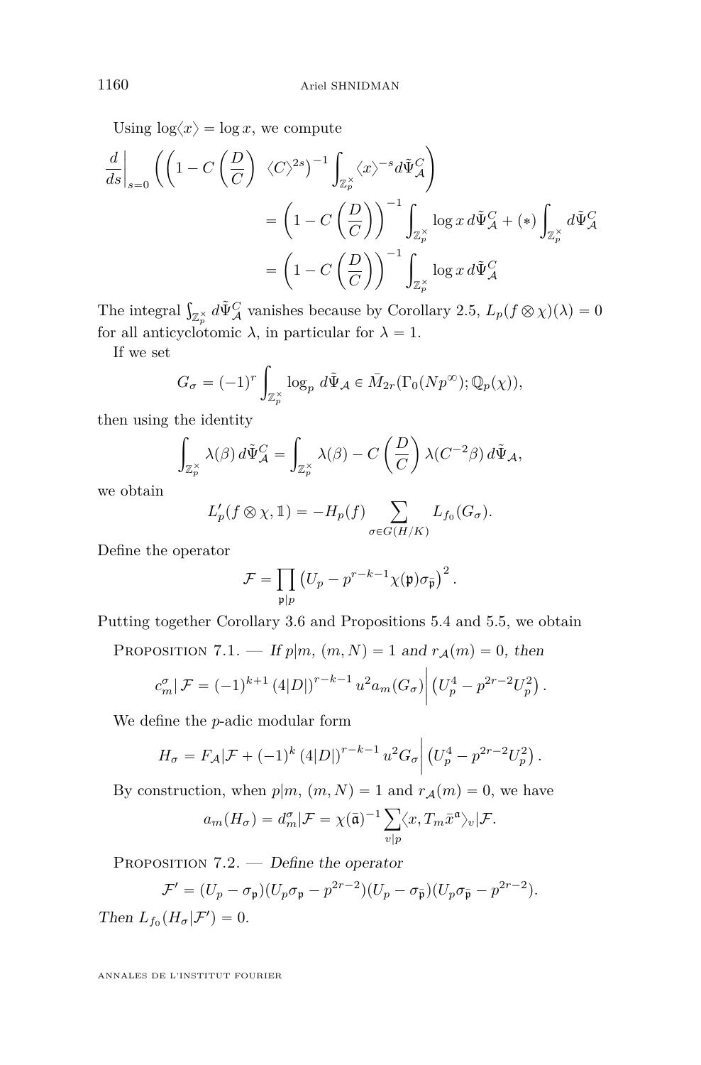Using $\log\langle x\rangle = \log x$, we compute

$$\frac{d}{ds}\bigg|_{s=0}\left(\left(1 - C\left(\frac{D}{C}\right)\ \langle C\rangle^{2s}\right)^{-1}\int_{\mathbb{Z}_p^\times}\langle x\rangle^{-s}d\tilde{\Psi}_{\mathcal{A}}^C\right)$$
$$= \left(1 - C\left(\frac{D}{C}\right)\right)^{-1}\int_{\mathbb{Z}_p^\times}\log x\, d\tilde{\Psi}_{\mathcal{A}}^C + (*)\int_{\mathbb{Z}_p^\times}d\tilde{\Psi}_{\mathcal{A}}^C$$
$$= \left(1 - C\left(\frac{D}{C}\right)\right)^{-1}\int_{\mathbb{Z}_p^\times}\log x\, d\tilde{\Psi}_{\mathcal{A}}^C$$

The integral $\int_{\mathbb{Z}_p^\times}d\tilde{\Psi}_{\mathcal{A}}^C$ vanishes because by Corollary 2.5, $L_p(f\otimes\chi)(\lambda) = 0$ for all anticyclotomic $\lambda$, in particular for $\lambda = 1$.

If we set

$$G_\sigma = (-1)^r\int_{\mathbb{Z}_p^\times}\log_p\, d\tilde{\Psi}_{\mathcal{A}} \in \bar{M}_{2r}(\Gamma_0(Np^\infty);\mathbb{Q}_p(\chi)),$$

then using the identity

$$\int_{\mathbb{Z}_p^\times}\lambda(\beta)\, d\tilde{\Psi}_{\mathcal{A}}^C = \int_{\mathbb{Z}_p^\times}\lambda(\beta) - C\left(\frac{D}{C}\right)\lambda(C^{-2}\beta)\, d\tilde{\Psi}_{\mathcal{A}},$$

we obtain

$$L_p'(f\otimes\chi,\mathbb{1}) = -H_p(f)\sum_{\sigma\in G(H/K)}L_{f_0}(G_\sigma).$$

Define the operator

$$\mathcal{F} = \prod_{\mathfrak{p}|p}\left(U_p - p^{r-k-1}\chi(\mathfrak{p})\sigma_{\bar{\mathfrak{p}}}\right)^2.$$

Putting together Corollary 3.6 and Propositions 5.4 and 5.5, we obtain

Proposition 7.1. — *If $p|m$, $(m,N)=1$ and $r_{\mathcal{A}}(m)=0$, then*

$$c_m^\sigma|\,\mathcal{F} = (-1)^{k+1}\left(4|D|\right)^{r-k-1}u^2 a_m(G_\sigma)\bigg|\left(U_p^4 - p^{2r-2}U_p^2\right).$$

We define the $p$-adic modular form

$$H_\sigma = F_{\mathcal{A}}|\mathcal{F} + (-1)^k\left(4|D|\right)^{r-k-1}u^2 G_\sigma\bigg|\left(U_p^4 - p^{2r-2}U_p^2\right).$$

By construction, when $p|m$, $(m,N)=1$ and $r_{\mathcal{A}}(m)=0$, we have

$$a_m(H_\sigma) = d_m^\sigma|\mathcal{F} = \chi(\bar{\mathfrak{a}})^{-1}\sum_{v|p}\langle x, T_m\bar{x}^{\mathfrak{a}}\rangle_v|\mathcal{F}.$$

Proposition 7.2. — *Define the operator*

$$\mathcal{F}' = (U_p - \sigma_{\mathfrak{p}})(U_p\sigma_{\mathfrak{p}} - p^{2r-2})(U_p - \sigma_{\bar{\mathfrak{p}}})(U_p\sigma_{\bar{\mathfrak{p}}} - p^{2r-2}).$$

*Then $L_{f_0}(H_\sigma|\mathcal{F}') = 0$.*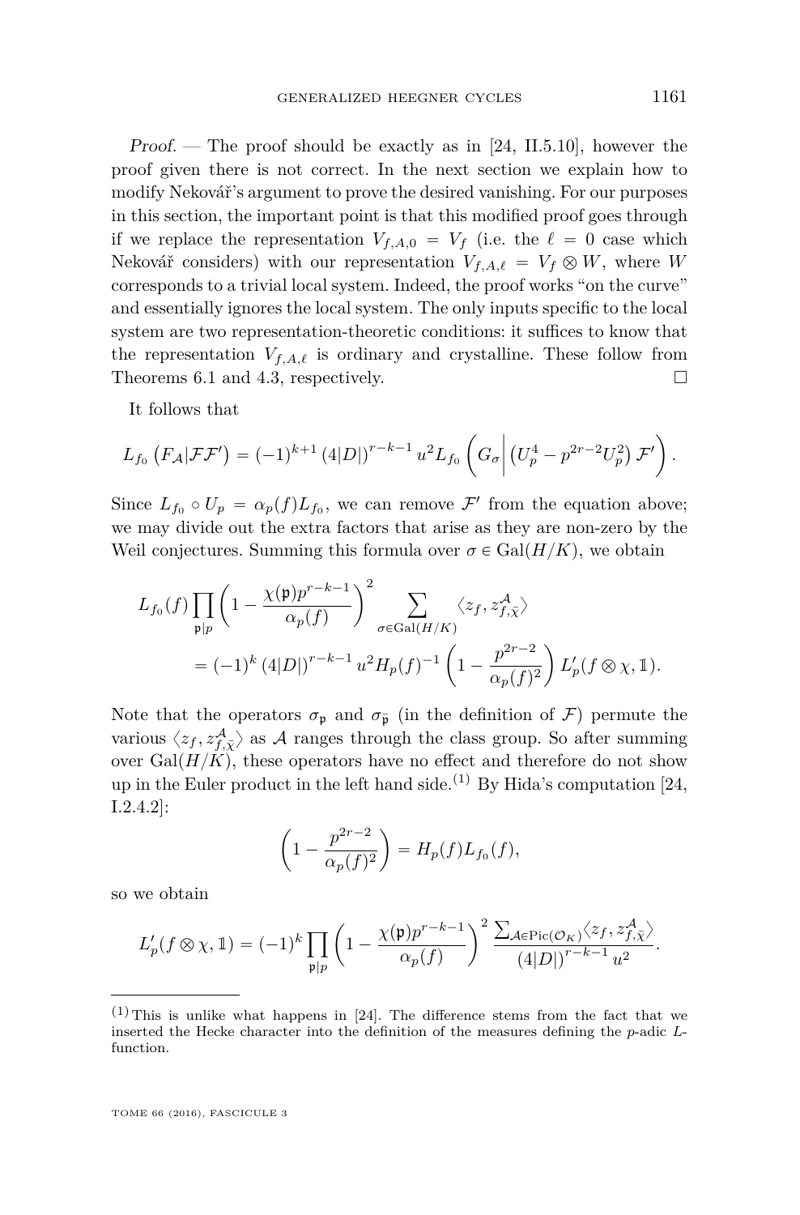*Proof.* — The proof should be exactly as in [24, II.5.10], however the proof given there is not correct. In the next section we explain how to modify Nekovář's argument to prove the desired vanishing. For our purposes in this section, the important point is that this modified proof goes through if we replace the representation $V_{f,A,0} = V_f$ (i.e. the $\ell = 0$ case which Nekovář considers) with our representation $V_{f,A,\ell} = V_f \otimes W$, where $W$ corresponds to a trivial local system. Indeed, the proof works "on the curve" and essentially ignores the local system. The only inputs specific to the local system are two representation-theoretic conditions: it suffices to know that the representation $V_{f,A,\ell}$ is ordinary and crystalline. These follow from Theorems 6.1 and 4.3, respectively. □

It follows that

$$L_{f_0}\left(F_{\mathcal{A}}|\mathcal{F}\mathcal{F}'\right) = (-1)^{k+1}\left(4|D|\right)^{r-k-1}u^2 L_{f_0}\left(G_\sigma \middle| \left(U_p^4 - p^{2r-2}U_p^2\right)\mathcal{F}'\right).$$

Since $L_{f_0} \circ U_p = \alpha_p(f) L_{f_0}$, we can remove $\mathcal{F}'$ from the equation above; we may divide out the extra factors that arise as they are non-zero by the Weil conjectures. Summing this formula over $\sigma \in \mathrm{Gal}(H/K)$, we obtain

$$\begin{aligned} L_{f_0}(f)\prod_{\mathfrak{p}|p}\left(1 - \frac{\chi(\mathfrak{p})p^{r-k-1}}{\alpha_p(f)}\right)^2 &\sum_{\sigma\in\mathrm{Gal}(H/K)}\langle z_f, z_{f,\bar{\chi}}^{\mathcal{A}}\rangle \\ &= (-1)^k\left(4|D|\right)^{r-k-1}u^2 H_p(f)^{-1}\left(1 - \frac{p^{2r-2}}{\alpha_p(f)^2}\right)L_p'(f\otimes\chi,\mathbb{1}). \end{aligned}$$

Note that the operators $\sigma_{\mathfrak{p}}$ and $\sigma_{\bar{\mathfrak{p}}}$ (in the definition of $\mathcal{F}$) permute the various $\langle z_f, z_{f,\bar{\chi}}^{\mathcal{A}}\rangle$ as $\mathcal{A}$ ranges through the class group. So after summing over $\mathrm{Gal}(H/K)$, these operators have no effect and therefore do not show up in the Euler product in the left hand side.(1) By Hida's computation [24, I.2.4.2]:

$$\left(1 - \frac{p^{2r-2}}{\alpha_p(f)^2}\right) = H_p(f)L_{f_0}(f),$$

so we obtain

$$L_p'(f\otimes\chi,\mathbb{1}) = (-1)^k\prod_{\mathfrak{p}|p}\left(1 - \frac{\chi(\mathfrak{p})p^{r-k-1}}{\alpha_p(f)}\right)^2\frac{\sum_{\mathcal{A}\in\mathrm{Pic}(\mathcal{O}_K)}\langle z_f, z_{f,\bar{\chi}}^{\mathcal{A}}\rangle}{\left(4|D|\right)^{r-k-1}u^2}.$$

(1) This is unlike what happens in [24]. The difference stems from the fact that we inserted the Hecke character into the definition of the measures defining the $p$-adic $L$-function.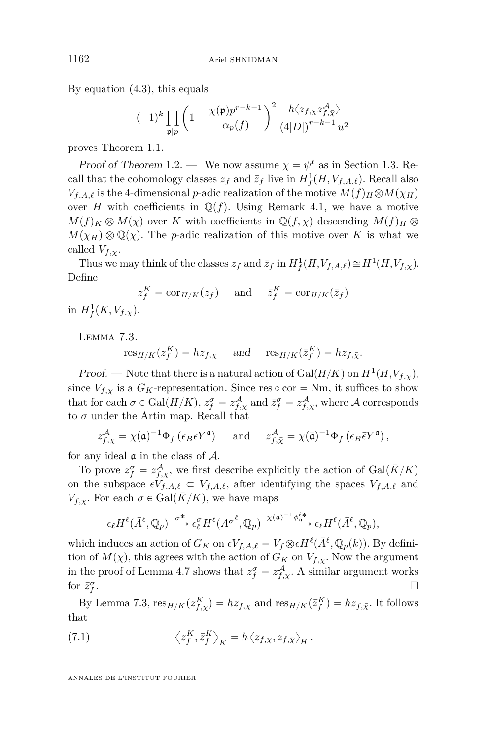By equation (4.3), this equals

$$(-1)^k \prod_{\mathfrak{p}|p} \left(1 - \frac{\chi(\mathfrak{p}) p^{r-k-1}}{\alpha_p(f)}\right)^2 \frac{h\langle z_{f,\chi} z^{\mathcal{A}}_{f,\bar{\chi}}\rangle}{(4|D|)^{r-k-1} u^2}$$

proves Theorem 1.1.

*Proof of Theorem 1.2.* — We now assume $\chi = \psi^\ell$ as in Section 1.3. Recall that the cohomology classes $z_f$ and $\bar{z}_f$ live in $H^1_f(H, V_{f,A,\ell})$. Recall also $V_{f,A,\ell}$ is the 4-dimensional $p$-adic realization of the motive $M(f)_H \otimes M(\chi_H)$ over $H$ with coefficients in $\mathbb{Q}(f)$. Using Remark 4.1, we have a motive $M(f)_K \otimes M(\chi)$ over $K$ with coefficients in $\mathbb{Q}(f,\chi)$ descending $M(f)_H \otimes M(\chi_H) \otimes \mathbb{Q}(\chi)$. The $p$-adic realization of this motive over $K$ is what we called $V_{f,\chi}$.

Thus we may think of the classes $z_f$ and $\bar{z}_f$ in $H^1_f(H, V_{f,A,\ell}) \cong H^1(H, V_{f,\chi})$. Define

$$z_f^K = \mathrm{cor}_{H/K}(z_f) \quad \text{and} \quad \bar{z}_f^K = \mathrm{cor}_{H/K}(\bar{z}_f)$$

in $H^1_f(K, V_{f,\chi})$.

Lemma 7.3.

$$\mathrm{res}_{H/K}(z_f^K) = h z_{f,\chi} \quad \textit{and} \quad \mathrm{res}_{H/K}(\bar{z}_f^K) = h z_{f,\bar{\chi}}.$$

*Proof.* — Note that there is a natural action of $\mathrm{Gal}(H/K)$ on $H^1(H, V_{f,\chi})$, since $V_{f,\chi}$ is a $G_K$-representation. Since $\mathrm{res} \circ \mathrm{cor} = \mathrm{Nm}$, it suffices to show that for each $\sigma \in \mathrm{Gal}(H/K)$, $z_f^\sigma = z^{\mathcal{A}}_{f,\chi}$ and $\bar{z}_f^\sigma = z^{\mathcal{A}}_{f,\bar{\chi}}$, where $\mathcal{A}$ corresponds to $\sigma$ under the Artin map. Recall that

$$z^{\mathcal{A}}_{f,\chi} = \chi(\mathfrak{a})^{-1} \Phi_f\left(\epsilon_B \epsilon Y^{\mathfrak{a}}\right) \quad \text{and} \quad z^{\mathcal{A}}_{f,\bar{\chi}} = \chi(\bar{\mathfrak{a}})^{-1} \Phi_f\left(\epsilon_B \bar{\epsilon} Y^{\mathfrak{a}}\right),$$

for any ideal $\mathfrak{a}$ in the class of $\mathcal{A}$.

To prove $z_f^\sigma = z^{\mathcal{A}}_{f,\chi}$, we first describe explicitly the action of $\mathrm{Gal}(\bar{K}/K)$ on the subspace $\epsilon V_{f,A,\ell} \subset V_{f,A,\ell}$, after identifying the spaces $V_{f,A,\ell}$ and $V_{f,\chi}$. For each $\sigma \in \mathrm{Gal}(\bar{K}/K)$, we have maps

$$\epsilon_\ell H^\ell(\bar{A}^\ell, \mathbb{Q}_p) \xrightarrow{\sigma^*} \epsilon_\ell^\sigma H^\ell(\overline{A^\sigma}^\ell, \mathbb{Q}_p) \xrightarrow{\chi(\mathfrak{a})^{-1}\phi_{\mathfrak{a}}^{\ell *}} \epsilon_\ell H^\ell(\bar{A}^\ell, \mathbb{Q}_p),$$

which induces an action of $G_K$ on $\epsilon V_{f,A,\ell} = V_f \otimes \epsilon H^\ell(\bar{A}^\ell, \mathbb{Q}_p(k))$. By definition of $M(\chi)$, this agrees with the action of $G_K$ on $V_{f,\chi}$. Now the argument in the proof of Lemma 4.7 shows that $z_f^\sigma = z^{\mathcal{A}}_{f,\chi}$. A similar argument works for $\bar{z}_f^\sigma$. □

By Lemma 7.3, $\mathrm{res}_{H/K}(z^K_{f,\chi}) = h z_{f,\chi}$ and $\mathrm{res}_{H/K}(\bar{z}_f^K) = h z_{f,\bar{\chi}}$. It follows that

$$\left\langle z_f^K, \bar{z}_f^K \right\rangle_K = h \left\langle z_{f,\chi}, z_{f,\bar{\chi}} \right\rangle_H. \tag{7.1}$$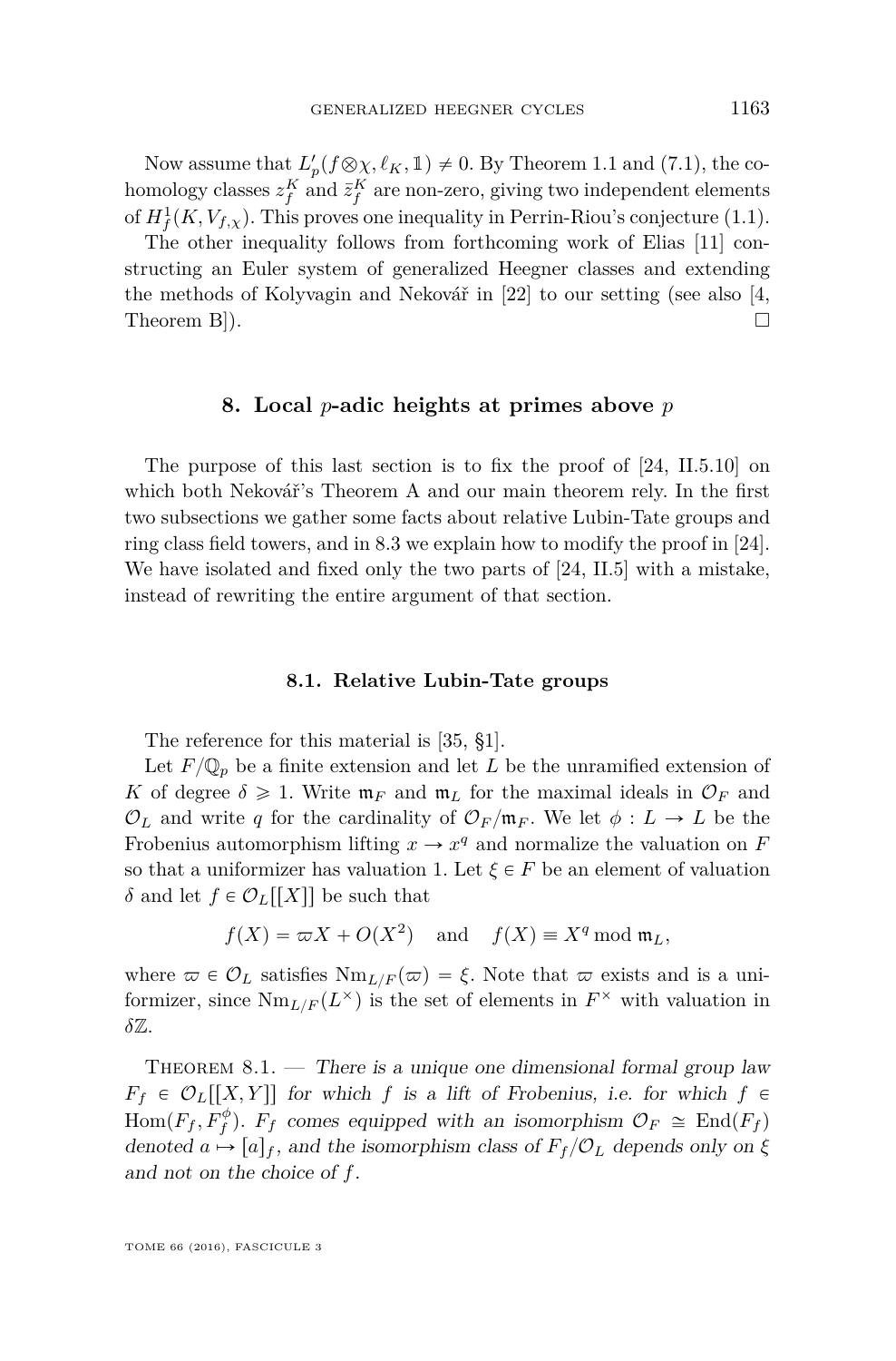Now assume that $L_p'(f\otimes\chi, \ell_K, \mathbb{1}) \neq 0$. By Theorem 1.1 and (7.1), the cohomology classes $z_f^K$ and $\bar{z}_f^K$ are non-zero, giving two independent elements of $H^1_f(K, V_{f,\chi})$. This proves one inequality in Perrin-Riou's conjecture (1.1).

The other inequality follows from forthcoming work of Elias [11] constructing an Euler system of generalized Heegner classes and extending the methods of Kolyvagin and Nekovář in [22] to our setting (see also [4, Theorem B]). □

## 8. Local $p$-adic heights at primes above $p$

The purpose of this last section is to fix the proof of [24, II.5.10] on which both Nekovář's Theorem A and our main theorem rely. In the first two subsections we gather some facts about relative Lubin-Tate groups and ring class field towers, and in 8.3 we explain how to modify the proof in [24]. We have isolated and fixed only the two parts of [24, II.5] with a mistake, instead of rewriting the entire argument of that section.

### 8.1. Relative Lubin-Tate groups

The reference for this material is [35, §1].

Let $F/\mathbb{Q}_p$ be a finite extension and let $L$ be the unramified extension of $K$ of degree $\delta \geqslant 1$. Write $\mathfrak{m}_F$ and $\mathfrak{m}_L$ for the maximal ideals in $\mathcal{O}_F$ and $\mathcal{O}_L$ and write $q$ for the cardinality of $\mathcal{O}_F/\mathfrak{m}_F$. We let $\phi : L \to L$ be the Frobenius automorphism lifting $x \to x^q$ and normalize the valuation on $F$ so that a uniformizer has valuation 1. Let $\xi \in F$ be an element of valuation $\delta$ and let $f \in \mathcal{O}_L[[X]]$ be such that

$$f(X) = \varpi X + O(X^2) \quad \text{and} \quad f(X) \equiv X^q \bmod \mathfrak{m}_L,$$

where $\varpi \in \mathcal{O}_L$ satisfies $\mathrm{Nm}_{L/F}(\varpi) = \xi$. Note that $\varpi$ exists and is a uniformizer, since $\mathrm{Nm}_{L/F}(L^\times)$ is the set of elements in $F^\times$ with valuation in $\delta\mathbb{Z}$.

Theorem 8.1. — *There is a unique one dimensional formal group law $F_f \in \mathcal{O}_L[[X, Y]]$ for which $f$ is a lift of Frobenius, i.e. for which $f \in \mathrm{Hom}(F_f, F_f^\phi)$. $F_f$ comes equipped with an isomorphism $\mathcal{O}_F \cong \mathrm{End}(F_f)$ denoted $a \mapsto [a]_f$, and the isomorphism class of $F_f/\mathcal{O}_L$ depends only on $\xi$ and not on the choice of $f$.*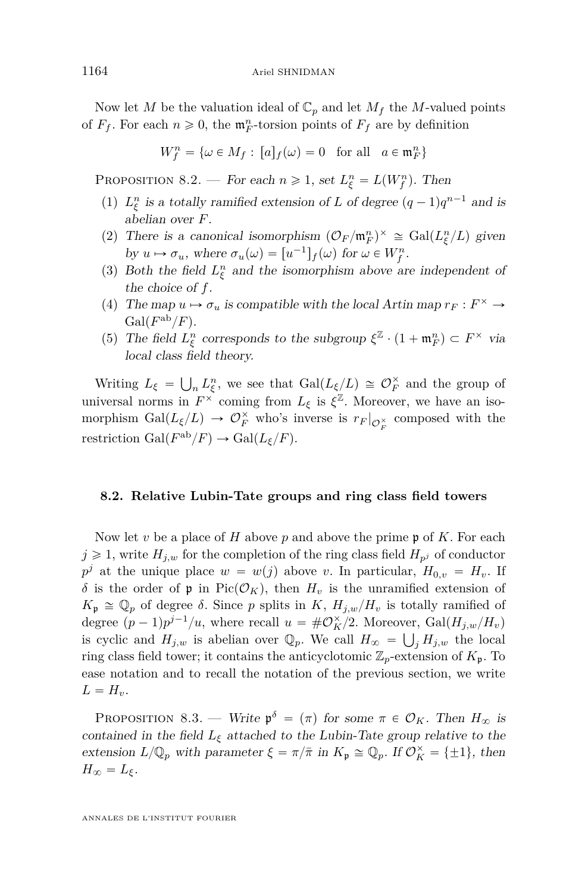Now let $M$ be the valuation ideal of $\mathbb{C}_p$ and let $M_f$ the $M$-valued points of $F_f$. For each $n \geqslant 0$, the $\mathfrak{m}_F^n$-torsion points of $F_f$ are by definition

$$W_f^n = \{\omega \in M_f : [a]_f(\omega) = 0 \quad \text{for all} \quad a \in \mathfrak{m}_F^n\}$$

Proposition 8.2. — *For each $n \geqslant 1$, set $L_\xi^n = L(W_f^n)$. Then*

1. *$L_\xi^n$ is a totally ramified extension of $L$ of degree $(q-1)q^{n-1}$ and is abelian over $F$.*
2. *There is a canonical isomorphism $(\mathcal{O}_F/\mathfrak{m}_F^n)^\times \cong \mathrm{Gal}(L_\xi^n/L)$ given by $u \mapsto \sigma_u$, where $\sigma_u(\omega) = [u^{-1}]_f(\omega)$ for $\omega \in W_f^n$.*
3. *Both the field $L_\xi^n$ and the isomorphism above are independent of the choice of $f$.*
4. *The map $u \mapsto \sigma_u$ is compatible with the local Artin map $r_F : F^\times \to \mathrm{Gal}(F^{\mathrm{ab}}/F)$.*
5. *The field $L_\xi^n$ corresponds to the subgroup $\xi^{\mathbb{Z}} \cdot (1 + \mathfrak{m}_F^n) \subset F^\times$ via local class field theory.*

Writing $L_\xi = \bigcup_n L_\xi^n$, we see that $\mathrm{Gal}(L_\xi/L) \cong \mathcal{O}_F^\times$ and the group of universal norms in $F^\times$ coming from $L_\xi$ is $\xi^{\mathbb{Z}}$. Moreover, we have an isomorphism $\mathrm{Gal}(L_\xi/L) \to \mathcal{O}_F^\times$ who's inverse is $r_F|_{\mathcal{O}_F^\times}$ composed with the restriction $\mathrm{Gal}(F^{\mathrm{ab}}/F) \to \mathrm{Gal}(L_\xi/F)$.

### 8.2. Relative Lubin-Tate groups and ring class field towers

Now let $v$ be a place of $H$ above $p$ and above the prime $\mathfrak{p}$ of $K$. For each $j \geqslant 1$, write $H_{j,w}$ for the completion of the ring class field $H_{p^j}$ of conductor $p^j$ at the unique place $w = w(j)$ above $v$. In particular, $H_{0,v} = H_v$. If $\delta$ is the order of $\mathfrak{p}$ in $\mathrm{Pic}(\mathcal{O}_K)$, then $H_v$ is the unramified extension of $K_\mathfrak{p} \cong \mathbb{Q}_p$ of degree $\delta$. Since $p$ splits in $K$, $H_{j,w}/H_v$ is totally ramified of degree $(p-1)p^{j-1}/u$, where recall $u = \#\mathcal{O}_K^\times/2$. Moreover, $\mathrm{Gal}(H_{j,w}/H_v)$ is cyclic and $H_{j,w}$ is abelian over $\mathbb{Q}_p$. We call $H_\infty = \bigcup_j H_{j,w}$ the local ring class field tower; it contains the anticyclotomic $\mathbb{Z}_p$-extension of $K_\mathfrak{p}$. To ease notation and to recall the notation of the previous section, we write $L = H_v$.

Proposition 8.3. — *Write $\mathfrak{p}^\delta = (\pi)$ for some $\pi \in \mathcal{O}_K$. Then $H_\infty$ is contained in the field $L_\xi$ attached to the Lubin-Tate group relative to the extension $L/\mathbb{Q}_p$ with parameter $\xi = \pi/\bar{\pi}$ in $K_\mathfrak{p} \cong \mathbb{Q}_p$. If $\mathcal{O}_K^\times = \{\pm 1\}$, then $H_\infty = L_\xi$.*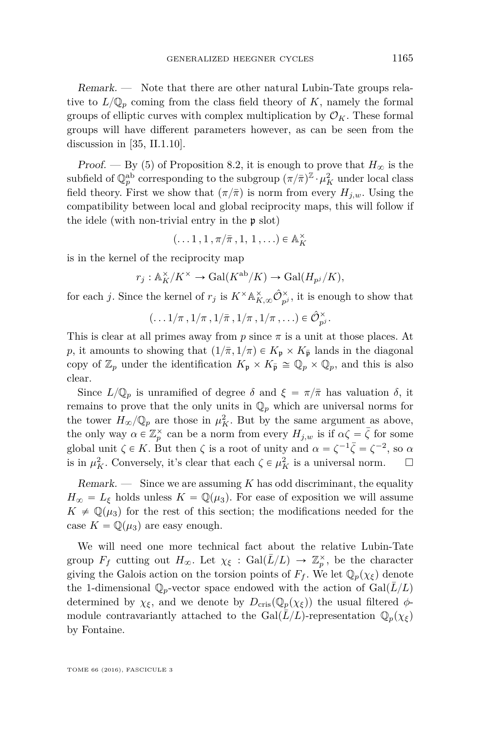*Remark*. — Note that there are other natural Lubin-Tate groups relative to $L/\mathbb{Q}_p$ coming from the class field theory of $K$, namely the formal groups of elliptic curves with complex multiplication by $\mathcal{O}_K$. These formal groups will have different parameters however, as can be seen from the discussion in [35, II.1.10].

*Proof*. — By (5) of Proposition 8.2, it is enough to prove that $H_\infty$ is the subfield of $\mathbb{Q}_p^{\mathrm{ab}}$ corresponding to the subgroup $(\pi/\bar{\pi})^{\mathbb{Z}} \cdot \mu_K^2$ under local class field theory. First we show that $(\pi/\bar{\pi})$ is norm from every $H_{j,w}$. Using the compatibility between local and global reciprocity maps, this will follow if the idele (with non-trivial entry in the $\mathfrak{p}$ slot)

$$(\ldots 1\,, 1\,, \pi/\bar{\pi}\,, 1,\, 1\,, \ldots) \in \mathbb{A}_K^\times$$

is in the kernel of the reciprocity map

$$r_j : \mathbb{A}_K^\times/K^\times \to \mathrm{Gal}(K^{\mathrm{ab}}/K) \to \mathrm{Gal}(H_{p^j}/K),$$

for each $j$. Since the kernel of $r_j$ is $K^\times \mathbb{A}_{K,\infty}^\times \hat{\mathcal{O}}_{p^j}^\times$, it is enough to show that

$$(\ldots 1/\pi\,, 1/\pi\,, 1/\bar{\pi}\,, 1/\pi\,, 1/\pi\,, \ldots) \in \hat{\mathcal{O}}_{p^j}^\times.$$

This is clear at all primes away from $p$ since $\pi$ is a unit at those places. At $p$, it amounts to showing that $(1/\bar{\pi}, 1/\pi) \in K_{\mathfrak{p}} \times K_{\bar{\mathfrak{p}}}$ lands in the diagonal copy of $\mathbb{Z}_p$ under the identification $K_{\mathfrak{p}} \times K_{\bar{\mathfrak{p}}} \cong \mathbb{Q}_p \times \mathbb{Q}_p$, and this is also clear.

Since $L/\mathbb{Q}_p$ is unramified of degree $\delta$ and $\xi = \pi/\bar{\pi}$ has valuation $\delta$, it remains to prove that the only units in $\mathbb{Q}_p$ which are universal norms for the tower $H_\infty/\mathbb{Q}_p$ are those in $\mu_K^2$. But by the same argument as above, the only way $\alpha \in \mathbb{Z}_p^\times$ can be a norm from every $H_{j,w}$ is if $\alpha\zeta = \bar{\zeta}$ for some global unit $\zeta \in K$. But then $\zeta$ is a root of unity and $\alpha = \zeta^{-1}\bar{\zeta} = \zeta^{-2}$, so $\alpha$ is in $\mu_K^2$. Conversely, it's clear that each $\zeta \in \mu_K^2$ is a universal norm. $\square$

*Remark*. — Since we are assuming $K$ has odd discriminant, the equality $H_\infty = L_\xi$ holds unless $K = \mathbb{Q}(\mu_3)$. For ease of exposition we will assume $K \neq \mathbb{Q}(\mu_3)$ for the rest of this section; the modifications needed for the case $K = \mathbb{Q}(\mu_3)$ are easy enough.

We will need one more technical fact about the relative Lubin-Tate group $F_f$ cutting out $H_\infty$. Let $\chi_\xi : \mathrm{Gal}(\bar{L}/L) \to \mathbb{Z}_p^\times$, be the character giving the Galois action on the torsion points of $F_f$. We let $\mathbb{Q}_p(\chi_\xi)$ denote the 1-dimensional $\mathbb{Q}_p$-vector space endowed with the action of $\mathrm{Gal}(\bar{L}/L)$ determined by $\chi_\xi$, and we denote by $D_{\mathrm{cris}}(\mathbb{Q}_p(\chi_\xi))$ the usual filtered $\phi$-module contravariantly attached to the $\mathrm{Gal}(\bar{L}/L)$-representation $\mathbb{Q}_p(\chi_\xi)$ by Fontaine.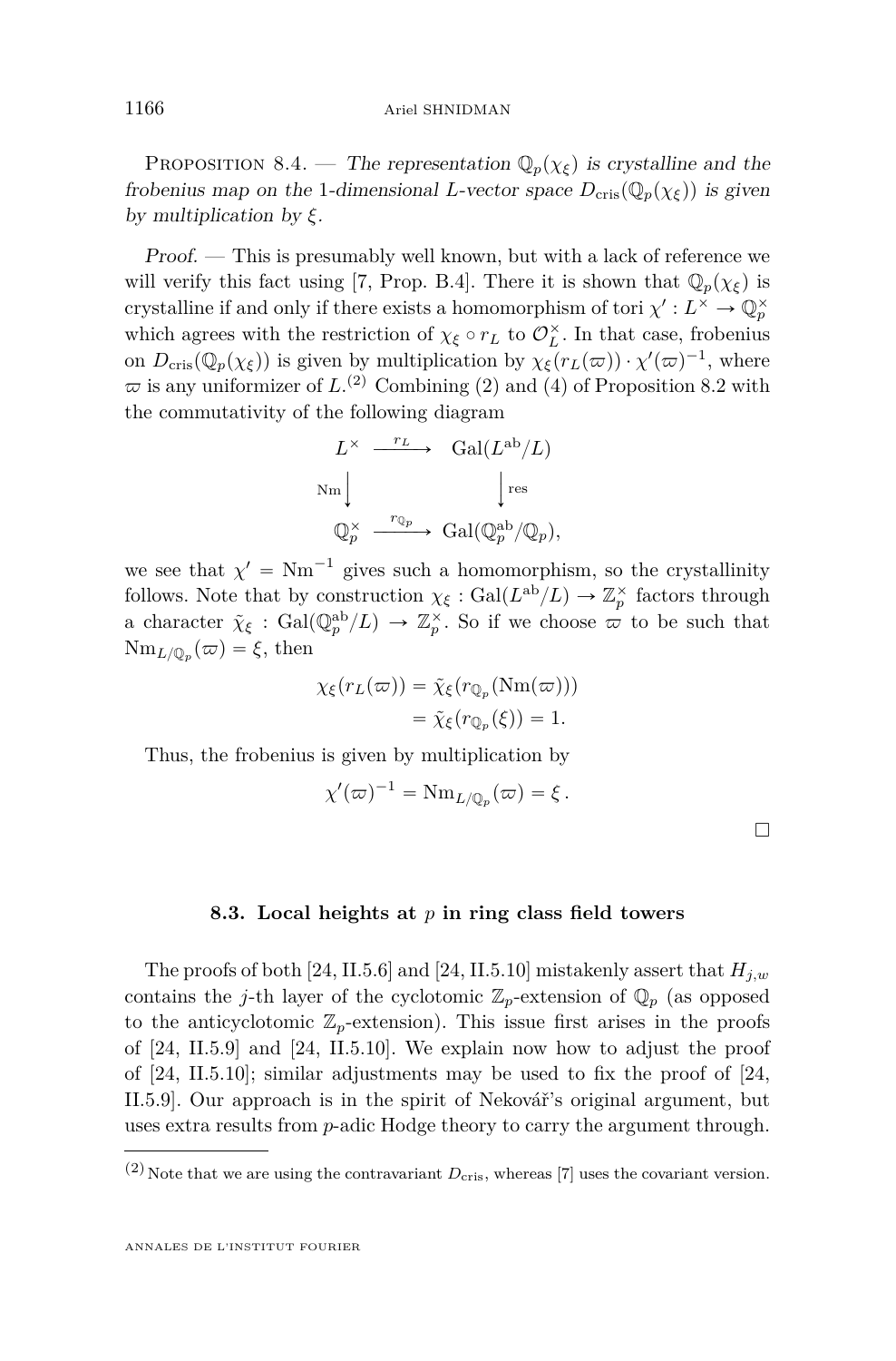Proposition 8.4. — *The representation $\mathbb{Q}_p(\chi_\xi)$ is crystalline and the frobenius map on the 1-dimensional $L$-vector space $D_{\mathrm{cris}}(\mathbb{Q}_p(\chi_\xi))$ is given by multiplication by $\xi$.*

*Proof.* — This is presumably well known, but with a lack of reference we will verify this fact using [7, Prop. B.4]. There it is shown that $\mathbb{Q}_p(\chi_\xi)$ is crystalline if and only if there exists a homomorphism of tori $\chi' : L^\times \to \mathbb{Q}_p^\times$ which agrees with the restriction of $\chi_\xi \circ r_L$ to $\mathcal{O}_L^\times$. In that case, frobenius on $D_{\mathrm{cris}}(\mathbb{Q}_p(\chi_\xi))$ is given by multiplication by $\chi_\xi(r_L(\varpi)) \cdot \chi'(\varpi)^{-1}$, where $\varpi$ is any uniformizer of $L$.[2] Combining (2) and (4) of Proposition 8.2 with the commutativity of the following diagram

$$\begin{array}{ccc} L^\times & \xrightarrow{\ r_L\ } & \mathrm{Gal}(L^{\mathrm{ab}}/L) \\ \Big\downarrow{\scriptstyle \mathrm{Nm}} & & \Big\downarrow{\scriptstyle \mathrm{res}} \\ \mathbb{Q}_p^\times & \xrightarrow{\ r_{\mathbb{Q}_p}\ } & \mathrm{Gal}(\mathbb{Q}_p^{\mathrm{ab}}/\mathbb{Q}_p), \end{array}$$

we see that $\chi' = \mathrm{Nm}^{-1}$ gives such a homomorphism, so the crystallinity follows. Note that by construction $\chi_\xi : \mathrm{Gal}(L^{\mathrm{ab}}/L) \to \mathbb{Z}_p^\times$ factors through a character $\tilde{\chi}_\xi : \mathrm{Gal}(\mathbb{Q}_p^{\mathrm{ab}}/L) \to \mathbb{Z}_p^\times$. So if we choose $\varpi$ to be such that $\mathrm{Nm}_{L/\mathbb{Q}_p}(\varpi) = \xi$, then

$$\begin{aligned} \chi_\xi(r_L(\varpi)) &= \tilde{\chi}_\xi(r_{\mathbb{Q}_p}(\mathrm{Nm}(\varpi))) \\ &= \tilde{\chi}_\xi(r_{\mathbb{Q}_p}(\xi)) = 1. \end{aligned}$$

Thus, the frobenius is given by multiplication by

$$\chi'(\varpi)^{-1} = \mathrm{Nm}_{L/\mathbb{Q}_p}(\varpi) = \xi\,.$$

□

### 8.3. Local heights at $p$ in ring class field towers

The proofs of both [24, II.5.6] and [24, II.5.10] mistakenly assert that $H_{j,w}$ contains the $j$-th layer of the cyclotomic $\mathbb{Z}_p$-extension of $\mathbb{Q}_p$ (as opposed to the anticyclotomic $\mathbb{Z}_p$-extension). This issue first arises in the proofs of [24, II.5.9] and [24, II.5.10]. We explain now how to adjust the proof of [24, II.5.10]; similar adjustments may be used to fix the proof of [24, II.5.9]. Our approach is in the spirit of Nekovář's original argument, but uses extra results from $p$-adic Hodge theory to carry the argument through.

[2] Note that we are using the contravariant $D_{\mathrm{cris}}$, whereas [7] uses the covariant version.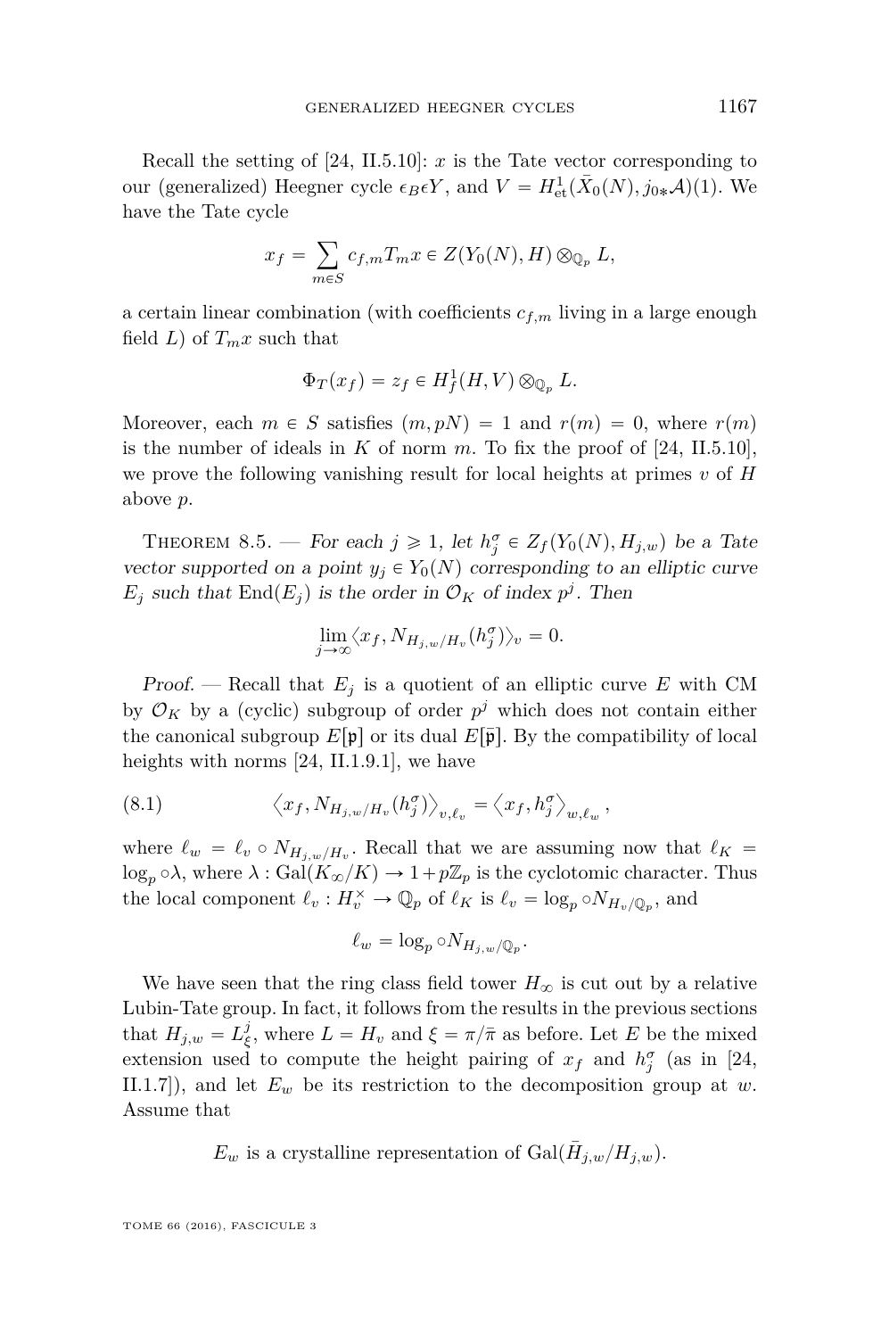Recall the setting of [24, II.5.10]: $x$ is the Tate vector corresponding to our (generalized) Heegner cycle $\epsilon_B \epsilon Y$, and $V = H^1_{\mathrm{et}}(\bar{X}_0(N), j_{0*}\mathcal{A})(1)$. We have the Tate cycle

$$x_f = \sum_{m \in S} c_{f,m} T_m x \in Z(Y_0(N), H) \otimes_{\mathbb{Q}_p} L,$$

a certain linear combination (with coefficients $c_{f,m}$ living in a large enough field $L$) of $T_m x$ such that

$$\Phi_T(x_f) = z_f \in H^1_f(H, V) \otimes_{\mathbb{Q}_p} L.$$

Moreover, each $m \in S$ satisfies $(m, pN) = 1$ and $r(m) = 0$, where $r(m)$ is the number of ideals in $K$ of norm $m$. To fix the proof of [24, II.5.10], we prove the following vanishing result for local heights at primes $v$ of $H$ above $p$.

**Theorem 8.5.** — *For each $j \geqslant 1$, let $h^\sigma_j \in Z_f(Y_0(N), H_{j,w})$ be a Tate vector supported on a point $y_j \in Y_0(N)$ corresponding to an elliptic curve $E_j$ such that $\mathrm{End}(E_j)$ is the order in $\mathcal{O}_K$ of index $p^j$. Then*

$$\lim_{j \to \infty} \langle x_f, N_{H_{j,w}/H_v}(h^\sigma_j) \rangle_v = 0.$$

*Proof.* — Recall that $E_j$ is a quotient of an elliptic curve $E$ with CM by $\mathcal{O}_K$ by a (cyclic) subgroup of order $p^j$ which does not contain either the canonical subgroup $E[\mathfrak{p}]$ or its dual $E[\bar{\mathfrak{p}}]$. By the compatibility of local heights with norms [24, II.1.9.1], we have

$$\left\langle x_f, N_{H_{j,w}/H_v}(h^\sigma_j) \right\rangle_{v, \ell_v} = \left\langle x_f, h^\sigma_j \right\rangle_{w, \ell_w}, \tag{8.1}$$

where $\ell_w = \ell_v \circ N_{H_{j,w}/H_v}$. Recall that we are assuming now that $\ell_K = \log_p \circ \lambda$, where $\lambda : \mathrm{Gal}(K_\infty/K) \to 1 + p\mathbb{Z}_p$ is the cyclotomic character. Thus the local component $\ell_v : H^\times_v \to \mathbb{Q}_p$ of $\ell_K$ is $\ell_v = \log_p \circ N_{H_v/\mathbb{Q}_p}$, and

$$\ell_w = \log_p \circ N_{H_{j,w}/\mathbb{Q}_p}.$$

We have seen that the ring class field tower $H_\infty$ is cut out by a relative Lubin-Tate group. In fact, it follows from the results in the previous sections that $H_{j,w} = L^j_\xi$, where $L = H_v$ and $\xi = \pi/\bar{\pi}$ as before. Let $E$ be the mixed extension used to compute the height pairing of $x_f$ and $h^\sigma_j$ (as in [24, II.1.7]), and let $E_w$ be its restriction to the decomposition group at $w$. Assume that

$$E_w \text{ is a crystalline representation of } \mathrm{Gal}(\bar{H}_{j,w}/H_{j,w}).$$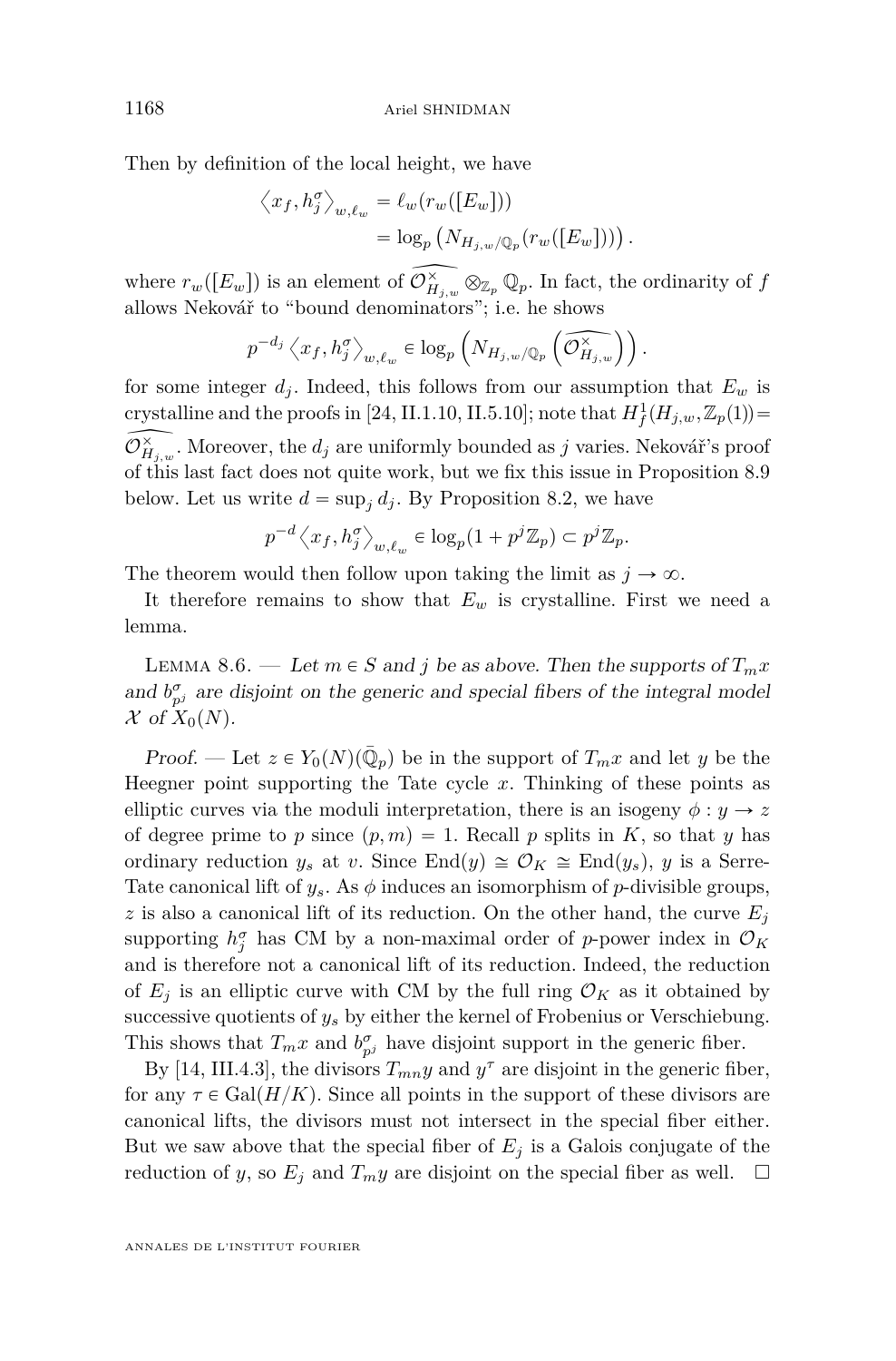Then by definition of the local height, we have

$$\begin{aligned}\left\langle x_f, h_j^\sigma \right\rangle_{w,\ell_w} &= \ell_w(r_w([E_w])) \\ &= \log_p\left(N_{H_{j,w}/\mathbb{Q}_p}(r_w([E_w]))\right).\end{aligned}$$

where $r_w([E_w])$ is an element of $\widehat{\mathcal{O}_{H_{j,w}}^\times} \otimes_{\mathbb{Z}_p} \mathbb{Q}_p$. In fact, the ordinarity of $f$ allows Nekovář to "bound denominators"; i.e. he shows

$$p^{-d_j}\left\langle x_f, h_j^\sigma \right\rangle_{w,\ell_w} \in \log_p\left(N_{H_{j,w}/\mathbb{Q}_p}\left(\widehat{\mathcal{O}_{H_{j,w}}^\times}\right)\right).$$

for some integer $d_j$. Indeed, this follows from our assumption that $E_w$ is crystalline and the proofs in [24, II.1.10, II.5.10]; note that $H^1_f(H_{j,w}, \mathbb{Z}_p(1)) = \widehat{\mathcal{O}_{H_{j,w}}^\times}$. Moreover, the $d_j$ are uniformly bounded as $j$ varies. Nekovář's proof of this last fact does not quite work, but we fix this issue in Proposition 8.9 below. Let us write $d = \sup_j d_j$. By Proposition 8.2, we have

$$p^{-d}\left\langle x_f, h_j^\sigma \right\rangle_{w,\ell_w} \in \log_p(1 + p^j\mathbb{Z}_p) \subset p^j\mathbb{Z}_p.$$

The theorem would then follow upon taking the limit as $j \to \infty$.

It therefore remains to show that $E_w$ is crystalline. First we need a lemma.

Lemma 8.6. — *Let $m \in S$ and $j$ be as above. Then the supports of $T_m x$ and $b^\sigma_{p^j}$ are disjoint on the generic and special fibers of the integral model $\mathcal{X}$ of $X_0(N)$.*

*Proof.* — Let $z \in Y_0(N)(\bar{\mathbb{Q}}_p)$ be in the support of $T_m x$ and let $y$ be the Heegner point supporting the Tate cycle $x$. Thinking of these points as elliptic curves via the moduli interpretation, there is an isogeny $\phi : y \to z$ of degree prime to $p$ since $(p, m) = 1$. Recall $p$ splits in $K$, so that $y$ has ordinary reduction $y_s$ at $v$. Since $\mathrm{End}(y) \cong \mathcal{O}_K \cong \mathrm{End}(y_s)$, $y$ is a Serre-Tate canonical lift of $y_s$. As $\phi$ induces an isomorphism of $p$-divisible groups, $z$ is also a canonical lift of its reduction. On the other hand, the curve $E_j$ supporting $h_j^\sigma$ has CM by a non-maximal order of $p$-power index in $\mathcal{O}_K$ and is therefore not a canonical lift of its reduction. Indeed, the reduction of $E_j$ is an elliptic curve with CM by the full ring $\mathcal{O}_K$ as it obtained by successive quotients of $y_s$ by either the kernel of Frobenius or Verschiebung. This shows that $T_m x$ and $b^\sigma_{p^j}$ have disjoint support in the generic fiber.

By [14, III.4.3], the divisors $T_{mn} y$ and $y^\tau$ are disjoint in the generic fiber, for any $\tau \in \mathrm{Gal}(H/K)$. Since all points in the support of these divisors are canonical lifts, the divisors must not intersect in the special fiber either. But we saw above that the special fiber of $E_j$ is a Galois conjugate of the reduction of $y$, so $E_j$ and $T_m y$ are disjoint on the special fiber as well. $\square$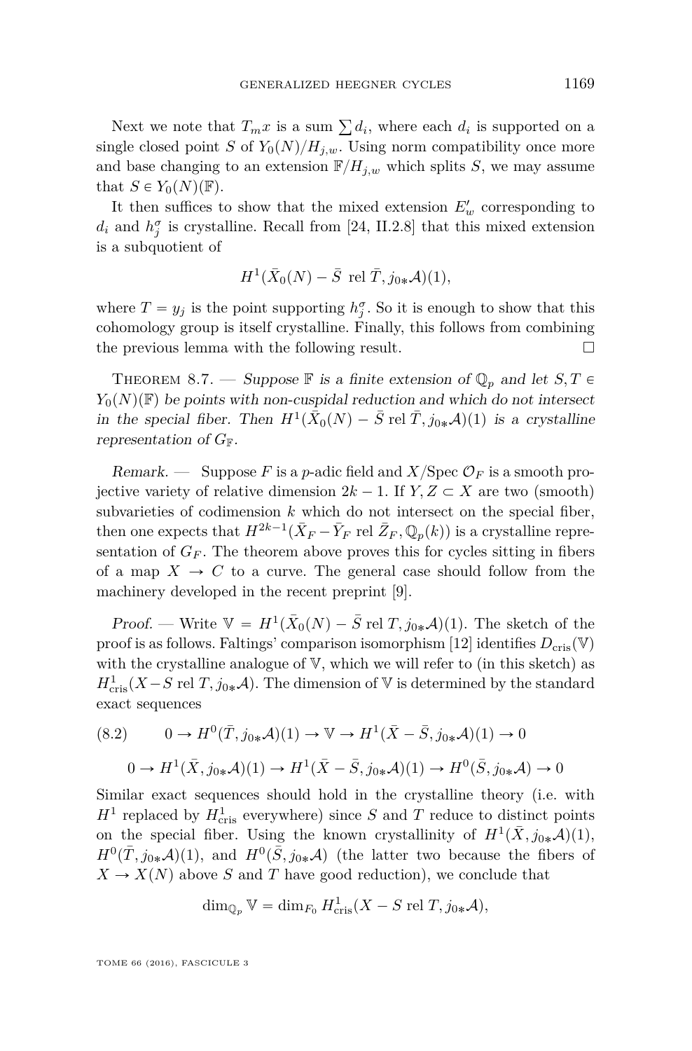Next we note that $T_m x$ is a sum $\sum d_i$, where each $d_i$ is supported on a single closed point $S$ of $Y_0(N)/H_{j,w}$. Using norm compatibility once more and base changing to an extension $\mathbb{F}/H_{j,w}$ which splits $S$, we may assume that $S \in Y_0(N)(\mathbb{F})$.

It then suffices to show that the mixed extension $E'_w$ corresponding to $d_i$ and $h_j^\sigma$ is crystalline. Recall from [24, II.2.8] that this mixed extension is a subquotient of

$$H^1(\bar{X}_0(N) - \bar{S} \text{ rel } \bar{T}, j_{0*}\mathcal{A})(1),$$

where $T = y_j$ is the point supporting $h_j^\sigma$. So it is enough to show that this cohomology group is itself crystalline. Finally, this follows from combining the previous lemma with the following result. □

Theorem 8.7. — *Suppose $\mathbb{F}$ is a finite extension of $\mathbb{Q}_p$ and let $S, T \in Y_0(N)(\mathbb{F})$ be points with non-cuspidal reduction and which do not intersect in the special fiber. Then $H^1(\bar{X}_0(N) - \bar{S} \text{ rel } \bar{T}, j_{0*}\mathcal{A})(1)$ is a crystalline representation of $G_{\mathbb{F}}$.*

*Remark.* — Suppose $F$ is a $p$-adic field and $X/\operatorname{Spec} \mathcal{O}_F$ is a smooth projective variety of relative dimension $2k-1$. If $Y, Z \subset X$ are two (smooth) subvarieties of codimension $k$ which do not intersect on the special fiber, then one expects that $H^{2k-1}(\bar{X}_F - \bar{Y}_F \text{ rel } \bar{Z}_F, \mathbb{Q}_p(k))$ is a crystalline representation of $G_F$. The theorem above proves this for cycles sitting in fibers of a map $X \to C$ to a curve. The general case should follow from the machinery developed in the recent preprint [9].

*Proof.* — Write $\mathbb{V} = H^1(\bar{X}_0(N) - \bar{S} \text{ rel } T, j_{0*}\mathcal{A})(1)$. The sketch of the proof is as follows. Faltings' comparison isomorphism [12] identifies $D_{\text{cris}}(\mathbb{V})$ with the crystalline analogue of $\mathbb{V}$, which we will refer to (in this sketch) as $H^1_{\text{cris}}(X - S \text{ rel } T, j_{0*}\mathcal{A})$. The dimension of $\mathbb{V}$ is determined by the standard exact sequences

$$(8.2) \qquad 0 \to H^0(\bar{T}, j_{0*}\mathcal{A})(1) \to \mathbb{V} \to H^1(\bar{X} - \bar{S}, j_{0*}\mathcal{A})(1) \to 0$$

$$0 \to H^1(\bar{X}, j_{0*}\mathcal{A})(1) \to H^1(\bar{X} - \bar{S}, j_{0*}\mathcal{A})(1) \to H^0(\bar{S}, j_{0*}\mathcal{A}) \to 0$$

Similar exact sequences should hold in the crystalline theory (i.e. with $H^1$ replaced by $H^1_{\text{cris}}$ everywhere) since $S$ and $T$ reduce to distinct points on the special fiber. Using the known crystallinity of $H^1(\bar{X}, j_{0*}\mathcal{A})(1)$, $H^0(\bar{T}, j_{0*}\mathcal{A})(1)$, and $H^0(\bar{S}, j_{0*}\mathcal{A})$ (the latter two because the fibers of $X \to X(N)$ above $S$ and $T$ have good reduction), we conclude that

$$\dim_{\mathbb{Q}_p} \mathbb{V} = \dim_{F_0} H^1_{\text{cris}}(X - S \text{ rel } T, j_{0*}\mathcal{A}),$$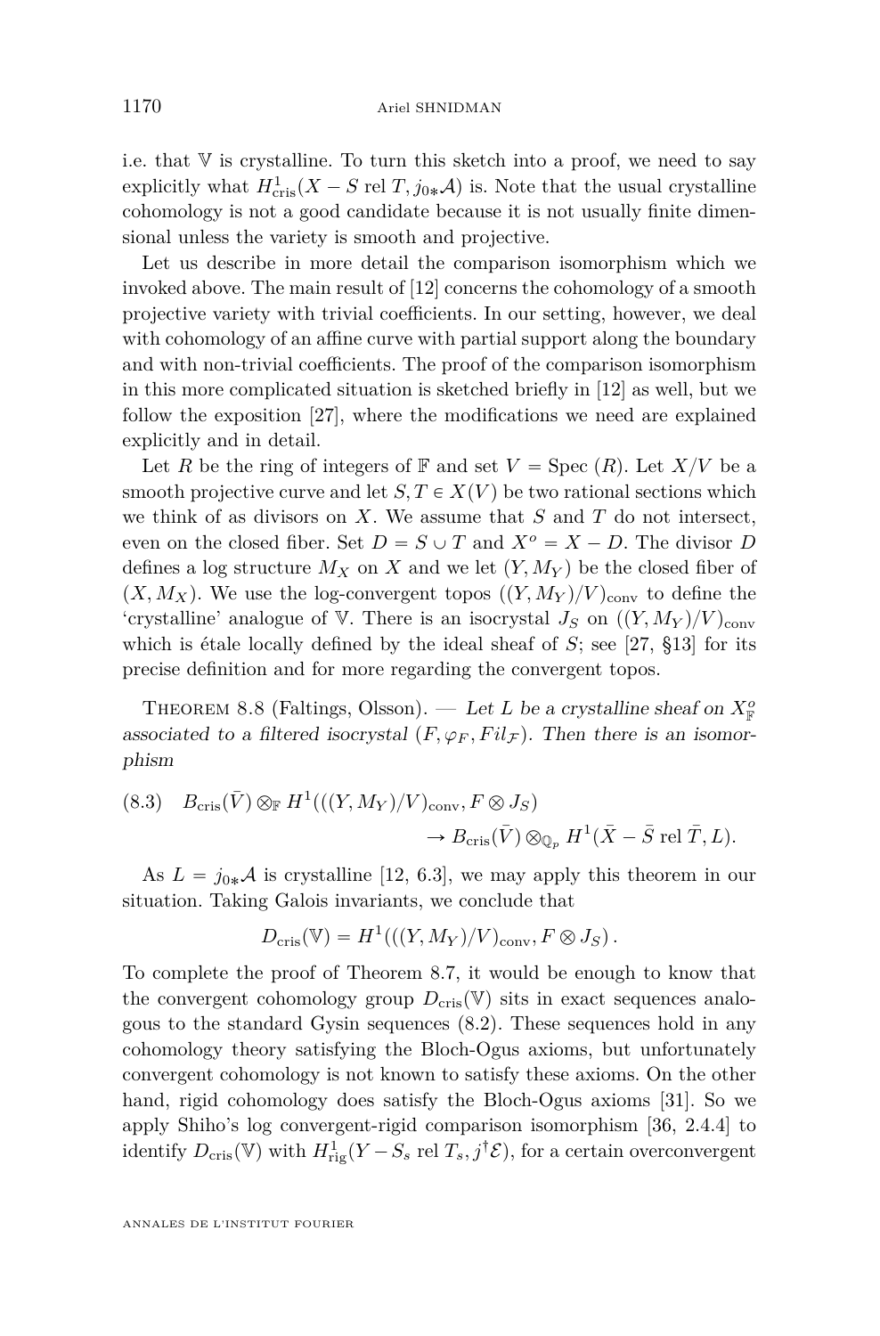i.e. that $\mathbb{V}$ is crystalline. To turn this sketch into a proof, we need to say explicitly what $H^1_{\text{cris}}(X - S \text{ rel } T, j_{0*}\mathcal{A})$ is. Note that the usual crystalline cohomology is not a good candidate because it is not usually finite dimensional unless the variety is smooth and projective.

Let us describe in more detail the comparison isomorphism which we invoked above. The main result of [12] concerns the cohomology of a smooth projective variety with trivial coefficients. In our setting, however, we deal with cohomology of an affine curve with partial support along the boundary and with non-trivial coefficients. The proof of the comparison isomorphism in this more complicated situation is sketched briefly in [12] as well, but we follow the exposition [27], where the modifications we need are explained explicitly and in detail.

Let $R$ be the ring of integers of $\mathbb{F}$ and set $V = \text{Spec}(R)$. Let $X/V$ be a smooth projective curve and let $S, T \in X(V)$ be two rational sections which we think of as divisors on $X$. We assume that $S$ and $T$ do not intersect, even on the closed fiber. Set $D = S \cup T$ and $X^o = X - D$. The divisor $D$ defines a log structure $M_X$ on $X$ and we let $(Y, M_Y)$ be the closed fiber of $(X, M_X)$. We use the log-convergent topos $((Y, M_Y)/V)_{\text{conv}}$ to define the 'crystalline' analogue of $\mathbb{V}$. There is an isocrystal $J_S$ on $((Y, M_Y)/V)_{\text{conv}}$ which is étale locally defined by the ideal sheaf of $S$; see [27, §13] for its precise definition and for more regarding the convergent topos.

Theorem 8.8 (Faltings, Olsson). — *Let $L$ be a crystalline sheaf on $X^o_{\mathbb{F}}$ associated to a filtered isocrystal $(F, \varphi_F, Fil_{\mathcal{F}})$. Then there is an isomorphism*

$$B_{\text{cris}}(\bar{V}) \otimes_{\mathbb{F}} H^1(((Y, M_Y)/V)_{\text{conv}}, F \otimes J_S) \to B_{\text{cris}}(\bar{V}) \otimes_{\mathbb{Q}_p} H^1(\bar{X} - \bar{S} \text{ rel } \bar{T}, L). \tag{8.3}$$

As $L = j_{0*}\mathcal{A}$ is crystalline [12, 6.3], we may apply this theorem in our situation. Taking Galois invariants, we conclude that

$$D_{\text{cris}}(\mathbb{V}) = H^1(((Y, M_Y)/V)_{\text{conv}}, F \otimes J_S).$$

To complete the proof of Theorem 8.7, it would be enough to know that the convergent cohomology group $D_{\text{cris}}(\mathbb{V})$ sits in exact sequences analogous to the standard Gysin sequences (8.2). These sequences hold in any cohomology theory satisfying the Bloch-Ogus axioms, but unfortunately convergent cohomology is not known to satisfy these axioms. On the other hand, rigid cohomology does satisfy the Bloch-Ogus axioms [31]. So we apply Shiho's log convergent-rigid comparison isomorphism [36, 2.4.4] to identify $D_{\text{cris}}(\mathbb{V})$ with $H^1_{\text{rig}}(Y - S_s \text{ rel } T_s, j^\dagger\mathcal{E})$, for a certain overconvergent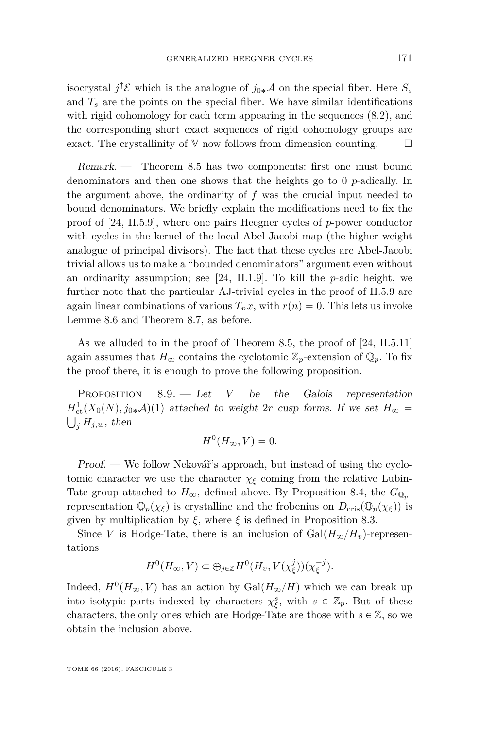isocrystal $j^\dagger\mathcal{E}$ which is the analogue of $j_{0*}\mathcal{A}$ on the special fiber. Here $S_s$ and $T_s$ are the points on the special fiber. We have similar identifications with rigid cohomology for each term appearing in the sequences (8.2), and the corresponding short exact sequences of rigid cohomology groups are exact. The crystallinity of $\mathbb{V}$ now follows from dimension counting. $\square$

*Remark.* — Theorem 8.5 has two components: first one must bound denominators and then one shows that the heights go to 0 $p$-adically. In the argument above, the ordinarity of $f$ was the crucial input needed to bound denominators. We briefly explain the modifications need to fix the proof of [24, II.5.9], where one pairs Heegner cycles of $p$-power conductor with cycles in the kernel of the local Abel-Jacobi map (the higher weight analogue of principal divisors). The fact that these cycles are Abel-Jacobi trivial allows us to make a "bounded denominators" argument even without an ordinarity assumption; see [24, II.1.9]. To kill the $p$-adic height, we further note that the particular AJ-trivial cycles in the proof of II.5.9 are again linear combinations of various $T_n x$, with $r(n) = 0$. This lets us invoke Lemme 8.6 and Theorem 8.7, as before.

As we alluded to in the proof of Theorem 8.5, the proof of [24, II.5.11] again assumes that $H_\infty$ contains the cyclotomic $\mathbb{Z}_p$-extension of $\mathbb{Q}_p$. To fix the proof there, it is enough to prove the following proposition.

Proposition 8.9. — *Let $V$ be the Galois representation $H^1_{\text{et}}(\bar{X}_0(N), j_{0*}\mathcal{A})(1)$ attached to weight $2r$ cusp forms. If we set $H_\infty = \bigcup_j H_{j,w}$, then*

$$H^0(H_\infty, V) = 0.$$

*Proof.* — We follow Nekovář's approach, but instead of using the cyclotomic character we use the character $\chi_\xi$ coming from the relative Lubin-Tate group attached to $H_\infty$, defined above. By Proposition 8.4, the $G_{\mathbb{Q}_p}$-representation $\mathbb{Q}_p(\chi_\xi)$ is crystalline and the frobenius on $D_{\text{cris}}(\mathbb{Q}_p(\chi_\xi))$ is given by multiplication by $\xi$, where $\xi$ is defined in Proposition 8.3.

Since $V$ is Hodge-Tate, there is an inclusion of $\mathrm{Gal}(H_\infty/H_v)$-representations

$$H^0(H_\infty, V) \subset \oplus_{j\in\mathbb{Z}} H^0(H_v, V(\chi_\xi^j))(\chi_\xi^{-j}).$$

Indeed, $H^0(H_\infty, V)$ has an action by $\mathrm{Gal}(H_\infty/H)$ which we can break up into isotypic parts indexed by characters $\chi_\xi^s$, with $s \in \mathbb{Z}_p$. But of these characters, the only ones which are Hodge-Tate are those with $s \in \mathbb{Z}$, so we obtain the inclusion above.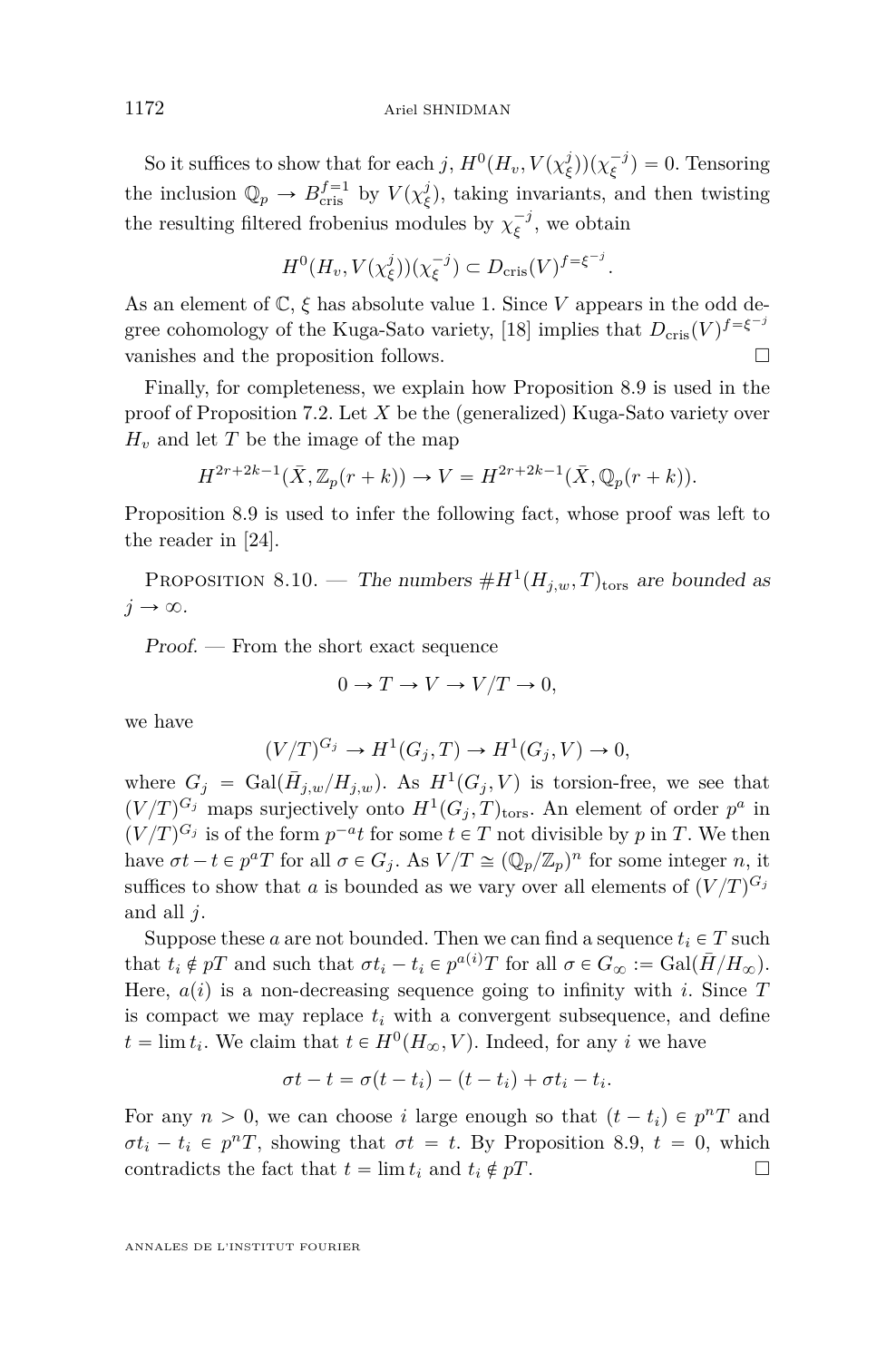So it suffices to show that for each $j$, $H^0(H_v, V(\chi_\xi^j))(\chi_\xi^{-j}) = 0$. Tensoring the inclusion $\mathbb{Q}_p \to B_{\mathrm{cris}}^{f=1}$ by $V(\chi_\xi^j)$, taking invariants, and then twisting the resulting filtered frobenius modules by $\chi_\xi^{-j}$, we obtain

$$H^0(H_v, V(\chi_\xi^j))(\chi_\xi^{-j}) \subset D_{\mathrm{cris}}(V)^{f=\xi^{-j}}.$$

As an element of $\mathbb{C}$, $\xi$ has absolute value 1. Since $V$ appears in the odd degree cohomology of the Kuga-Sato variety, [18] implies that $D_{\mathrm{cris}}(V)^{f=\xi^{-j}}$ vanishes and the proposition follows. □

Finally, for completeness, we explain how Proposition 8.9 is used in the proof of Proposition 7.2. Let $X$ be the (generalized) Kuga-Sato variety over $H_v$ and let $T$ be the image of the map

$$H^{2r+2k-1}(\bar{X}, \mathbb{Z}_p(r+k)) \to V = H^{2r+2k-1}(\bar{X}, \mathbb{Q}_p(r+k)).$$

Proposition 8.9 is used to infer the following fact, whose proof was left to the reader in [24].

Proposition 8.10. — *The numbers $\# H^1(H_{j,w}, T)_{\mathrm{tors}}$ are bounded as $j \to \infty$.*

*Proof.* — From the short exact sequence

$$0 \to T \to V \to V/T \to 0,$$

we have

$$(V/T)^{G_j} \to H^1(G_j, T) \to H^1(G_j, V) \to 0,$$

where $G_j = \mathrm{Gal}(\bar{H}_{j,w}/H_{j,w})$. As $H^1(G_j, V)$ is torsion-free, we see that $(V/T)^{G_j}$ maps surjectively onto $H^1(G_j, T)_{\mathrm{tors}}$. An element of order $p^a$ in $(V/T)^{G_j}$ is of the form $p^{-a}t$ for some $t \in T$ not divisible by $p$ in $T$. We then have $\sigma t - t \in p^a T$ for all $\sigma \in G_j$. As $V/T \cong (\mathbb{Q}_p/\mathbb{Z}_p)^n$ for some integer $n$, it suffices to show that $a$ is bounded as we vary over all elements of $(V/T)^{G_j}$ and all $j$.

Suppose these $a$ are not bounded. Then we can find a sequence $t_i \in T$ such that $t_i \notin pT$ and such that $\sigma t_i - t_i \in p^{a(i)}T$ for all $\sigma \in G_\infty := \mathrm{Gal}(\bar{H}/H_\infty)$. Here, $a(i)$ is a non-decreasing sequence going to infinity with $i$. Since $T$ is compact we may replace $t_i$ with a convergent subsequence, and define $t = \lim t_i$. We claim that $t \in H^0(H_\infty, V)$. Indeed, for any $i$ we have

$$\sigma t - t = \sigma(t - t_i) - (t - t_i) + \sigma t_i - t_i.$$

For any $n > 0$, we can choose $i$ large enough so that $(t - t_i) \in p^n T$ and $\sigma t_i - t_i \in p^n T$, showing that $\sigma t = t$. By Proposition 8.9, $t = 0$, which contradicts the fact that $t = \lim t_i$ and $t_i \notin pT$. □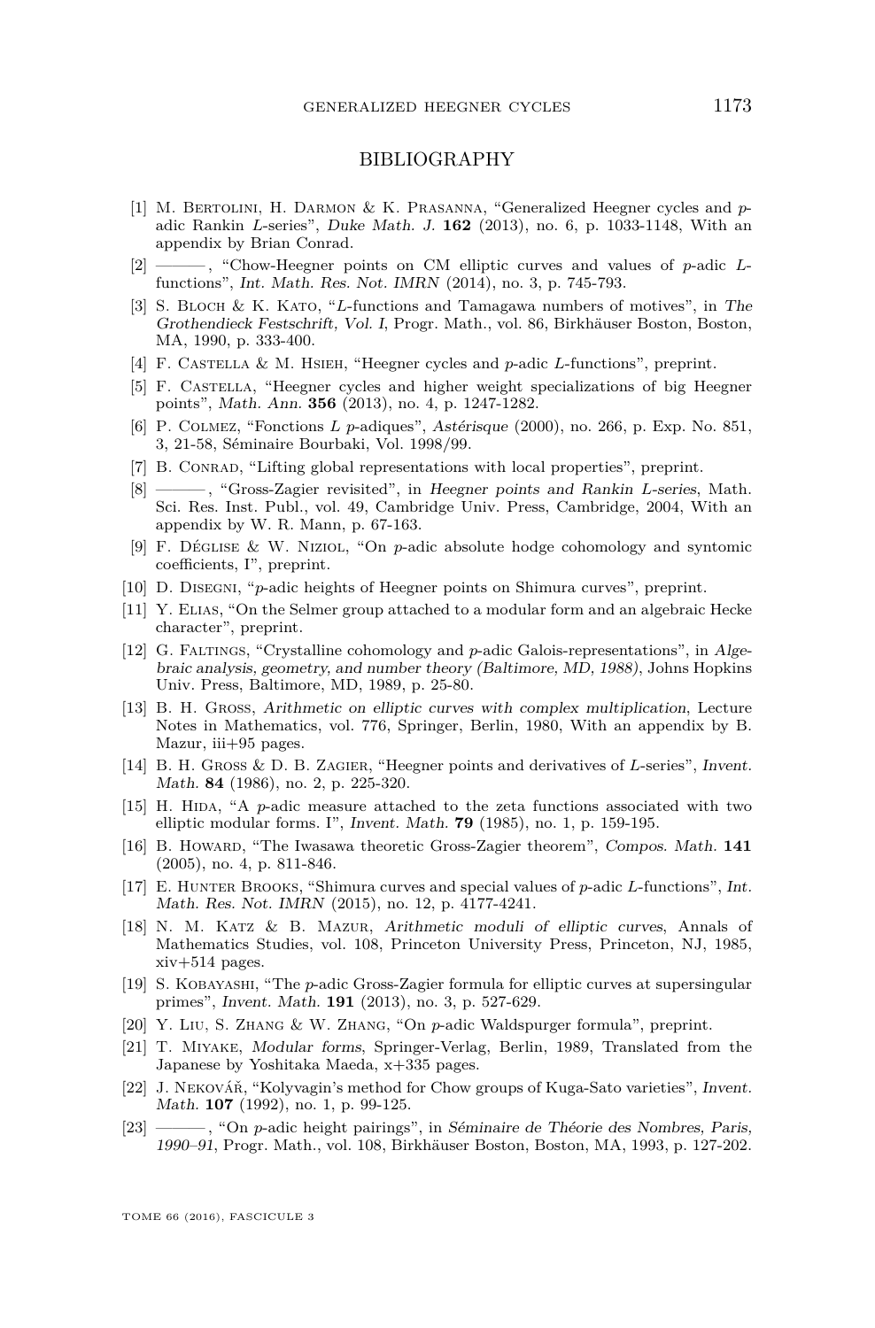## BIBLIOGRAPHY

[1] M. Bertolini, H. Darmon & K. Prasanna, "Generalized Heegner cycles and $p$-adic Rankin $L$-series", *Duke Math. J.* **162** (2013), no. 6, p. 1033-1148, With an appendix by Brian Conrad.

[2] ———, "Chow-Heegner points on CM elliptic curves and values of $p$-adic $L$-functions", *Int. Math. Res. Not. IMRN* (2014), no. 3, p. 745-793.

[3] S. Bloch & K. Kato, "$L$-functions and Tamagawa numbers of motives", in *The Grothendieck Festschrift, Vol. I*, Progr. Math., vol. 86, Birkhäuser Boston, Boston, MA, 1990, p. 333-400.

[4] F. Castella & M. Hsieh, "Heegner cycles and $p$-adic $L$-functions", preprint.

[5] F. Castella, "Heegner cycles and higher weight specializations of big Heegner points", *Math. Ann.* **356** (2013), no. 4, p. 1247-1282.

[6] P. Colmez, "Fonctions $L$ $p$-adiques", *Astérisque* (2000), no. 266, p. Exp. No. 851, 3, 21-58, Séminaire Bourbaki, Vol. 1998/99.

[7] B. Conrad, "Lifting global representations with local properties", preprint.

[8] ———, "Gross-Zagier revisited", in *Heegner points and Rankin L-series*, Math. Sci. Res. Inst. Publ., vol. 49, Cambridge Univ. Press, Cambridge, 2004, With an appendix by W. R. Mann, p. 67-163.

[9] F. Déglise & W. Niziol, "On $p$-adic absolute hodge cohomology and syntomic coefficients, I", preprint.

[10] D. Disegni, "$p$-adic heights of Heegner points on Shimura curves", preprint.

[11] Y. Elias, "On the Selmer group attached to a modular form and an algebraic Hecke character", preprint.

[12] G. Faltings, "Crystalline cohomology and $p$-adic Galois-representations", in *Algebraic analysis, geometry, and number theory (Baltimore, MD, 1988)*, Johns Hopkins Univ. Press, Baltimore, MD, 1989, p. 25-80.

[13] B. H. Gross, *Arithmetic on elliptic curves with complex multiplication*, Lecture Notes in Mathematics, vol. 776, Springer, Berlin, 1980, With an appendix by B. Mazur, iii+95 pages.

[14] B. H. Gross & D. B. Zagier, "Heegner points and derivatives of $L$-series", *Invent. Math.* **84** (1986), no. 2, p. 225-320.

[15] H. Hida, "A $p$-adic measure attached to the zeta functions associated with two elliptic modular forms. I", *Invent. Math.* **79** (1985), no. 1, p. 159-195.

[16] B. Howard, "The Iwasawa theoretic Gross-Zagier theorem", *Compos. Math.* **141** (2005), no. 4, p. 811-846.

[17] E. Hunter Brooks, "Shimura curves and special values of $p$-adic $L$-functions", *Int. Math. Res. Not. IMRN* (2015), no. 12, p. 4177-4241.

[18] N. M. Katz & B. Mazur, *Arithmetic moduli of elliptic curves*, Annals of Mathematics Studies, vol. 108, Princeton University Press, Princeton, NJ, 1985, xiv+514 pages.

[19] S. Kobayashi, "The $p$-adic Gross-Zagier formula for elliptic curves at supersingular primes", *Invent. Math.* **191** (2013), no. 3, p. 527-629.

[20] Y. Liu, S. Zhang & W. Zhang, "On $p$-adic Waldspurger formula", preprint.

[21] T. Miyake, *Modular forms*, Springer-Verlag, Berlin, 1989, Translated from the Japanese by Yoshitaka Maeda, x+335 pages.

[22] J. Nekovář, "Kolyvagin's method for Chow groups of Kuga-Sato varieties", *Invent. Math.* **107** (1992), no. 1, p. 99-125.

[23] ———, "On $p$-adic height pairings", in *Séminaire de Théorie des Nombres, Paris, 1990–91*, Progr. Math., vol. 108, Birkhäuser Boston, Boston, MA, 1993, p. 127-202.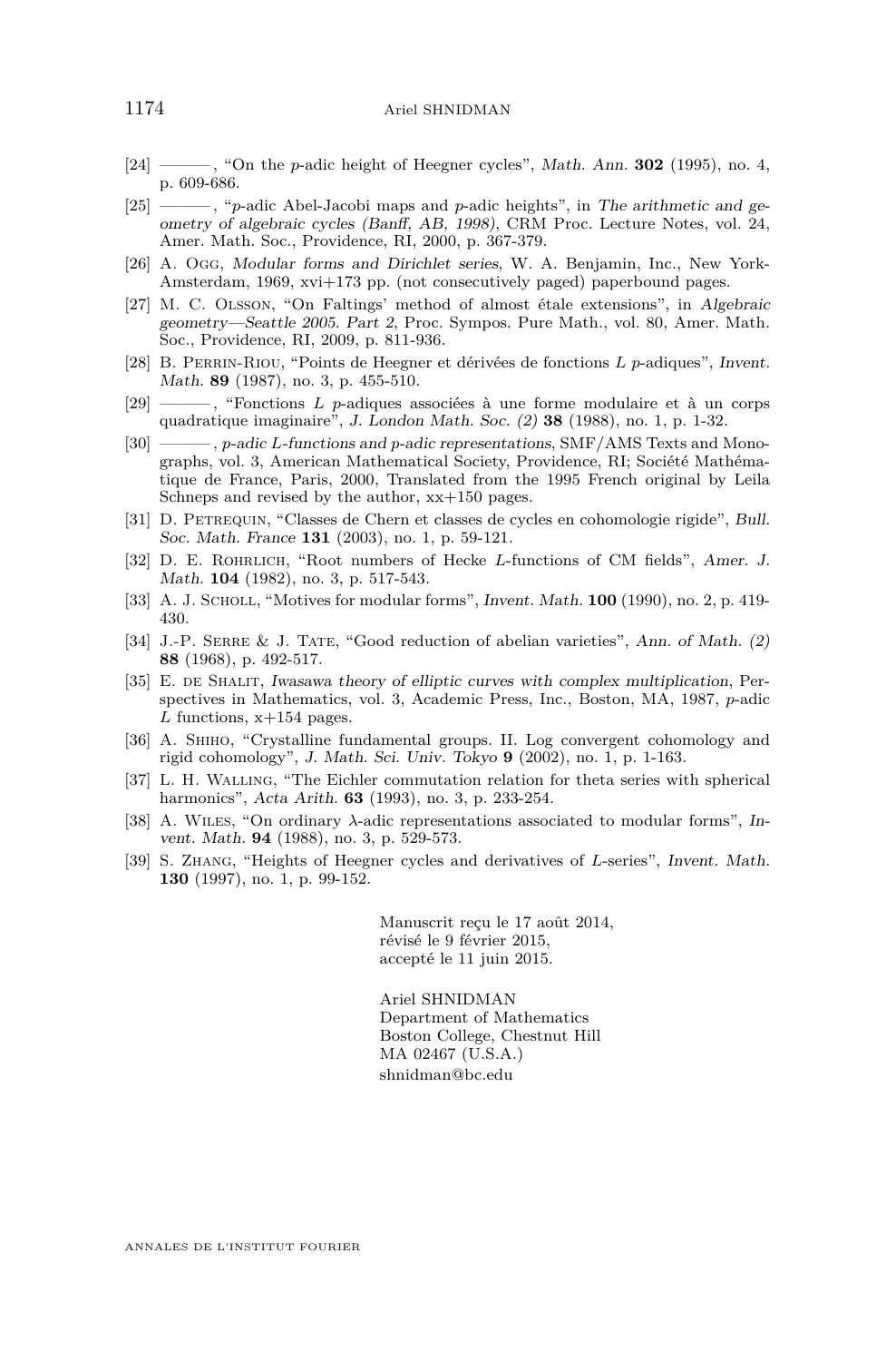[24] ———, "On the $p$-adic height of Heegner cycles", *Math. Ann.* **302** (1995), no. 4, p. 609-686.

[25] ———, "$p$-adic Abel-Jacobi maps and $p$-adic heights", in *The arithmetic and geometry of algebraic cycles (Banff, AB, 1998)*, CRM Proc. Lecture Notes, vol. 24, Amer. Math. Soc., Providence, RI, 2000, p. 367-379.

[26] A. Ogg, *Modular forms and Dirichlet series*, W. A. Benjamin, Inc., New York-Amsterdam, 1969, xvi+173 pp. (not consecutively paged) paperbound pages.

[27] M. C. Olsson, "On Faltings' method of almost étale extensions", in *Algebraic geometry—Seattle 2005. Part 2*, Proc. Sympos. Pure Math., vol. 80, Amer. Math. Soc., Providence, RI, 2009, p. 811-936.

[28] B. Perrin-Riou, "Points de Heegner et dérivées de fonctions $L$ $p$-adiques", *Invent. Math.* **89** (1987), no. 3, p. 455-510.

[29] ———, "Fonctions $L$ $p$-adiques associées à une forme modulaire et à un corps quadratique imaginaire", *J. London Math. Soc. (2)* **38** (1988), no. 1, p. 1-32.

[30] ———, *$p$-adic $L$-functions and $p$-adic representations*, SMF/AMS Texts and Monographs, vol. 3, American Mathematical Society, Providence, RI; Société Mathématique de France, Paris, 2000, Translated from the 1995 French original by Leila Schneps and revised by the author, xx+150 pages.

[31] D. Petrequin, "Classes de Chern et classes de cycles en cohomologie rigide", *Bull. Soc. Math. France* **131** (2003), no. 1, p. 59-121.

[32] D. E. Rohrlich, "Root numbers of Hecke $L$-functions of CM fields", *Amer. J. Math.* **104** (1982), no. 3, p. 517-543.

[33] A. J. Scholl, "Motives for modular forms", *Invent. Math.* **100** (1990), no. 2, p. 419-430.

[34] J.-P. Serre & J. Tate, "Good reduction of abelian varieties", *Ann. of Math. (2)* **88** (1968), p. 492-517.

[35] E. de Shalit, *Iwasawa theory of elliptic curves with complex multiplication*, Perspectives in Mathematics, vol. 3, Academic Press, Inc., Boston, MA, 1987, $p$-adic $L$ functions, x+154 pages.

[36] A. Shiho, "Crystalline fundamental groups. II. Log convergent cohomology and rigid cohomology", *J. Math. Sci. Univ. Tokyo* **9** (2002), no. 1, p. 1-163.

[37] L. H. Walling, "The Eichler commutation relation for theta series with spherical harmonics", *Acta Arith.* **63** (1993), no. 3, p. 233-254.

[38] A. Wiles, "On ordinary $\lambda$-adic representations associated to modular forms", *Invent. Math.* **94** (1988), no. 3, p. 529-573.

[39] S. Zhang, "Heights of Heegner cycles and derivatives of $L$-series", *Invent. Math.* **130** (1997), no. 1, p. 99-152.

Manuscrit reçu le 17 août 2014,
révisé le 9 février 2015,
accepté le 11 juin 2015.

Ariel SHNIDMAN
Department of Mathematics
Boston College, Chestnut Hill
MA 02467 (U.S.A.)
shnidman@bc.edu